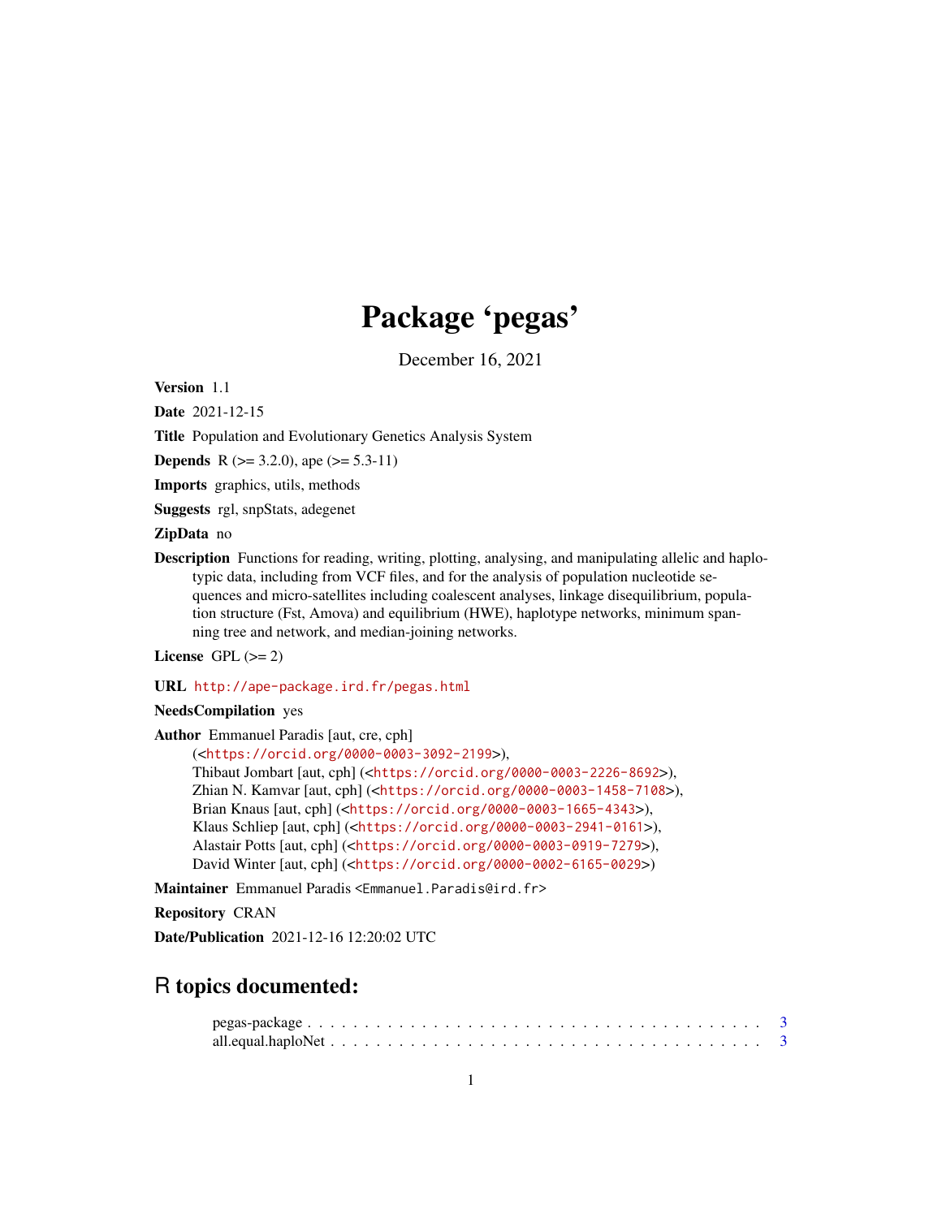# Package 'pegas'

December 16, 2021

**Version** 1.1

**Date** 2021-12-15

**Title** Population and Evolutionary Genetics Analysis System

**Depends** R (>= 3.2.0), ape (>= 5.3-11)

**Imports** graphics, utils, methods

**Suggests** rgl, snpStats, adegenet

**ZipData** no

**Description** Functions for reading, writing, plotting, analysing, and manipulating allelic and haplotypic data, including from VCF files, and for the analysis of population nucleotide sequences and micro-satellites including coalescent analyses, linkage disequilibrium, population structure (Fst, Amova) and equilibrium (HWE), haplotype networks, minimum spanning tree and network, and median-joining networks.

**License** GPL (>= 2)

**URL** http://ape-package.ird.fr/pegas.html

**NeedsCompilation** yes

**Author** Emmanuel Paradis [aut, cre, cph] (<https://orcid.org/0000-0003-3092-2199>),
Thibaut Jombart [aut, cph] (<https://orcid.org/0000-0003-2226-8692>),
Zhian N. Kamvar [aut, cph] (<https://orcid.org/0000-0003-1458-7108>),
Brian Knaus [aut, cph] (<https://orcid.org/0000-0003-1665-4343>),
Klaus Schliep [aut, cph] (<https://orcid.org/0000-0003-2941-0161>),
Alastair Potts [aut, cph] (<https://orcid.org/0000-0003-0919-7279>),
David Winter [aut, cph] (<https://orcid.org/0000-0002-6165-0029>)

**Maintainer** Emmanuel Paradis <Emmanuel.Paradis@ird.fr>

**Repository** CRAN

**Date/Publication** 2021-12-16 12:20:02 UTC

## R topics documented:

pegas-package . . . . . . . . . . . . . . . . . . . . . . . . . . . . . . . . . . . . . . . 3
all.equal.haploNet . . . . . . . . . . . . . . . . . . . . . . . . . . . . . . . . . . . . . 3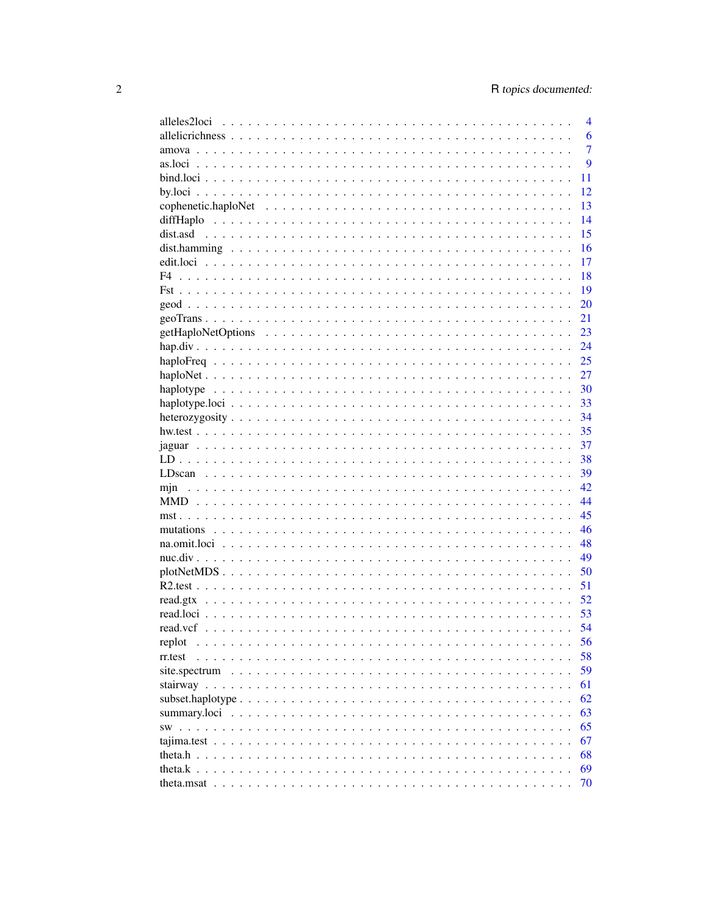| | |
|---|---|
| alleles2loci | 4 |
| allelicrichness | 6 |
| amova | 7 |
| as.loci | 9 |
| bind.loci | 11 |
| by.loci | 12 |
| cophenetic.haploNet | 13 |
| diffHaplo | 14 |
| dist.asd | 15 |
| dist.hamming | 16 |
| edit.loci | 17 |
| F4 | 18 |
| Fst | 19 |
| geod | 20 |
| geoTrans | 21 |
| getHaploNetOptions | 23 |
| hap.div | 24 |
| haploFreq | 25 |
| haploNet | 27 |
| haplotype | 30 |
| haplotype.loci | 33 |
| heterozygosity | 34 |
| hw.test | 35 |
| jaguar | 37 |
| LD | 38 |
| LDscan | 39 |
| mjn | 42 |
| MMD | 44 |
| mst | 45 |
| mutations | 46 |
| na.omit.loci | 48 |
| nuc.div | 49 |
| plotNetMDS | 50 |
| R2.test | 51 |
| read.gtx | 52 |
| read.loci | 53 |
| read.vcf | 54 |
| replot | 56 |
| rr.test | 58 |
| site.spectrum | 59 |
| stairway | 61 |
| subset.haplotype | 62 |
| summary.loci | 63 |
| sw | 65 |
| tajima.test | 67 |
| theta.h | 68 |
| theta.k | 69 |
| theta.msat | 70 |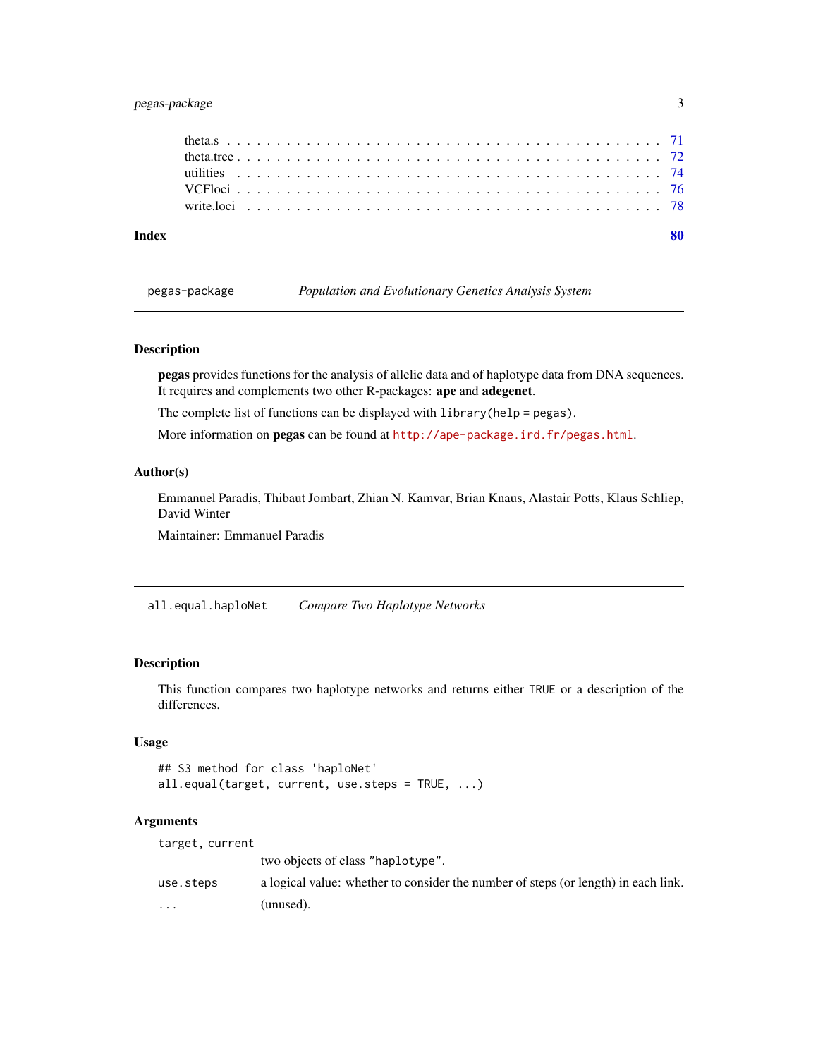theta.s . . . . . . . . . . . . . . . . . . . . . . . . . . . . . . . . . . . . . . . . . . 71
theta.tree . . . . . . . . . . . . . . . . . . . . . . . . . . . . . . . . . . . . . . . . . 72
utilities . . . . . . . . . . . . . . . . . . . . . . . . . . . . . . . . . . . . . . . . . . 74
VCFloci . . . . . . . . . . . . . . . . . . . . . . . . . . . . . . . . . . . . . . . . . . 76
write.loci . . . . . . . . . . . . . . . . . . . . . . . . . . . . . . . . . . . . . . . . . 78

**Index** **80**

---

## pegas-package — *Population and Evolutionary Genetics Analysis System*

### Description

**pegas** provides functions for the analysis of allelic data and of haplotype data from DNA sequences. It requires and complements two other R-packages: **ape** and **adegenet**.

The complete list of functions can be displayed with `library(help = pegas)`.

More information on **pegas** can be found at http://ape-package.ird.fr/pegas.html.

### Author(s)

Emmanuel Paradis, Thibaut Jombart, Zhian N. Kamvar, Brian Knaus, Alastair Potts, Klaus Schliep, David Winter

Maintainer: Emmanuel Paradis

---

## all.equal.haploNet — *Compare Two Haplotype Networks*

### Description

This function compares two haplotype networks and returns either `TRUE` or a description of the differences.

### Usage

```
## S3 method for class 'haploNet'
all.equal(target, current, use.steps = TRUE, ...)
```

### Arguments

| | |
|---|---|
| `target, current` | two objects of class "haplotype". |
| `use.steps` | a logical value: whether to consider the number of steps (or length) in each link. |
| `...` | (unused). |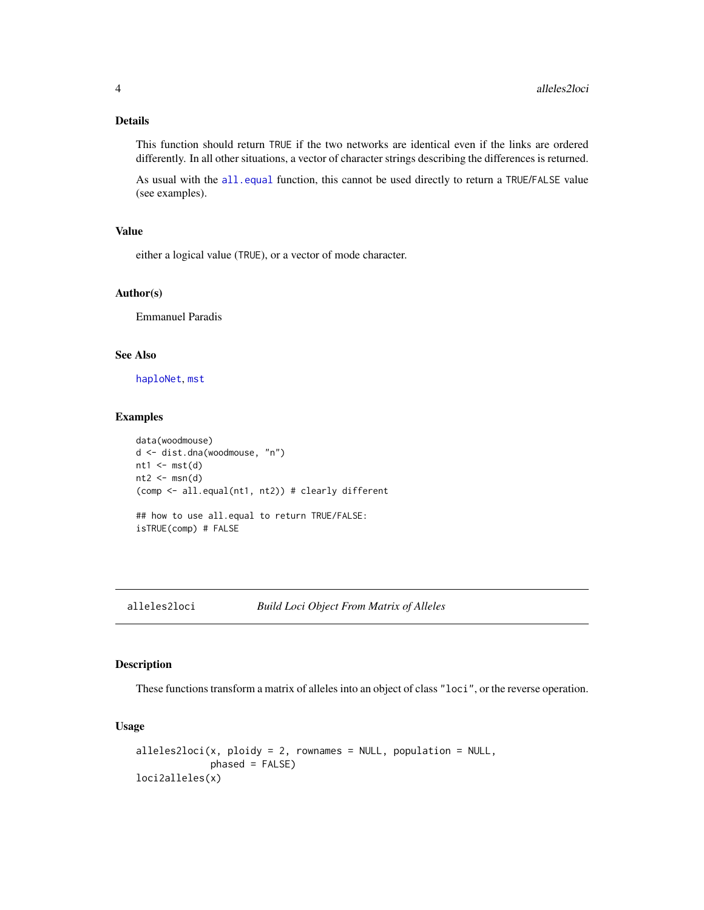### Details

This function should return `TRUE` if the two networks are identical even if the links are ordered differently. In all other situations, a vector of character strings describing the differences is returned.

As usual with the `all.equal` function, this cannot be used directly to return a `TRUE`/`FALSE` value (see examples).

### Value

either a logical value (`TRUE`), or a vector of mode character.

### Author(s)

Emmanuel Paradis

### See Also

`haploNet`, `mst`

### Examples

```
data(woodmouse)
d <- dist.dna(woodmouse, "n")
nt1 <- mst(d)
nt2 <- msn(d)
(comp <- all.equal(nt1, nt2)) # clearly different

## how to use all.equal to return TRUE/FALSE:
isTRUE(comp) # FALSE
```

---

## alleles2loci — *Build Loci Object From Matrix of Alleles*

### Description

These functions transform a matrix of alleles into an object of class `"loci"`, or the reverse operation.

### Usage

```
alleles2loci(x, ploidy = 2, rownames = NULL, population = NULL,
             phased = FALSE)
loci2alleles(x)
```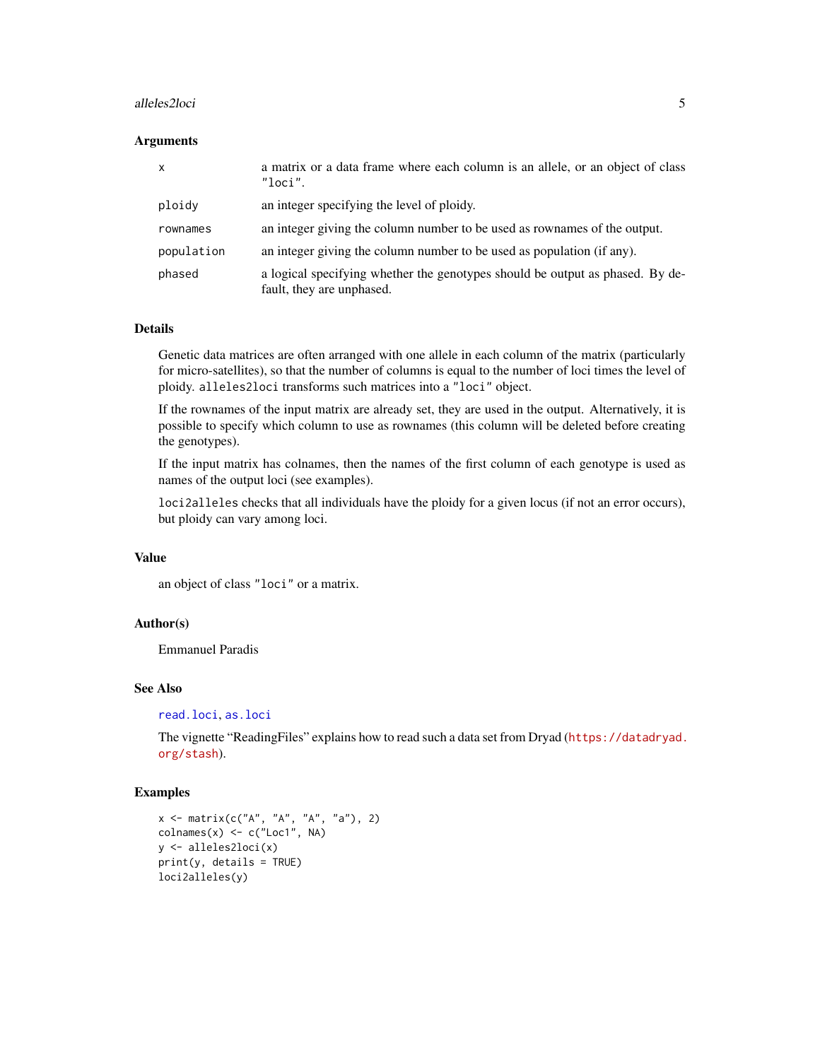### Arguments

| | |
|---|---|
| `x` | a matrix or a data frame where each column is an allele, or an object of class `"loci"`. |
| `ploidy` | an integer specifying the level of ploidy. |
| `rownames` | an integer giving the column number to be used as rownames of the output. |
| `population` | an integer giving the column number to be used as population (if any). |
| `phased` | a logical specifying whether the genotypes should be output as phased. By default, they are unphased. |

### Details

Genetic data matrices are often arranged with one allele in each column of the matrix (particularly for micro-satellites), so that the number of columns is equal to the number of loci times the level of ploidy. `alleles2loci` transforms such matrices into a `"loci"` object.

If the rownames of the input matrix are already set, they are used in the output. Alternatively, it is possible to specify which column to use as rownames (this column will be deleted before creating the genotypes).

If the input matrix has colnames, then the names of the first column of each genotype is used as names of the output loci (see examples).

`loci2alleles` checks that all individuals have the ploidy for a given locus (if not an error occurs), but ploidy can vary among loci.

### Value

an object of class `"loci"` or a matrix.

### Author(s)

Emmanuel Paradis

### See Also

`read.loci`, `as.loci`

The vignette "ReadingFiles" explains how to read such a data set from Dryad (`https://datadryad.org/stash`).

### Examples

```
x <- matrix(c("A", "A", "A", "a"), 2)
colnames(x) <- c("Loc1", NA)
y <- alleles2loci(x)
print(y, details = TRUE)
loci2alleles(y)
```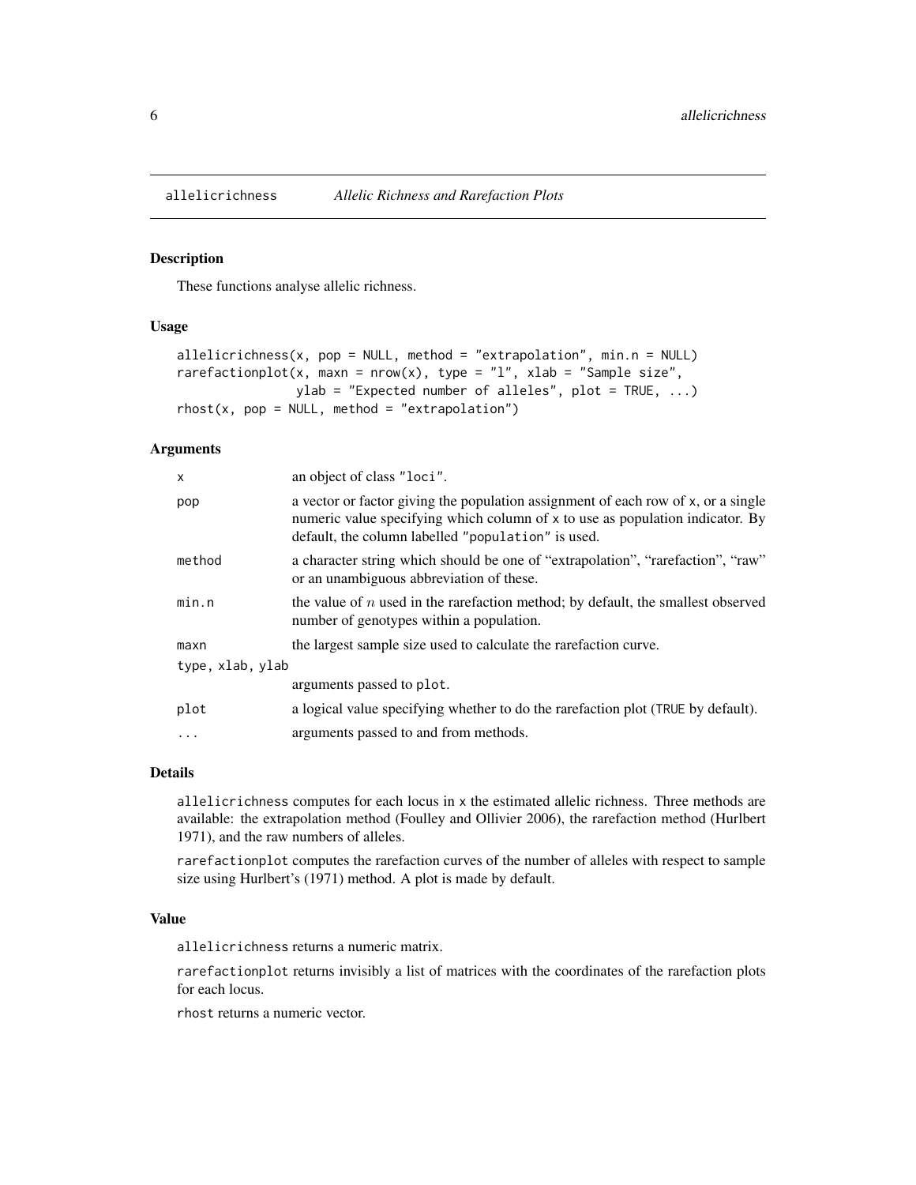allelicrichness *Allelic Richness and Rarefaction Plots*

### Description

These functions analyse allelic richness.

### Usage

```
allelicrichness(x, pop = NULL, method = "extrapolation", min.n = NULL)
rarefactionplot(x, maxn = nrow(x), type = "l", xlab = "Sample size",
                ylab = "Expected number of alleles", plot = TRUE, ...)
rhost(x, pop = NULL, method = "extrapolation")
```

### Arguments

| | |
|---|---|
| x | an object of class "loci". |
| pop | a vector or factor giving the population assignment of each row of x, or a single numeric value specifying which column of x to use as population indicator. By default, the column labelled "population" is used. |
| method | a character string which should be one of "extrapolation", "rarefaction", "raw" or an unambiguous abbreviation of these. |
| min.n | the value of $n$ used in the rarefaction method; by default, the smallest observed number of genotypes within a population. |
| maxn | the largest sample size used to calculate the rarefaction curve. |
| type, xlab, ylab | arguments passed to plot. |
| plot | a logical value specifying whether to do the rarefaction plot (TRUE by default). |
| ... | arguments passed to and from methods. |

### Details

allelicrichness computes for each locus in x the estimated allelic richness. Three methods are available: the extrapolation method (Foulley and Ollivier 2006), the rarefaction method (Hurlbert 1971), and the raw numbers of alleles.

rarefactionplot computes the rarefaction curves of the number of alleles with respect to sample size using Hurlbert's (1971) method. A plot is made by default.

### Value

allelicrichness returns a numeric matrix.

rarefactionplot returns invisibly a list of matrices with the coordinates of the rarefaction plots for each locus.

rhost returns a numeric vector.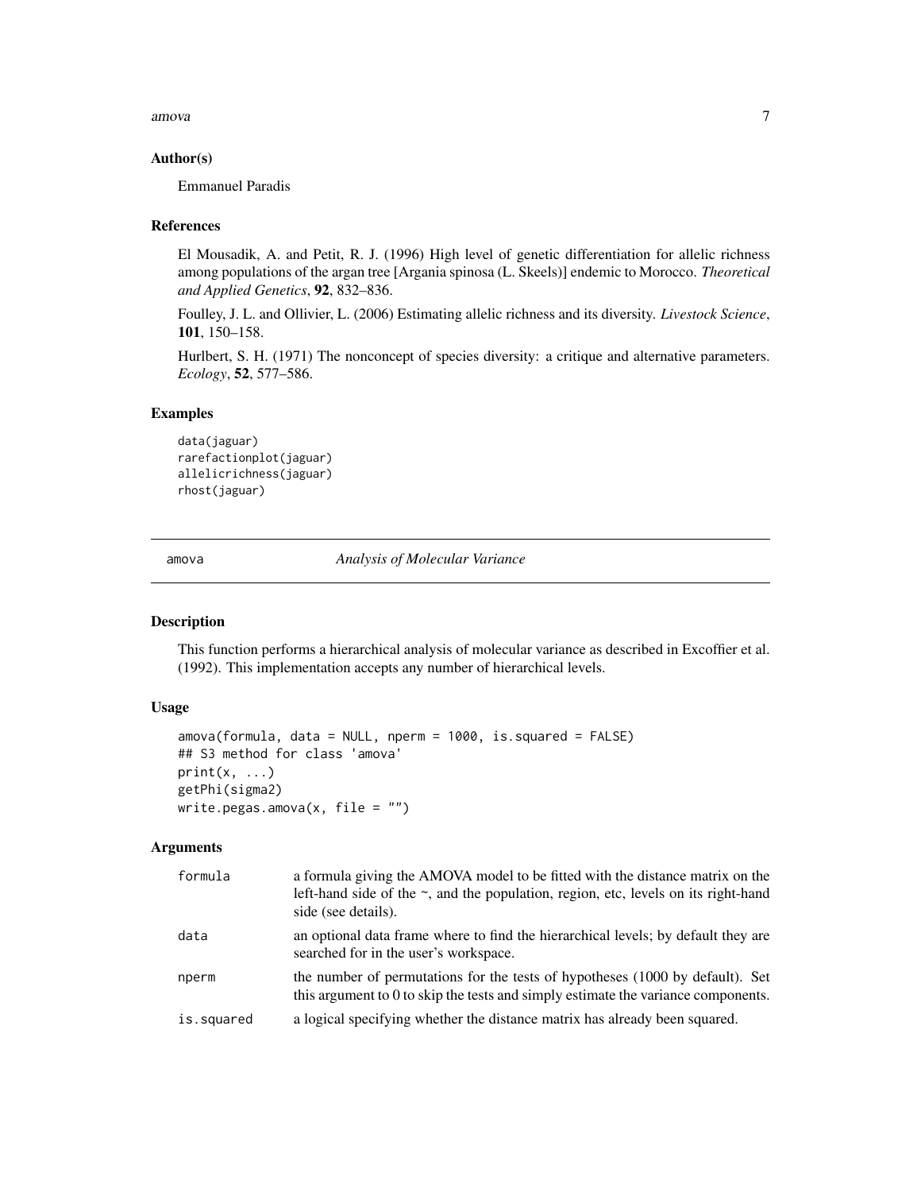### Author(s)

Emmanuel Paradis

### References

El Mousadik, A. and Petit, R. J. (1996) High level of genetic differentiation for allelic richness among populations of the argan tree [Argania spinosa (L. Skeels)] endemic to Morocco. *Theoretical and Applied Genetics*, **92**, 832–836.

Foulley, J. L. and Ollivier, L. (2006) Estimating allelic richness and its diversity. *Livestock Science*, **101**, 150–158.

Hurlbert, S. H. (1971) The nonconcept of species diversity: a critique and alternative parameters. *Ecology*, **52**, 577–586.

### Examples

```
data(jaguar)
rarefactionplot(jaguar)
allelicrichness(jaguar)
rhost(jaguar)
```

---

## amova — *Analysis of Molecular Variance*

### Description

This function performs a hierarchical analysis of molecular variance as described in Excoffier et al. (1992). This implementation accepts any number of hierarchical levels.

### Usage

```
amova(formula, data = NULL, nperm = 1000, is.squared = FALSE)
## S3 method for class 'amova'
print(x, ...)
getPhi(sigma2)
write.pegas.amova(x, file = "")
```

### Arguments

| | |
|---|---|
| formula | a formula giving the AMOVA model to be fitted with the distance matrix on the left-hand side of the ~, and the population, region, etc, levels on its right-hand side (see details). |
| data | an optional data frame where to find the hierarchical levels; by default they are searched for in the user's workspace. |
| nperm | the number of permutations for the tests of hypotheses (1000 by default). Set this argument to 0 to skip the tests and simply estimate the variance components. |
| is.squared | a logical specifying whether the distance matrix has already been squared. |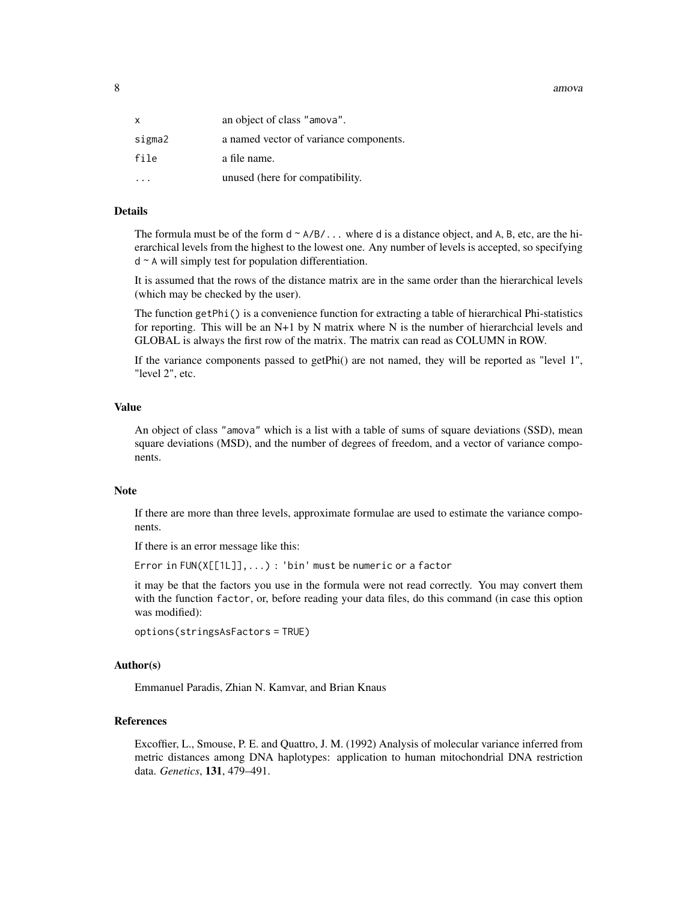| | |
|---|---|
| x | an object of class "amova". |
| sigma2 | a named vector of variance components. |
| file | a file name. |
| ... | unused (here for compatibility. |

## Details

The formula must be of the form `d ~ A/B/...` where `d` is a distance object, and `A`, `B`, etc, are the hierarchical levels from the highest to the lowest one. Any number of levels is accepted, so specifying `d ~ A` will simply test for population differentiation.

It is assumed that the rows of the distance matrix are in the same order than the hierarchical levels (which may be checked by the user).

The function `getPhi()` is a convenience function for extracting a table of hierarchical Phi-statistics for reporting. This will be an N+1 by N matrix where N is the number of hierarchcial levels and GLOBAL is always the first row of the matrix. The matrix can read as COLUMN in ROW.

If the variance components passed to getPhi() are not named, they will be reported as "level 1", "level 2", etc.

## Value

An object of class "amova" which is a list with a table of sums of square deviations (SSD), mean square deviations (MSD), and the number of degrees of freedom, and a vector of variance components.

## Note

If there are more than three levels, approximate formulae are used to estimate the variance components.

If there is an error message like this:

```
Error in FUN(X[[1L]],...) : 'bin' must be numeric or a factor
```

it may be that the factors you use in the formula were not read correctly. You may convert them with the function `factor`, or, before reading your data files, do this command (in case this option was modified):

```
options(stringsAsFactors = TRUE)
```

## Author(s)

Emmanuel Paradis, Zhian N. Kamvar, and Brian Knaus

## References

Excoffier, L., Smouse, P. E. and Quattro, J. M. (1992) Analysis of molecular variance inferred from metric distances among DNA haplotypes: application to human mitochondrial DNA restriction data. *Genetics*, **131**, 479–491.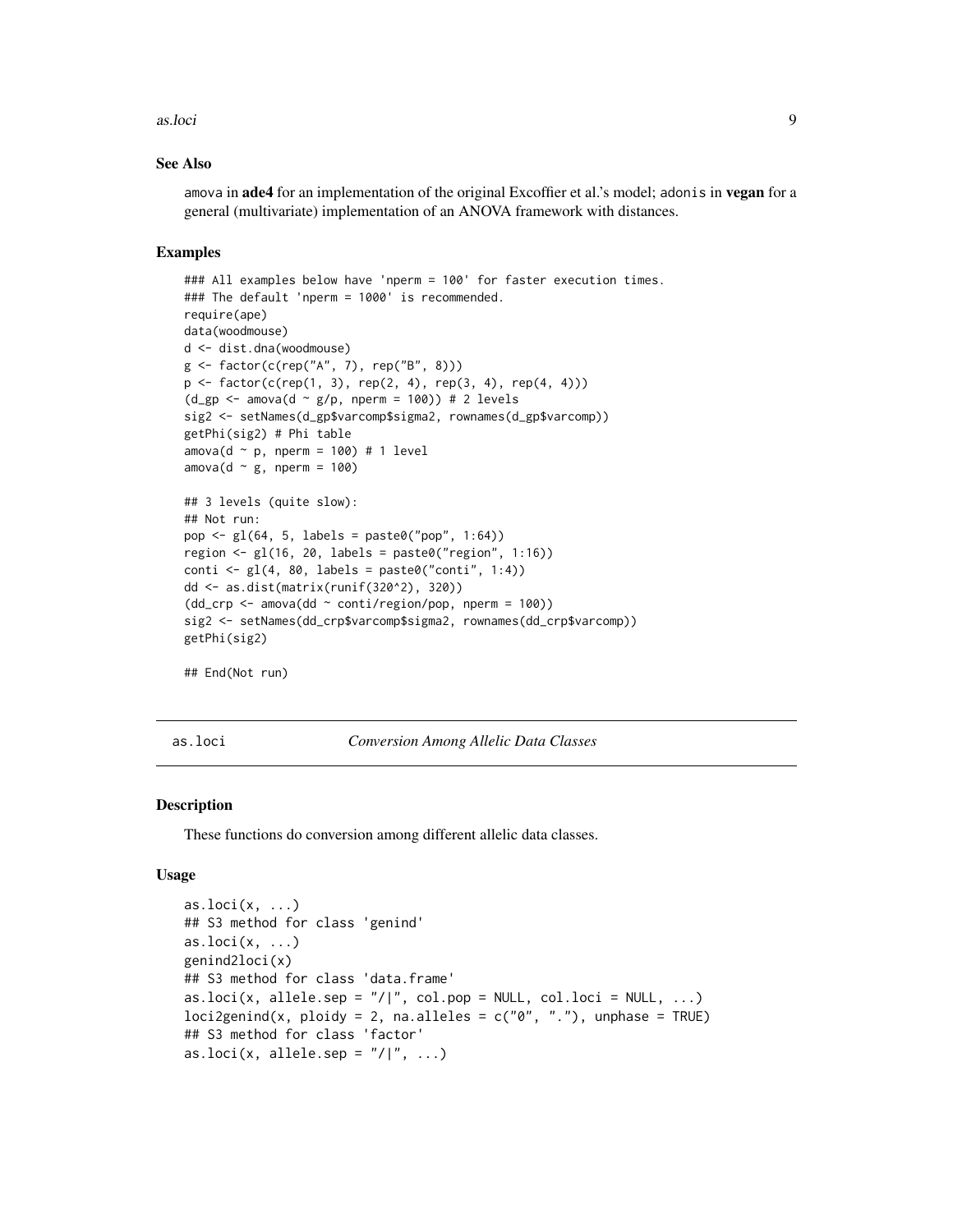### See Also

amova in **ade4** for an implementation of the original Excoffier et al.'s model; adonis in **vegan** for a general (multivariate) implementation of an ANOVA framework with distances.

### Examples

```
### All examples below have 'nperm = 100' for faster execution times.
### The default 'nperm = 1000' is recommended.
require(ape)
data(woodmouse)
d <- dist.dna(woodmouse)
g <- factor(c(rep("A", 7), rep("B", 8)))
p <- factor(c(rep(1, 3), rep(2, 4), rep(3, 4), rep(4, 4)))
(d_gp <- amova(d ~ g/p, nperm = 100)) # 2 levels
sig2 <- setNames(d_gp$varcomp$sigma2, rownames(d_gp$varcomp))
getPhi(sig2) # Phi table
amova(d ~ p, nperm = 100) # 1 level
amova(d ~ g, nperm = 100)

## 3 levels (quite slow):
## Not run:
pop <- gl(64, 5, labels = paste0("pop", 1:64))
region <- gl(16, 20, labels = paste0("region", 1:16))
conti <- gl(4, 80, labels = paste0("conti", 1:4))
dd <- as.dist(matrix(runif(320^2), 320))
(dd_crp <- amova(dd ~ conti/region/pop, nperm = 100))
sig2 <- setNames(dd_crp$varcomp$sigma2, rownames(dd_crp$varcomp))
getPhi(sig2)

## End(Not run)
```

---

## as.loci — *Conversion Among Allelic Data Classes*

### Description

These functions do conversion among different allelic data classes.

### Usage

```
as.loci(x, ...)
## S3 method for class 'genind'
as.loci(x, ...)
genind2loci(x)
## S3 method for class 'data.frame'
as.loci(x, allele.sep = "/|", col.pop = NULL, col.loci = NULL, ...)
loci2genind(x, ploidy = 2, na.alleles = c("0", "."), unphase = TRUE)
## S3 method for class 'factor'
as.loci(x, allele.sep = "/|", ...)
```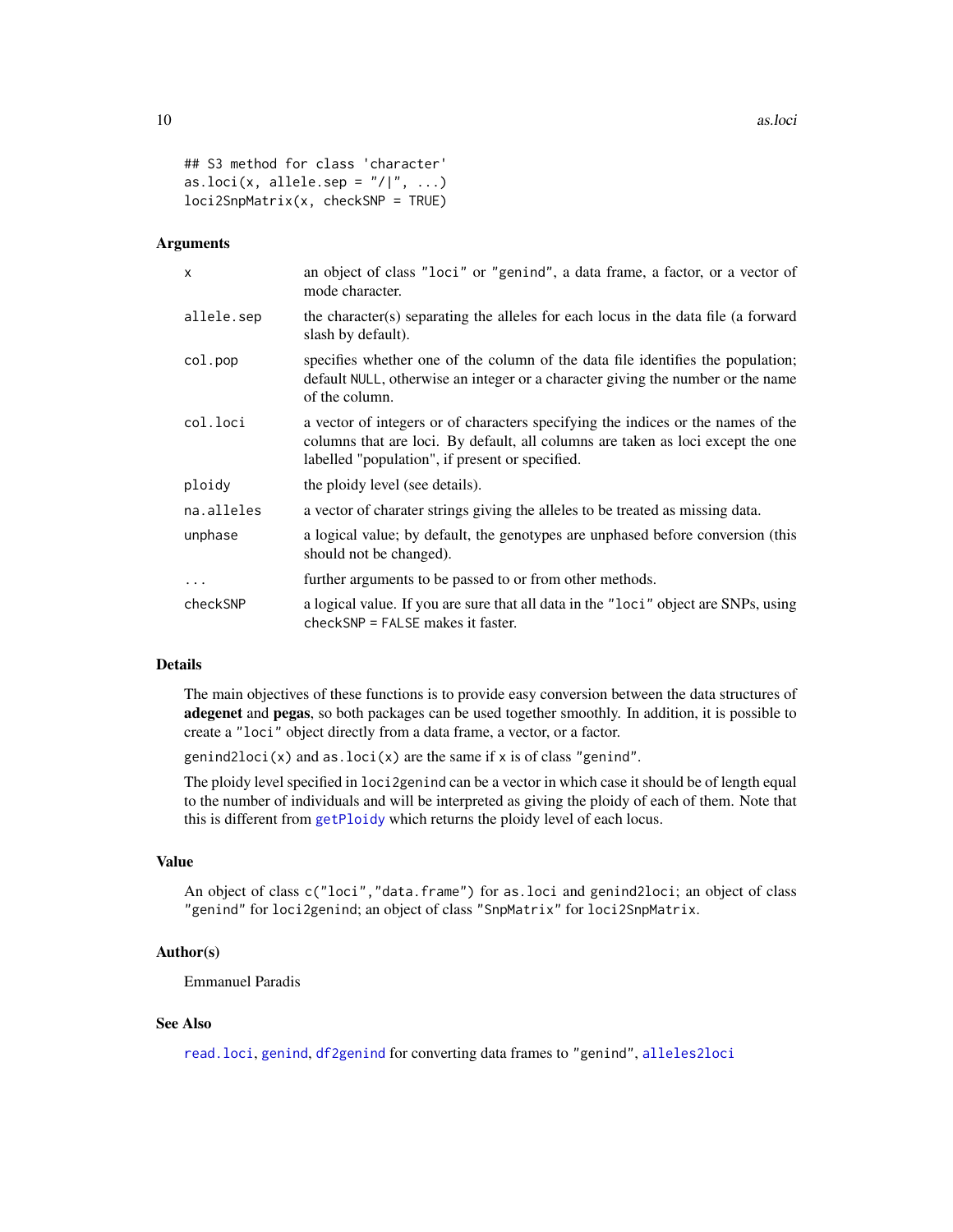```
## S3 method for class 'character'
as.loci(x, allele.sep = "/|", ...)
loci2SnpMatrix(x, checkSNP = TRUE)
```

### Arguments

| | |
|---|---|
| `x` | an object of class `"loci"` or `"genind"`, a data frame, a factor, or a vector of mode character. |
| `allele.sep` | the character(s) separating the alleles for each locus in the data file (a forward slash by default). |
| `col.pop` | specifies whether one of the column of the data file identifies the population; default `NULL`, otherwise an integer or a character giving the number or the name of the column. |
| `col.loci` | a vector of integers or of characters specifying the indices or the names of the columns that are loci. By default, all columns are taken as loci except the one labelled "population", if present or specified. |
| `ploidy` | the ploidy level (see details). |
| `na.alleles` | a vector of charater strings giving the alleles to be treated as missing data. |
| `unphase` | a logical value; by default, the genotypes are unphased before conversion (this should not be changed). |
| `...` | further arguments to be passed to or from other methods. |
| `checkSNP` | a logical value. If you are sure that all data in the `"loci"` object are SNPs, using `checkSNP = FALSE` makes it faster. |

### Details

The main objectives of these functions is to provide easy conversion between the data structures of **adegenet** and **pegas**, so both packages can be used together smoothly. In addition, it is possible to create a `"loci"` object directly from a data frame, a vector, or a factor.

`genind2loci(x)` and `as.loci(x)` are the same if `x` is of class `"genind"`.

The ploidy level specified in `loci2genind` can be a vector in which case it should be of length equal to the number of individuals and will be interpreted as giving the ploidy of each of them. Note that this is different from `getPloidy` which returns the ploidy level of each locus.

### Value

An object of class `c("loci","data.frame")` for `as.loci` and `genind2loci`; an object of class `"genind"` for `loci2genind`; an object of class `"SnpMatrix"` for `loci2SnpMatrix`.

### Author(s)

Emmanuel Paradis

### See Also

`read.loci`, `genind`, `df2genind` for converting data frames to `"genind"`, `alleles2loci`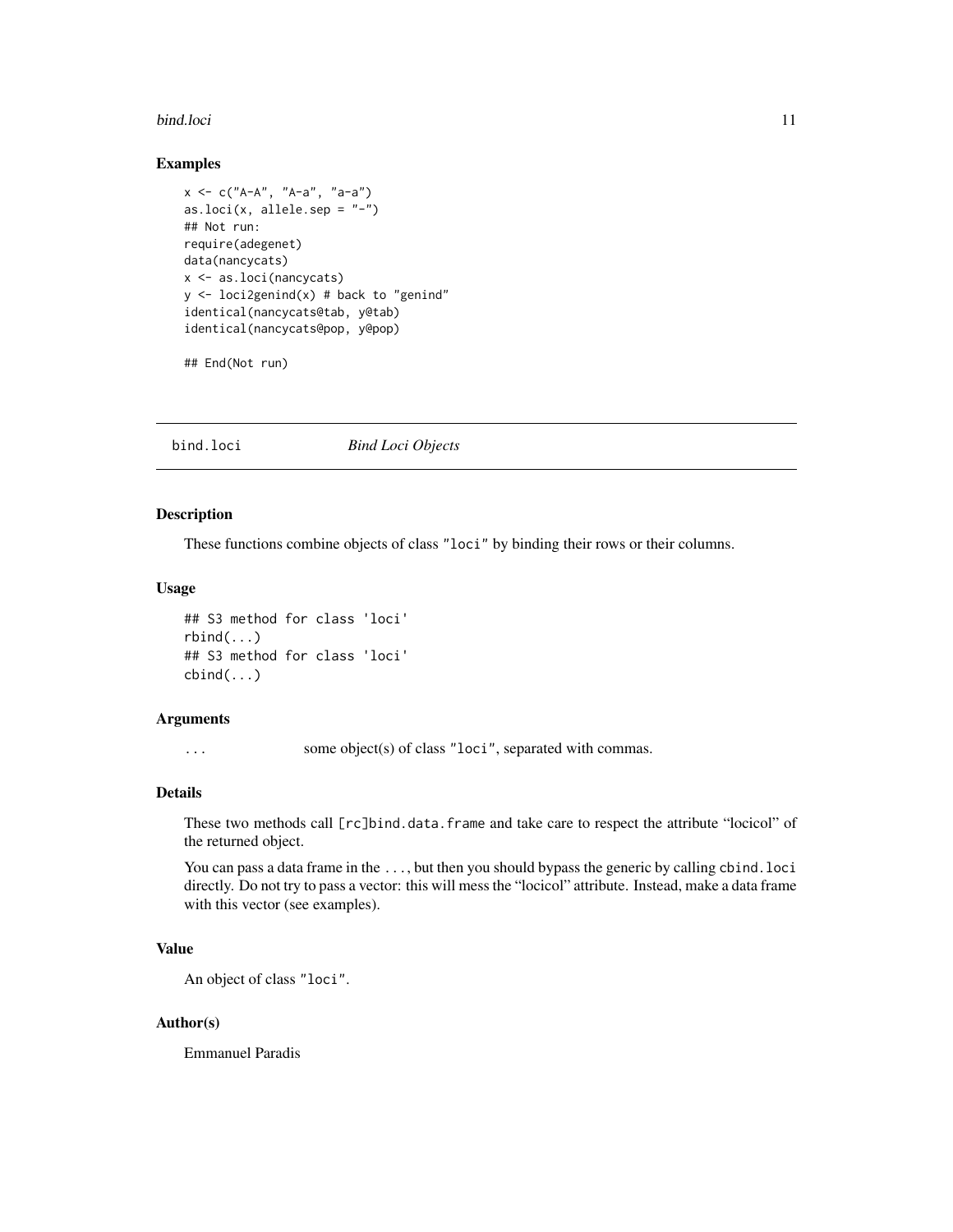## Examples

```
x <- c("A-A", "A-a", "a-a")
as.loci(x, allele.sep = "-")
## Not run:
require(adegenet)
data(nancycats)
x <- as.loci(nancycats)
y <- loci2genind(x) # back to "genind"
identical(nancycats@tab, y@tab)
identical(nancycats@pop, y@pop)

## End(Not run)
```

---

# bind.loci *Bind Loci Objects*

---

## Description

These functions combine objects of class "loci" by binding their rows or their columns.

## Usage

```
## S3 method for class 'loci'
rbind(...)
## S3 method for class 'loci'
cbind(...)
```

## Arguments

| | |
|---|---|
| ... | some object(s) of class "loci", separated with commas. |

## Details

These two methods call `[rc]bind.data.frame` and take care to respect the attribute "locicol" of the returned object.

You can pass a data frame in the `...`, but then you should bypass the generic by calling `cbind.loci` directly. Do not try to pass a vector: this will mess the "locicol" attribute. Instead, make a data frame with this vector (see examples).

## Value

An object of class "loci".

## Author(s)

Emmanuel Paradis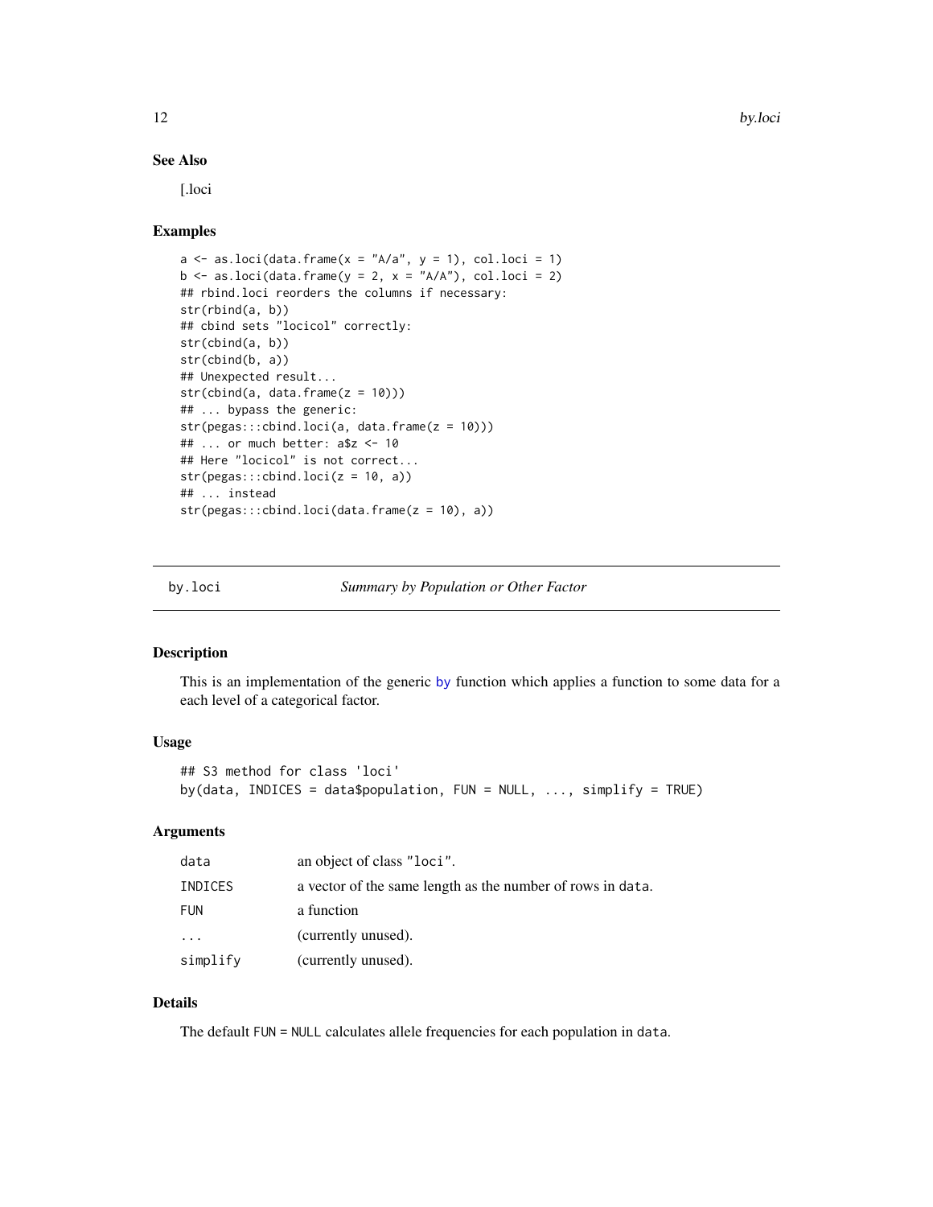### See Also

[.loci

### Examples

```
a <- as.loci(data.frame(x = "A/a", y = 1), col.loci = 1)
b <- as.loci(data.frame(y = 2, x = "A/A"), col.loci = 2)
## rbind.loci reorders the columns if necessary:
str(rbind(a, b))
## cbind sets "locicol" correctly:
str(cbind(a, b))
str(cbind(b, a))
## Unexpected result...
str(cbind(a, data.frame(z = 10)))
## ... bypass the generic:
str(pegas:::cbind.loci(a, data.frame(z = 10)))
## ... or much better: a$z <- 10
## Here "locicol" is not correct...
str(pegas:::cbind.loci(z = 10, a))
## ... instead
str(pegas:::cbind.loci(data.frame(z = 10), a))
```

---

## by.loci — *Summary by Population or Other Factor*

### Description

This is an implementation of the generic by function which applies a function to some data for a each level of a categorical factor.

### Usage

```
## S3 method for class 'loci'
by(data, INDICES = data$population, FUN = NULL, ..., simplify = TRUE)
```

### Arguments

| | |
|---|---|
| data | an object of class "loci". |
| INDICES | a vector of the same length as the number of rows in data. |
| FUN | a function |
| ... | (currently unused). |
| simplify | (currently unused). |

### Details

The default FUN = NULL calculates allele frequencies for each population in data.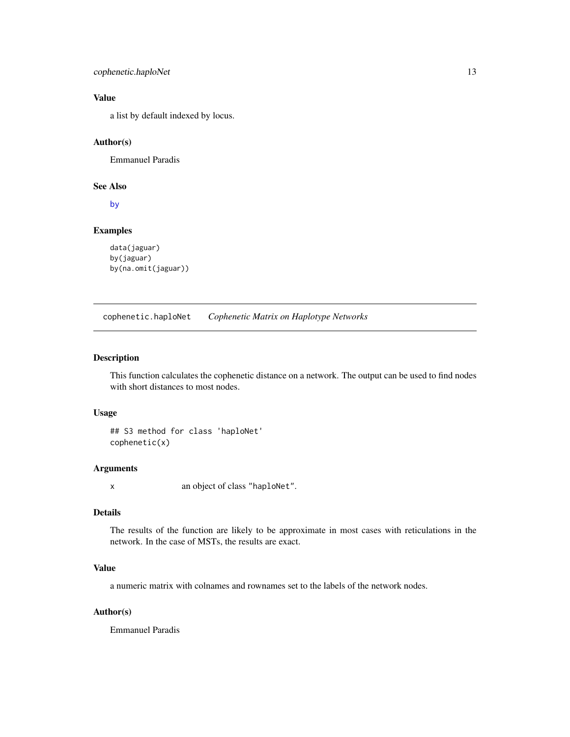### Value

a list by default indexed by locus.

### Author(s)

Emmanuel Paradis

### See Also

by

### Examples

```
data(jaguar)
by(jaguar)
by(na.omit(jaguar))
```

---

## cophenetic.haploNet *Cophenetic Matrix on Haplotype Networks*

---

### Description

This function calculates the cophenetic distance on a network. The output can be used to find nodes with short distances to most nodes.

### Usage

```
## S3 method for class 'haploNet'
cophenetic(x)
```

### Arguments

| | |
|---|---|
| x | an object of class "haploNet". |

### Details

The results of the function are likely to be approximate in most cases with reticulations in the network. In the case of MSTs, the results are exact.

### Value

a numeric matrix with colnames and rownames set to the labels of the network nodes.

### Author(s)

Emmanuel Paradis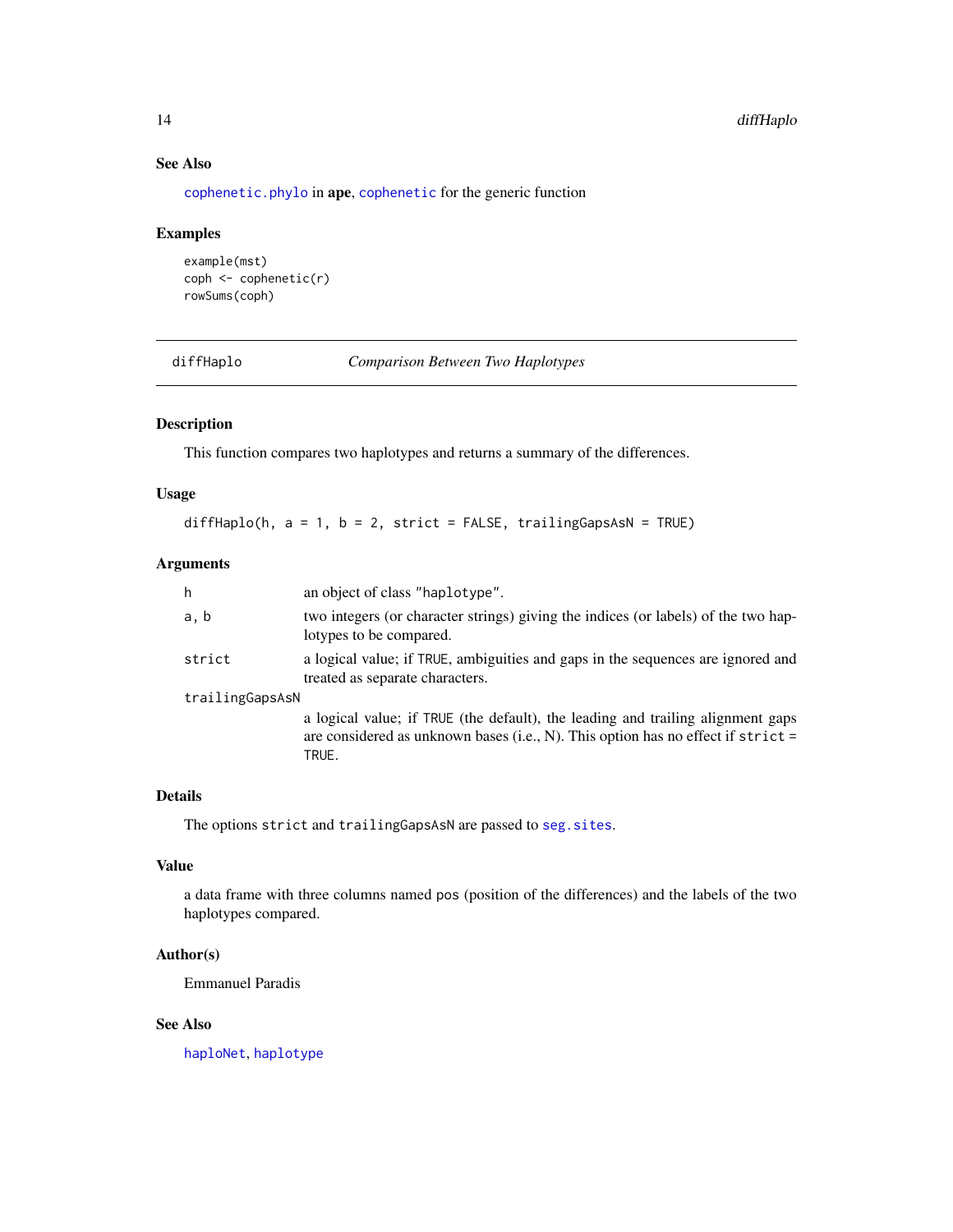### See Also

`cophenetic.phylo` in **ape**, `cophenetic` for the generic function

### Examples

```
example(mst)
coph <- cophenetic(r)
rowSums(coph)
```

---

## diffHaplo — *Comparison Between Two Haplotypes*

### Description

This function compares two haplotypes and returns a summary of the differences.

### Usage

```
diffHaplo(h, a = 1, b = 2, strict = FALSE, trailingGapsAsN = TRUE)
```

### Arguments

| | |
|---|---|
| `h` | an object of class `"haplotype"`. |
| `a, b` | two integers (or character strings) giving the indices (or labels) of the two haplotypes to be compared. |
| `strict` | a logical value; if `TRUE`, ambiguities and gaps in the sequences are ignored and treated as separate characters. |
| `trailingGapsAsN` | a logical value; if `TRUE` (the default), the leading and trailing alignment gaps are considered as unknown bases (i.e., N). This option has no effect if `strict = TRUE`. |

### Details

The options `strict` and `trailingGapsAsN` are passed to `seg.sites`.

### Value

a data frame with three columns named `pos` (position of the differences) and the labels of the two haplotypes compared.

### Author(s)

Emmanuel Paradis

### See Also

`haploNet`, `haplotype`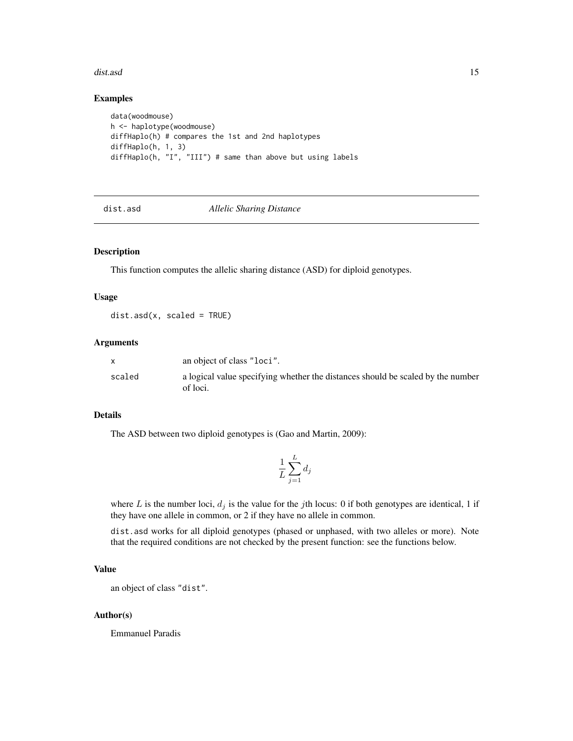### Examples

```
data(woodmouse)
h <- haplotype(woodmouse)
diffHaplo(h) # compares the 1st and 2nd haplotypes
diffHaplo(h, 1, 3)
diffHaplo(h, "I", "III") # same than above but using labels
```

---

## dist.asd *Allelic Sharing Distance*

---

### Description

This function computes the allelic sharing distance (ASD) for diploid genotypes.

### Usage

```
dist.asd(x, scaled = TRUE)
```

### Arguments

| | |
|---|---|
| x | an object of class "loci". |
| scaled | a logical value specifying whether the distances should be scaled by the number of loci. |

### Details

The ASD between two diploid genotypes is (Gao and Martin, 2009):

$$\frac{1}{L}\sum_{j=1}^{L} d_j$$

where $L$ is the number loci, $d_j$ is the value for the $j$th locus: 0 if both genotypes are identical, 1 if they have one allele in common, or 2 if they have no allele in common.

dist.asd works for all diploid genotypes (phased or unphased, with two alleles or more). Note that the required conditions are not checked by the present function: see the functions below.

### Value

an object of class "dist".

### Author(s)

Emmanuel Paradis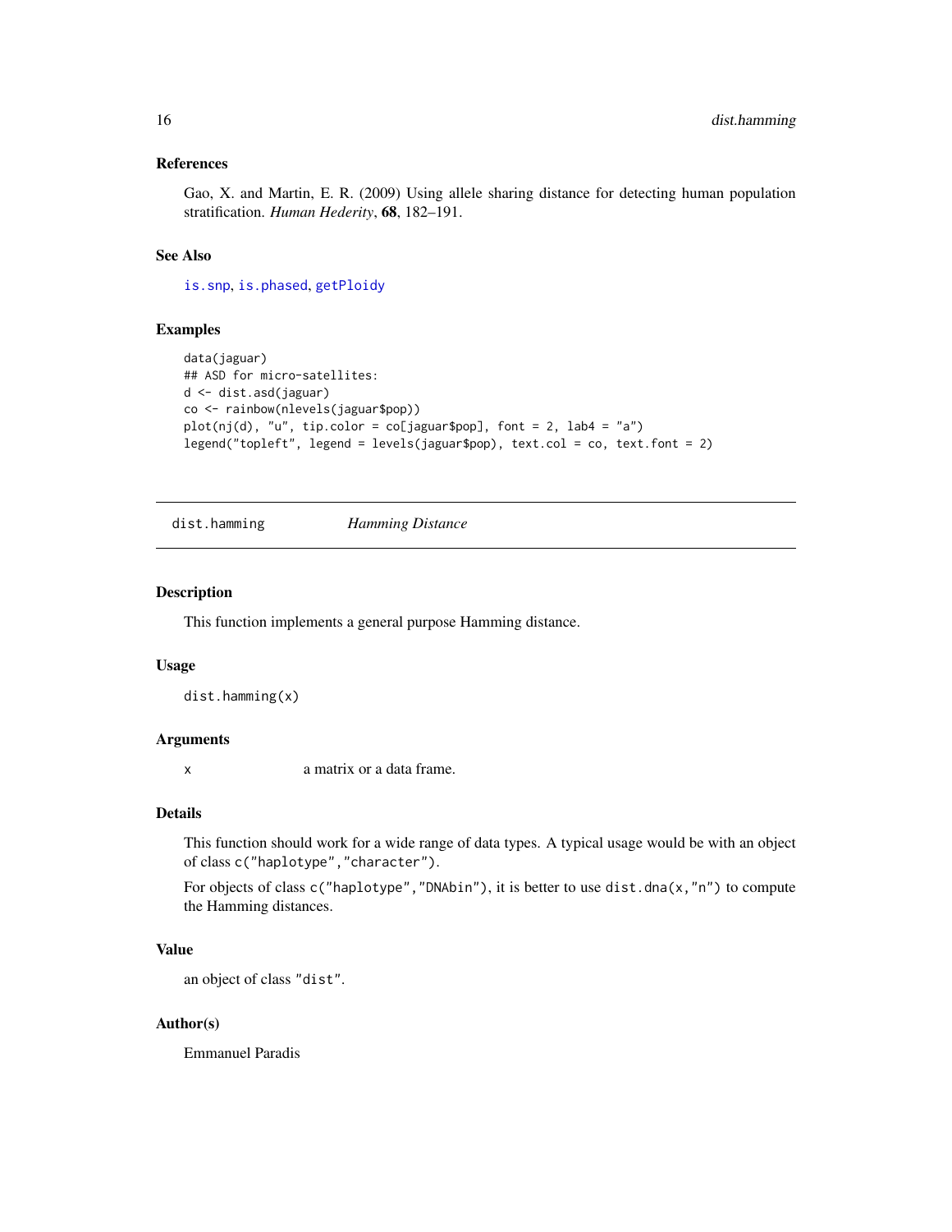### References

Gao, X. and Martin, E. R. (2009) Using allele sharing distance for detecting human population stratification. *Human Hederity*, **68**, 182–191.

### See Also

`is.snp`, `is.phased`, `getPloidy`

### Examples

```
data(jaguar)
## ASD for micro-satellites:
d <- dist.asd(jaguar)
co <- rainbow(nlevels(jaguar$pop))
plot(nj(d), "u", tip.color = co[jaguar$pop], font = 2, lab4 = "a")
legend("topleft", legend = levels(jaguar$pop), text.col = co, text.font = 2)
```

---

## dist.hamming *Hamming Distance*

---

### Description

This function implements a general purpose Hamming distance.

### Usage

```
dist.hamming(x)
```

### Arguments

| | |
|---|---|
| `x` | a matrix or a data frame. |

### Details

This function should work for a wide range of data types. A typical usage would be with an object of class `c("haplotype","character")`.

For objects of class `c("haplotype","DNAbin")`, it is better to use `dist.dna(x,"n")` to compute the Hamming distances.

### Value

an object of class `"dist"`.

### Author(s)

Emmanuel Paradis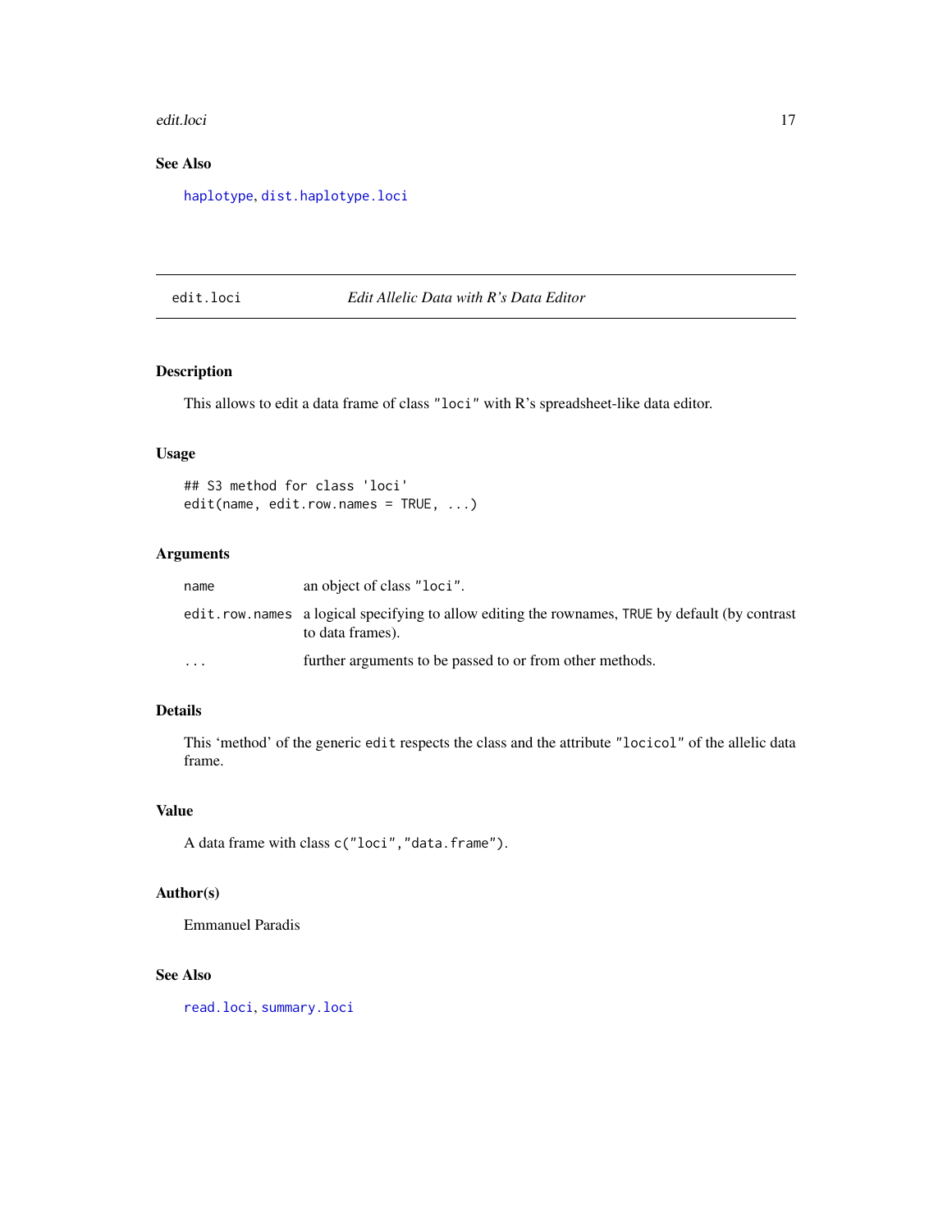## See Also

haplotype, dist.haplotype.loci

---

# edit.loci *Edit Allelic Data with R's Data Editor*

## Description

This allows to edit a data frame of class "loci" with R's spreadsheet-like data editor.

## Usage

```
## S3 method for class 'loci'
edit(name, edit.row.names = TRUE, ...)
```

## Arguments

| | |
|---|---|
| name | an object of class "loci". |
| edit.row.names | a logical specifying to allow editing the rownames, TRUE by default (by contrast to data frames). |
| ... | further arguments to be passed to or from other methods. |

## Details

This 'method' of the generic edit respects the class and the attribute "locicol" of the allelic data frame.

## Value

A data frame with class c("loci","data.frame").

## Author(s)

Emmanuel Paradis

## See Also

read.loci, summary.loci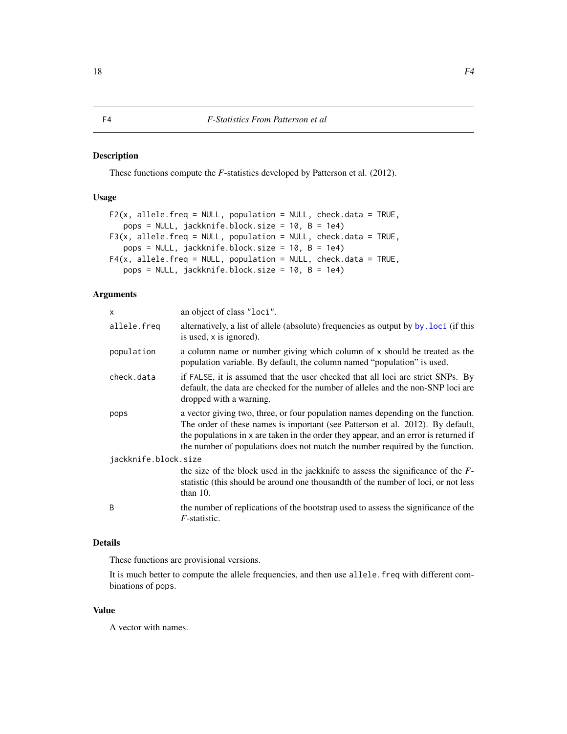F4 — *F-Statistics From Patterson et al*

## Description

These functions compute the *F*-statistics developed by Patterson et al. (2012).

## Usage

```
F2(x, allele.freq = NULL, population = NULL, check.data = TRUE,
   pops = NULL, jackknife.block.size = 10, B = 1e4)
F3(x, allele.freq = NULL, population = NULL, check.data = TRUE,
   pops = NULL, jackknife.block.size = 10, B = 1e4)
F4(x, allele.freq = NULL, population = NULL, check.data = TRUE,
   pops = NULL, jackknife.block.size = 10, B = 1e4)
```

## Arguments

| | |
|---|---|
| `x` | an object of class `"loci"`. |
| `allele.freq` | alternatively, a list of allele (absolute) frequencies as output by `by.loci` (if this is used, `x` is ignored). |
| `population` | a column name or number giving which column of `x` should be treated as the population variable. By default, the column named "population" is used. |
| `check.data` | if `FALSE`, it is assumed that the user checked that all loci are strict SNPs. By default, the data are checked for the number of alleles and the non-SNP loci are dropped with a warning. |
| `pops` | a vector giving two, three, or four population names depending on the function. The order of these names is important (see Patterson et al. 2012). By default, the populations in `x` are taken in the order they appear, and an error is returned if the number of populations does not match the number required by the function. |
| `jackknife.block.size` | the size of the block used in the jackknife to assess the significance of the *F*-statistic (this should be around one thousandth of the number of loci, or not less than 10. |
| `B` | the number of replications of the bootstrap used to assess the significance of the *F*-statistic. |

## Details

These functions are provisional versions.

It is much better to compute the allele frequencies, and then use `allele.freq` with different combinations of `pops`.

## Value

A vector with names.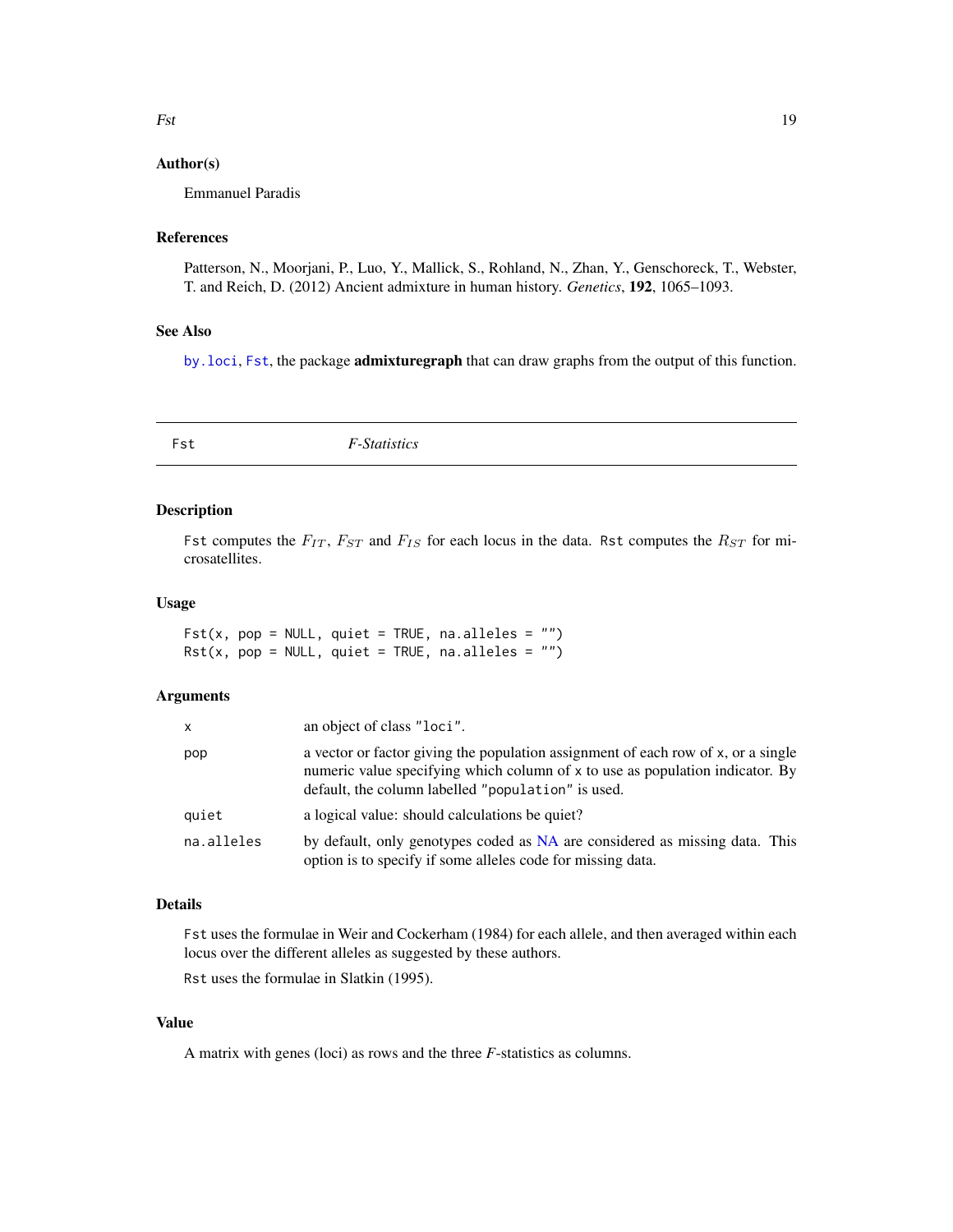### Author(s)

Emmanuel Paradis

### References

Patterson, N., Moorjani, P., Luo, Y., Mallick, S., Rohland, N., Zhan, Y., Genschoreck, T., Webster, T. and Reich, D. (2012) Ancient admixture in human history. *Genetics*, **192**, 1065–1093.

### See Also

`by.loci`, `Fst`, the package **admixturegraph** that can draw graphs from the output of this function.

---

## Fst — *F-Statistics*

---

### Description

`Fst` computes the $F_{IT}$, $F_{ST}$ and $F_{IS}$ for each locus in the data. `Rst` computes the $R_{ST}$ for microsatellites.

### Usage

```
Fst(x, pop = NULL, quiet = TRUE, na.alleles = "")
Rst(x, pop = NULL, quiet = TRUE, na.alleles = "")
```

### Arguments

| | |
|---|---|
| `x` | an object of class `"loci"`. |
| `pop` | a vector or factor giving the population assignment of each row of `x`, or a single numeric value specifying which column of `x` to use as population indicator. By default, the column labelled `"population"` is used. |
| `quiet` | a logical value: should calculations be quiet? |
| `na.alleles` | by default, only genotypes coded as NA are considered as missing data. This option is to specify if some alleles code for missing data. |

### Details

`Fst` uses the formulae in Weir and Cockerham (1984) for each allele, and then averaged within each locus over the different alleles as suggested by these authors.

`Rst` uses the formulae in Slatkin (1995).

### Value

A matrix with genes (loci) as rows and the three *F*-statistics as columns.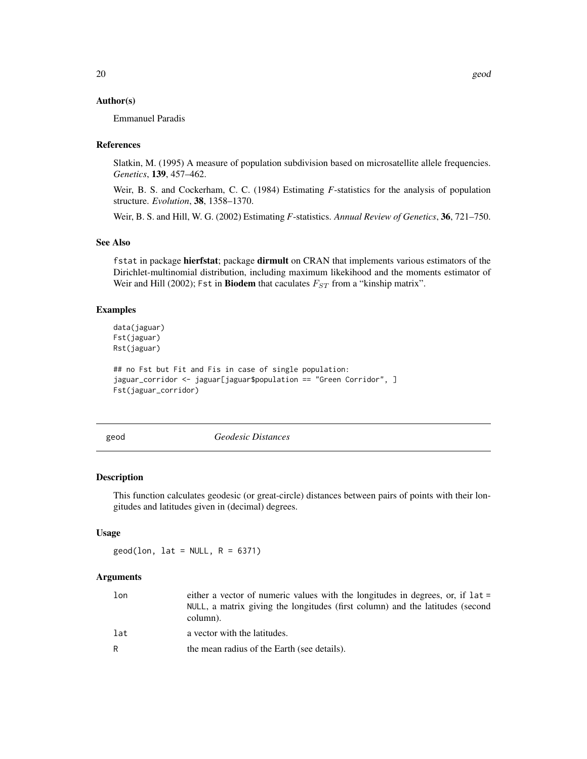### Author(s)

Emmanuel Paradis

### References

Slatkin, M. (1995) A measure of population subdivision based on microsatellite allele frequencies. *Genetics*, **139**, 457–462.

Weir, B. S. and Cockerham, C. C. (1984) Estimating *F*-statistics for the analysis of population structure. *Evolution*, **38**, 1358–1370.

Weir, B. S. and Hill, W. G. (2002) Estimating *F*-statistics. *Annual Review of Genetics*, **36**, 721–750.

### See Also

`fstat` in package **hierfstat**; package **dirmult** on CRAN that implements various estimators of the Dirichlet-multinomial distribution, including maximum likekihood and the moments estimator of Weir and Hill (2002); `Fst` in **Biodem** that caculates $F_{ST}$ from a “kinship matrix”.

### Examples

```
data(jaguar)
Fst(jaguar)
Rst(jaguar)

## no Fst but Fit and Fis in case of single population:
jaguar_corridor <- jaguar[jaguar$population == "Green Corridor", ]
Fst(jaguar_corridor)
```

---

## geod — *Geodesic Distances*

### Description

This function calculates geodesic (or great-circle) distances between pairs of points with their longitudes and latitudes given in (decimal) degrees.

### Usage

```
geod(lon, lat = NULL, R = 6371)
```

### Arguments

| | |
|---|---|
| `lon` | either a vector of numeric values with the longitudes in degrees, or, if `lat = NULL`, a matrix giving the longitudes (first column) and the latitudes (second column). |
| `lat` | a vector with the latitudes. |
| `R` | the mean radius of the Earth (see details). |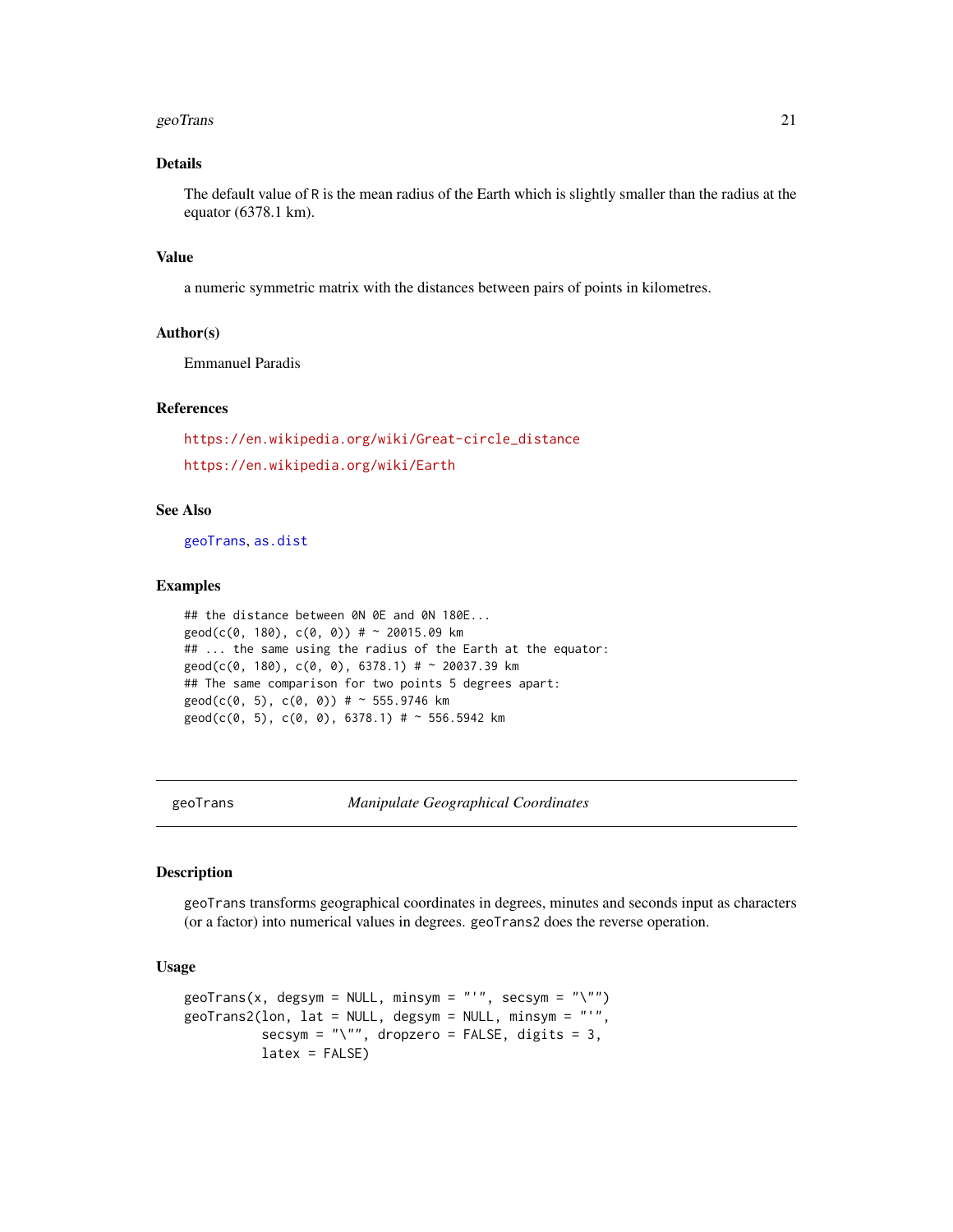### Details

The default value of R is the mean radius of the Earth which is slightly smaller than the radius at the equator (6378.1 km).

### Value

a numeric symmetric matrix with the distances between pairs of points in kilometres.

### Author(s)

Emmanuel Paradis

### References

https://en.wikipedia.org/wiki/Great-circle_distance

https://en.wikipedia.org/wiki/Earth

### See Also

geoTrans, as.dist

### Examples

```
## the distance between 0N 0E and 0N 180E...
geod(c(0, 180), c(0, 0)) # ~ 20015.09 km
## ... the same using the radius of the Earth at the equator:
geod(c(0, 180), c(0, 0), 6378.1) # ~ 20037.39 km
## The same comparison for two points 5 degrees apart:
geod(c(0, 5), c(0, 0)) # ~ 555.9746 km
geod(c(0, 5), c(0, 0), 6378.1) # ~ 556.5942 km
```

---

## geoTrans — *Manipulate Geographical Coordinates*

---

### Description

geoTrans transforms geographical coordinates in degrees, minutes and seconds input as characters (or a factor) into numerical values in degrees. geoTrans2 does the reverse operation.

### Usage

```
geoTrans(x, degsym = NULL, minsym = "'", secsym = "\"")
geoTrans2(lon, lat = NULL, degsym = NULL, minsym = "'",
          secsym = "\"", dropzero = FALSE, digits = 3,
          latex = FALSE)
```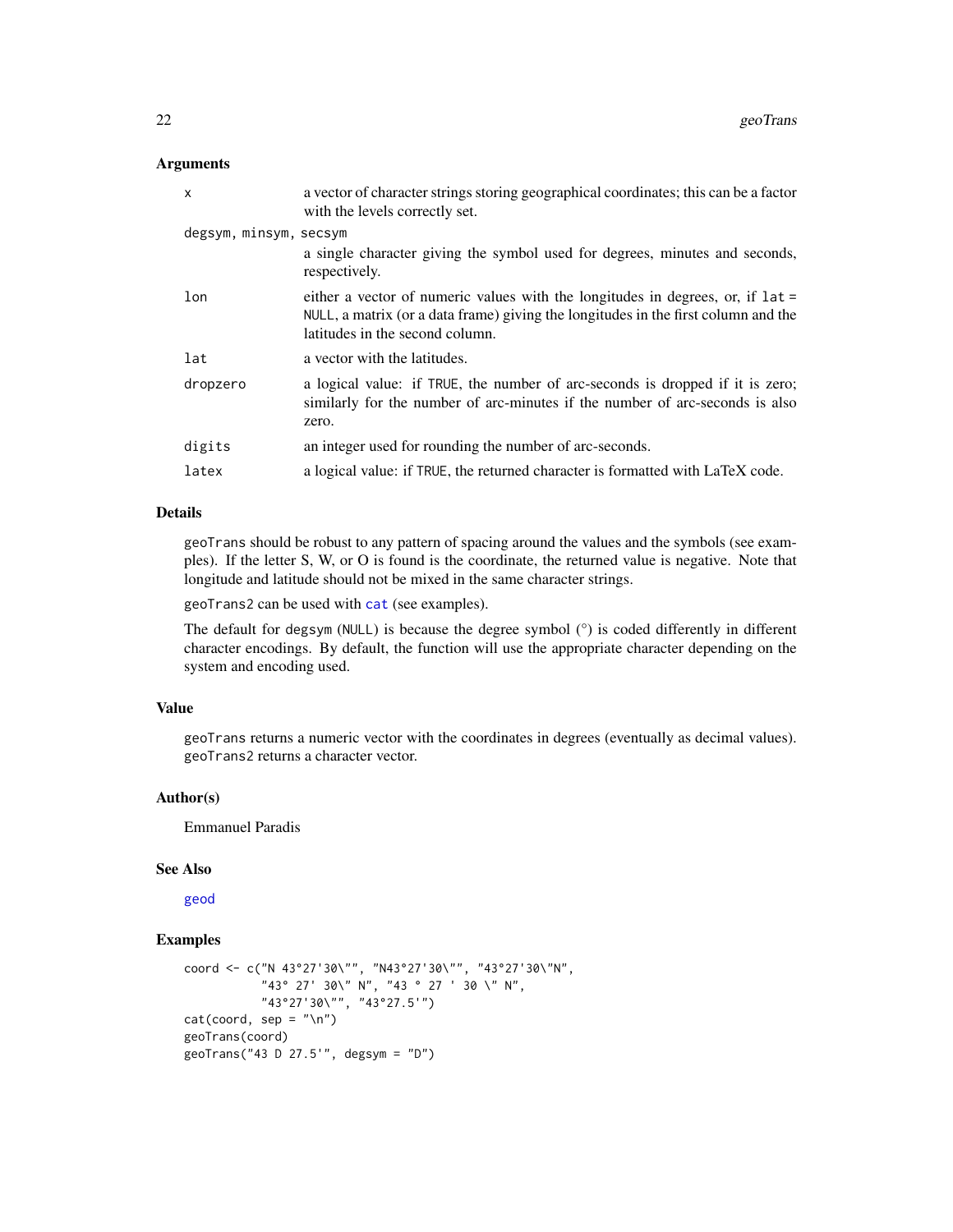### Arguments

| | |
|---|---|
| `x` | a vector of character strings storing geographical coordinates; this can be a factor with the levels correctly set. |
| `degsym, minsym, secsym` | a single character giving the symbol used for degrees, minutes and seconds, respectively. |
| `lon` | either a vector of numeric values with the longitudes in degrees, or, if `lat = NULL`, a matrix (or a data frame) giving the longitudes in the first column and the latitudes in the second column. |
| `lat` | a vector with the latitudes. |
| `dropzero` | a logical value: if `TRUE`, the number of arc-seconds is dropped if it is zero; similarly for the number of arc-minutes if the number of arc-seconds is also zero. |
| `digits` | an integer used for rounding the number of arc-seconds. |
| `latex` | a logical value: if `TRUE`, the returned character is formatted with LaTeX code. |

### Details

`geoTrans` should be robust to any pattern of spacing around the values and the symbols (see examples). If the letter S, W, or O is found is the coordinate, the returned value is negative. Note that longitude and latitude should not be mixed in the same character strings.

`geoTrans2` can be used with `cat` (see examples).

The default for `degsym` (`NULL`) is because the degree symbol (°) is coded differently in different character encodings. By default, the function will use the appropriate character depending on the system and encoding used.

### Value

`geoTrans` returns a numeric vector with the coordinates in degrees (eventually as decimal values). `geoTrans2` returns a character vector.

### Author(s)

Emmanuel Paradis

### See Also

`geod`

### Examples

```
coord <- c("N 43°27'30\"", "N43°27'30\"", "43°27'30\"N",
           "43° 27' 30\" N", "43 ° 27 ' 30 \" N",
           "43°27'30\"", "43°27.5'")
cat(coord, sep = "\n")
geoTrans(coord)
geoTrans("43 D 27.5'", degsym = "D")
```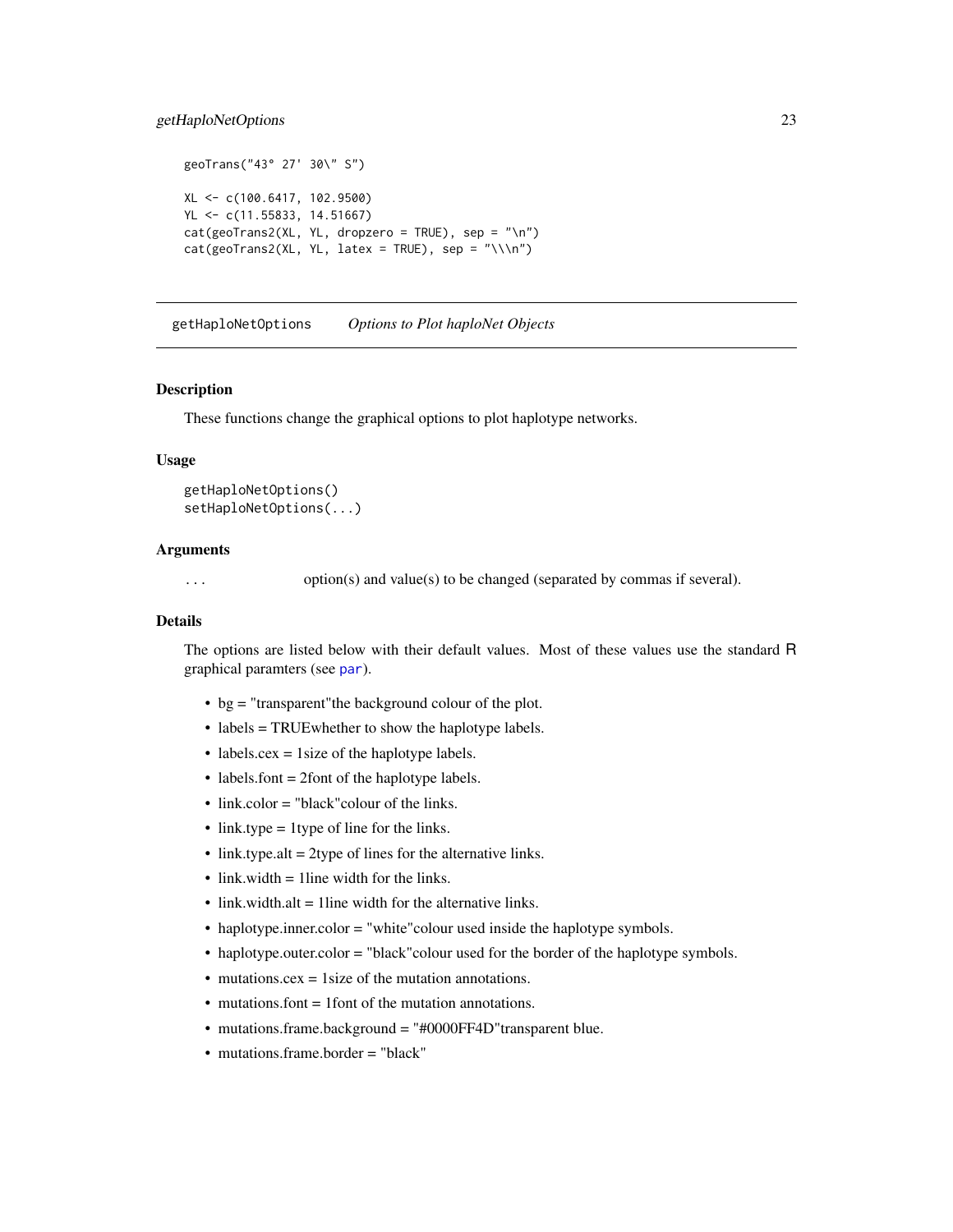```
geoTrans("43° 27' 30\" S")

XL <- c(100.6417, 102.9500)
YL <- c(11.55833, 14.51667)
cat(geoTrans2(XL, YL, dropzero = TRUE), sep = "\n")
cat(geoTrans2(XL, YL, latex = TRUE), sep = "\\\n")
```

---

## getHaploNetOptions *Options to Plot haploNet Objects*

### Description

These functions change the graphical options to plot haplotype networks.

### Usage

```
getHaploNetOptions()
setHaploNetOptions(...)
```

### Arguments

| | |
|---|---|
| ... | option(s) and value(s) to be changed (separated by commas if several). |

### Details

The options are listed below with their default values. Most of these values use the standard R graphical paramters (see par).

- bg = "transparent"the background colour of the plot.
- labels = TRUEwhether to show the haplotype labels.
- labels.cex = 1size of the haplotype labels.
- labels.font = 2font of the haplotype labels.
- link.color = "black"colour of the links.
- link.type = 1type of line for the links.
- link.type.alt = 2type of lines for the alternative links.
- link.width = 1line width for the links.
- link.width.alt = 1line width for the alternative links.
- haplotype.inner.color = "white"colour used inside the haplotype symbols.
- haplotype.outer.color = "black"colour used for the border of the haplotype symbols.
- mutations.cex = 1size of the mutation annotations.
- mutations.font = 1font of the mutation annotations.
- mutations.frame.background = "#0000FF4D"transparent blue.
- mutations.frame.border = "black"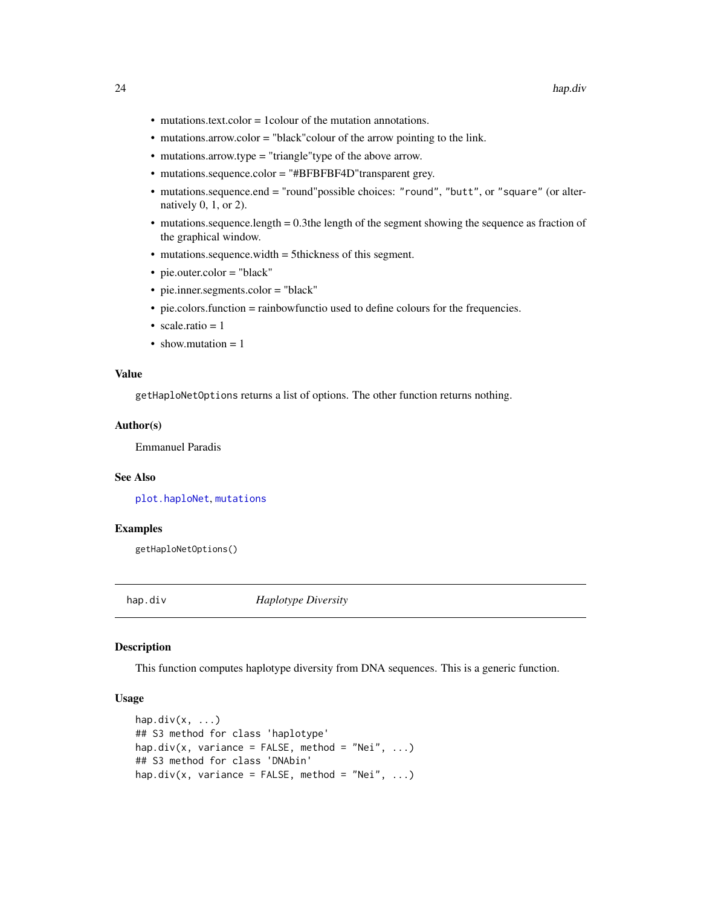- mutations.text.color = 1colour of the mutation annotations.
- mutations.arrow.color = "black"colour of the arrow pointing to the link.
- mutations.arrow.type = "triangle"type of the above arrow.
- mutations.sequence.color = "#BFBFBF4D"transparent grey.
- mutations.sequence.end = "round"possible choices: `"round"`, `"butt"`, or `"square"` (or alternatively 0, 1, or 2).
- mutations.sequence.length = 0.3the length of the segment showing the sequence as fraction of the graphical window.
- mutations.sequence.width = 5thickness of this segment.
- pie.outer.color = "black"
- pie.inner.segments.color = "black"
- pie.colors.function = rainbowfunctio used to define colours for the frequencies.
- scale.ratio = 1
- show.mutation = 1

### Value

`getHaploNetOptions` returns a list of options. The other function returns nothing.

### Author(s)

Emmanuel Paradis

### See Also

`plot.haploNet`, `mutations`

### Examples

```
getHaploNetOptions()
```

---

## hap.div *Haplotype Diversity*

---

### Description

This function computes haplotype diversity from DNA sequences. This is a generic function.

### Usage

```
hap.div(x, ...)
## S3 method for class 'haplotype'
hap.div(x, variance = FALSE, method = "Nei", ...)
## S3 method for class 'DNAbin'
hap.div(x, variance = FALSE, method = "Nei", ...)
```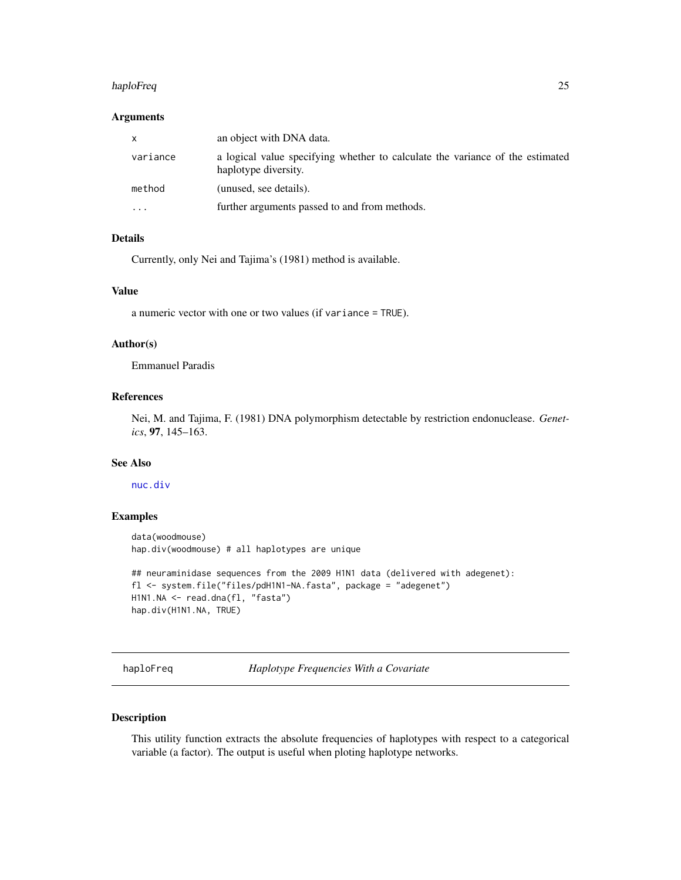### Arguments

| | |
|---|---|
| `x` | an object with DNA data. |
| `variance` | a logical value specifying whether to calculate the variance of the estimated haplotype diversity. |
| `method` | (unused, see details). |
| `...` | further arguments passed to and from methods. |

### Details

Currently, only Nei and Tajima's (1981) method is available.

### Value

a numeric vector with one or two values (if `variance = TRUE`).

### Author(s)

Emmanuel Paradis

### References

Nei, M. and Tajima, F. (1981) DNA polymorphism detectable by restriction endonuclease. *Genetics*, **97**, 145–163.

### See Also

`nuc.div`

### Examples

```
data(woodmouse)
hap.div(woodmouse) # all haplotypes are unique

## neuraminidase sequences from the 2009 H1N1 data (delivered with adegenet):
fl <- system.file("files/pdH1N1-NA.fasta", package = "adegenet")
H1N1.NA <- read.dna(fl, "fasta")
hap.div(H1N1.NA, TRUE)
```

---

## haploFreq — *Haplotype Frequencies With a Covariate*

### Description

This utility function extracts the absolute frequencies of haplotypes with respect to a categorical variable (a factor). The output is useful when ploting haplotype networks.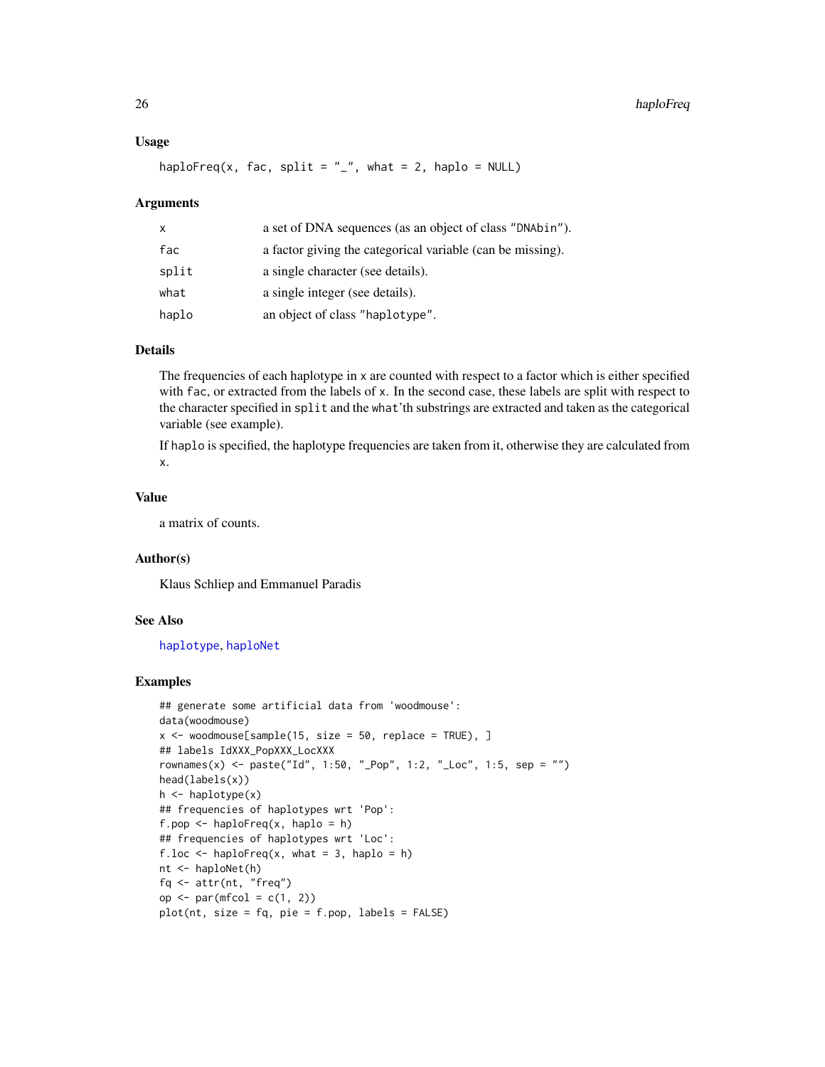### Usage

```
haploFreq(x, fac, split = "_", what = 2, haplo = NULL)
```

### Arguments

| | |
|---|---|
| `x` | a set of DNA sequences (as an object of class "DNAbin"). |
| `fac` | a factor giving the categorical variable (can be missing). |
| `split` | a single character (see details). |
| `what` | a single integer (see details). |
| `haplo` | an object of class "haplotype". |

### Details

The frequencies of each haplotype in `x` are counted with respect to a factor which is either specified with `fac`, or extracted from the labels of `x`. In the second case, these labels are split with respect to the character specified in `split` and the `what`'th substrings are extracted and taken as the categorical variable (see example).

If `haplo` is specified, the haplotype frequencies are taken from it, otherwise they are calculated from `x`.

### Value

a matrix of counts.

### Author(s)

Klaus Schliep and Emmanuel Paradis

### See Also

haplotype, haploNet

### Examples

```
## generate some artificial data from 'woodmouse':
data(woodmouse)
x <- woodmouse[sample(15, size = 50, replace = TRUE), ]
## labels IdXXX_PopXXX_LocXXX
rownames(x) <- paste("Id", 1:50, "_Pop", 1:2, "_Loc", 1:5, sep = "")
head(labels(x))
h <- haplotype(x)
## frequencies of haplotypes wrt 'Pop':
f.pop <- haploFreq(x, haplo = h)
## frequencies of haplotypes wrt 'Loc':
f.loc <- haploFreq(x, what = 3, haplo = h)
nt <- haploNet(h)
fq <- attr(nt, "freq")
op <- par(mfcol = c(1, 2))
plot(nt, size = fq, pie = f.pop, labels = FALSE)
```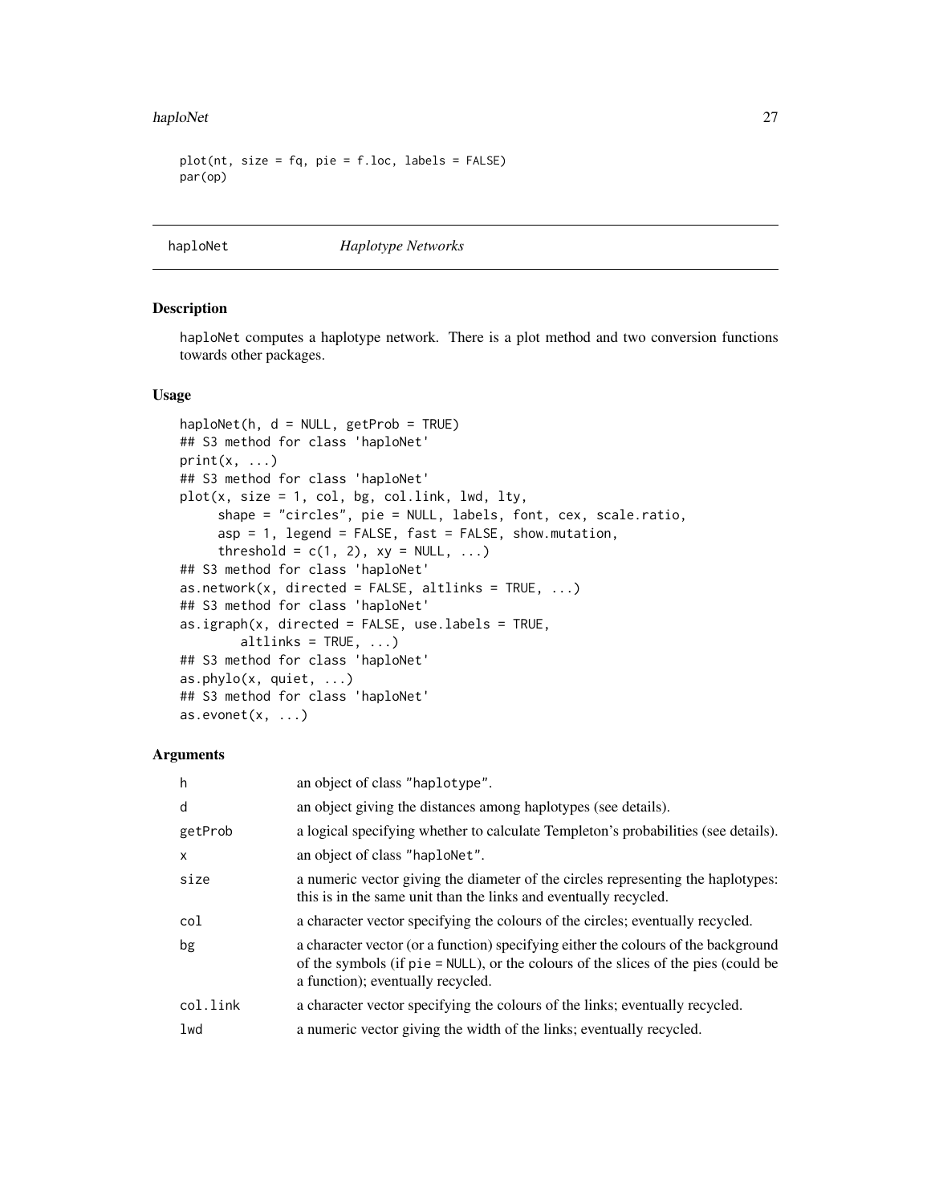```
plot(nt, size = fq, pie = f.loc, labels = FALSE)
par(op)
```

---

haploNet *Haplotype Networks*

---

## Description

haploNet computes a haplotype network. There is a plot method and two conversion functions towards other packages.

## Usage

```
haploNet(h, d = NULL, getProb = TRUE)
## S3 method for class 'haploNet'
print(x, ...)
## S3 method for class 'haploNet'
plot(x, size = 1, col, bg, col.link, lwd, lty,
     shape = "circles", pie = NULL, labels, font, cex, scale.ratio,
     asp = 1, legend = FALSE, fast = FALSE, show.mutation,
     threshold = c(1, 2), xy = NULL, ...)
## S3 method for class 'haploNet'
as.network(x, directed = FALSE, altlinks = TRUE, ...)
## S3 method for class 'haploNet'
as.igraph(x, directed = FALSE, use.labels = TRUE,
       altlinks = TRUE, ...)
## S3 method for class 'haploNet'
as.phylo(x, quiet, ...)
## S3 method for class 'haploNet'
as.evonet(x, ...)
```

## Arguments

| | |
|---|---|
| h | an object of class "haplotype". |
| d | an object giving the distances among haplotypes (see details). |
| getProb | a logical specifying whether to calculate Templeton's probabilities (see details). |
| x | an object of class "haploNet". |
| size | a numeric vector giving the diameter of the circles representing the haplotypes: this is in the same unit than the links and eventually recycled. |
| col | a character vector specifying the colours of the circles; eventually recycled. |
| bg | a character vector (or a function) specifying either the colours of the background of the symbols (if pie = NULL), or the colours of the slices of the pies (could be a function); eventually recycled. |
| col.link | a character vector specifying the colours of the links; eventually recycled. |
| lwd | a numeric vector giving the width of the links; eventually recycled. |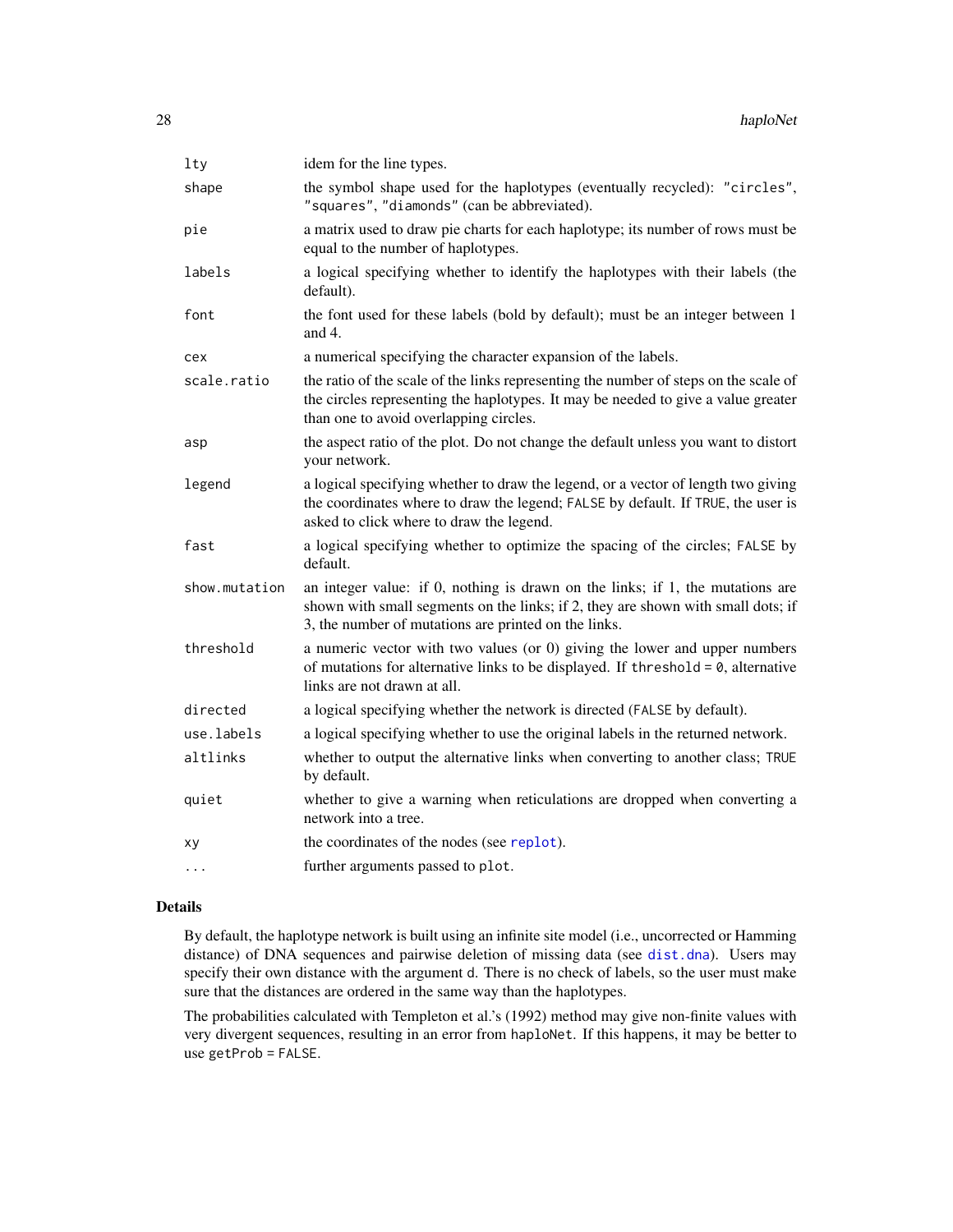| | |
|---|---|
| `lty` | idem for the line types. |
| `shape` | the symbol shape used for the haplotypes (eventually recycled): `"circles"`, `"squares"`, `"diamonds"` (can be abbreviated). |
| `pie` | a matrix used to draw pie charts for each haplotype; its number of rows must be equal to the number of haplotypes. |
| `labels` | a logical specifying whether to identify the haplotypes with their labels (the default). |
| `font` | the font used for these labels (bold by default); must be an integer between 1 and 4. |
| `cex` | a numerical specifying the character expansion of the labels. |
| `scale.ratio` | the ratio of the scale of the links representing the number of steps on the scale of the circles representing the haplotypes. It may be needed to give a value greater than one to avoid overlapping circles. |
| `asp` | the aspect ratio of the plot. Do not change the default unless you want to distort your network. |
| `legend` | a logical specifying whether to draw the legend, or a vector of length two giving the coordinates where to draw the legend; `FALSE` by default. If `TRUE`, the user is asked to click where to draw the legend. |
| `fast` | a logical specifying whether to optimize the spacing of the circles; `FALSE` by default. |
| `show.mutation` | an integer value: if 0, nothing is drawn on the links; if 1, the mutations are shown with small segments on the links; if 2, they are shown with small dots; if 3, the number of mutations are printed on the links. |
| `threshold` | a numeric vector with two values (or 0) giving the lower and upper numbers of mutations for alternative links to be displayed. If `threshold = 0`, alternative links are not drawn at all. |
| `directed` | a logical specifying whether the network is directed (`FALSE` by default). |
| `use.labels` | a logical specifying whether to use the original labels in the returned network. |
| `altlinks` | whether to output the alternative links when converting to another class; `TRUE` by default. |
| `quiet` | whether to give a warning when reticulations are dropped when converting a network into a tree. |
| `xy` | the coordinates of the nodes (see `replot`). |
| `...` | further arguments passed to `plot`. |

## Details

By default, the haplotype network is built using an infinite site model (i.e., uncorrected or Hamming distance) of DNA sequences and pairwise deletion of missing data (see `dist.dna`). Users may specify their own distance with the argument `d`. There is no check of labels, so the user must make sure that the distances are ordered in the same way than the haplotypes.

The probabilities calculated with Templeton et al.'s (1992) method may give non-finite values with very divergent sequences, resulting in an error from `haploNet`. If this happens, it may be better to use `getProb = FALSE`.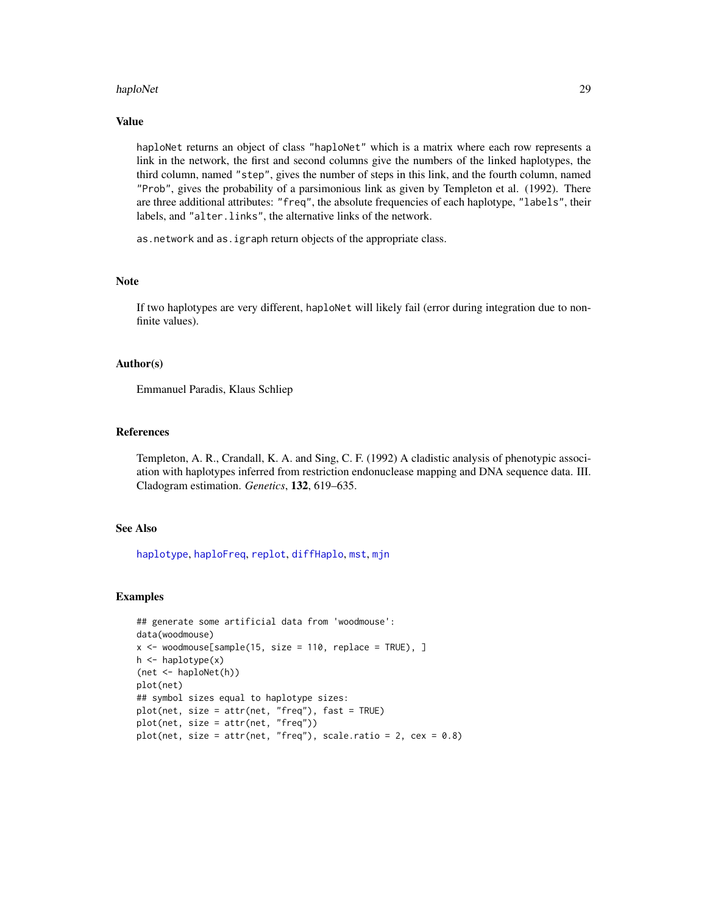## Value

haploNet returns an object of class "haploNet" which is a matrix where each row represents a link in the network, the first and second columns give the numbers of the linked haplotypes, the third column, named "step", gives the number of steps in this link, and the fourth column, named "Prob", gives the probability of a parsimonious link as given by Templeton et al. (1992). There are three additional attributes: "freq", the absolute frequencies of each haplotype, "labels", their labels, and "alter.links", the alternative links of the network.

as.network and as.igraph return objects of the appropriate class.

## Note

If two haplotypes are very different, haploNet will likely fail (error during integration due to non-finite values).

## Author(s)

Emmanuel Paradis, Klaus Schliep

## References

Templeton, A. R., Crandall, K. A. and Sing, C. F. (1992) A cladistic analysis of phenotypic association with haplotypes inferred from restriction endonuclease mapping and DNA sequence data. III. Cladogram estimation. *Genetics*, **132**, 619–635.

## See Also

haplotype, haploFreq, replot, diffHaplo, mst, mjn

## Examples

```
## generate some artificial data from 'woodmouse':
data(woodmouse)
x <- woodmouse[sample(15, size = 110, replace = TRUE), ]
h <- haplotype(x)
(net <- haploNet(h))
plot(net)
## symbol sizes equal to haplotype sizes:
plot(net, size = attr(net, "freq"), fast = TRUE)
plot(net, size = attr(net, "freq"))
plot(net, size = attr(net, "freq"), scale.ratio = 2, cex = 0.8)
```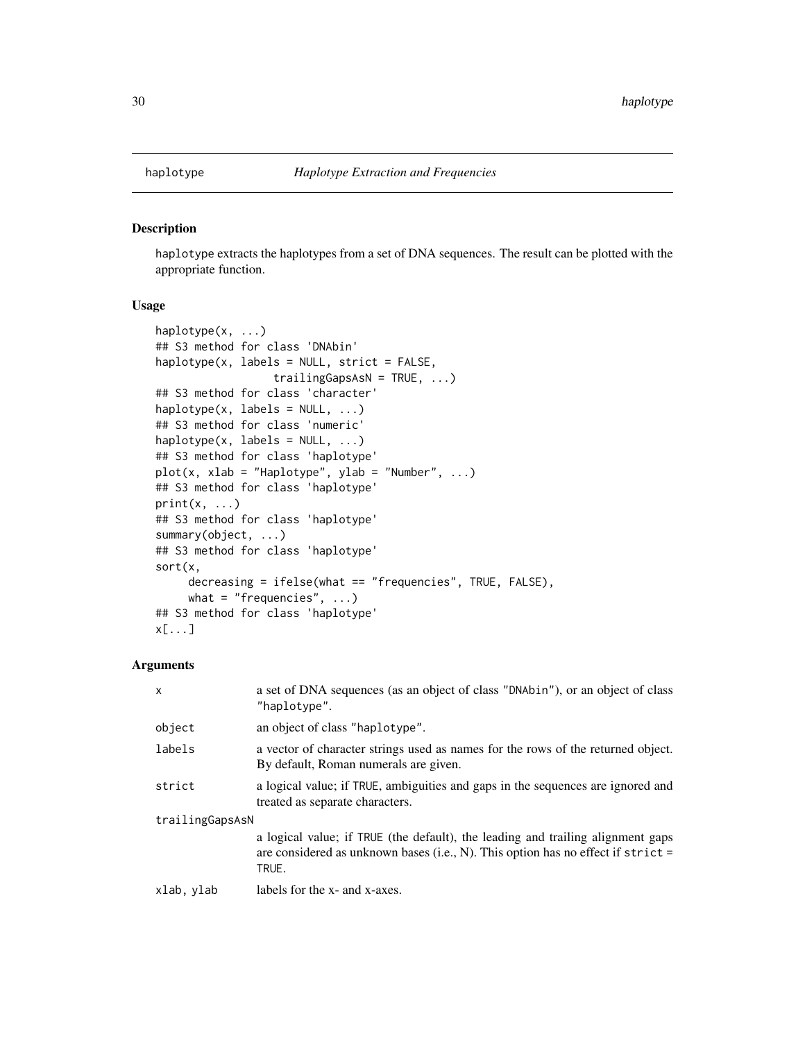# haplotype *Haplotype Extraction and Frequencies*

## Description

haplotype extracts the haplotypes from a set of DNA sequences. The result can be plotted with the appropriate function.

## Usage

```
haplotype(x, ...)
## S3 method for class 'DNAbin'
haplotype(x, labels = NULL, strict = FALSE,
                  trailingGapsAsN = TRUE, ...)
## S3 method for class 'character'
haplotype(x, labels = NULL, ...)
## S3 method for class 'numeric'
haplotype(x, labels = NULL, ...)
## S3 method for class 'haplotype'
plot(x, xlab = "Haplotype", ylab = "Number", ...)
## S3 method for class 'haplotype'
print(x, ...)
## S3 method for class 'haplotype'
summary(object, ...)
## S3 method for class 'haplotype'
sort(x,
     decreasing = ifelse(what == "frequencies", TRUE, FALSE),
     what = "frequencies", ...)
## S3 method for class 'haplotype'
x[...]
```

## Arguments

| | |
|---|---|
| x | a set of DNA sequences (as an object of class "DNAbin"), or an object of class "haplotype". |
| object | an object of class "haplotype". |
| labels | a vector of character strings used as names for the rows of the returned object. By default, Roman numerals are given. |
| strict | a logical value; if TRUE, ambiguities and gaps in the sequences are ignored and treated as separate characters. |
| trailingGapsAsN | a logical value; if TRUE (the default), the leading and trailing alignment gaps are considered as unknown bases (i.e., N). This option has no effect if strict = TRUE. |
| xlab, ylab | labels for the x- and x-axes. |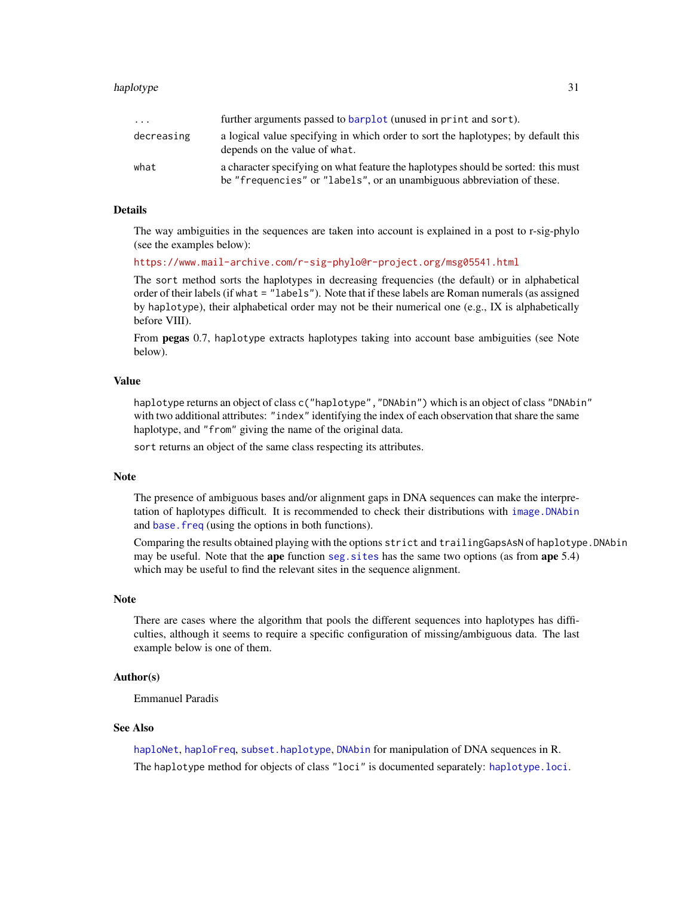| | |
|---|---|
| ... | further arguments passed to barplot (unused in print and sort). |
| decreasing | a logical value specifying in which order to sort the haplotypes; by default this depends on the value of what. |
| what | a character specifying on what feature the haplotypes should be sorted: this must be "frequencies" or "labels", or an unambiguous abbreviation of these. |

## Details

The way ambiguities in the sequences are taken into account is explained in a post to r-sig-phylo (see the examples below):

https://www.mail-archive.com/r-sig-phylo@r-project.org/msg05541.html

The sort method sorts the haplotypes in decreasing frequencies (the default) or in alphabetical order of their labels (if what = "labels"). Note that if these labels are Roman numerals (as assigned by haplotype), their alphabetical order may not be their numerical one (e.g., IX is alphabetically before VIII).

From **pegas** 0.7, haplotype extracts haplotypes taking into account base ambiguities (see Note below).

## Value

haplotype returns an object of class c("haplotype","DNAbin") which is an object of class "DNAbin" with two additional attributes: "index" identifying the index of each observation that share the same haplotype, and "from" giving the name of the original data.

sort returns an object of the same class respecting its attributes.

## Note

The presence of ambiguous bases and/or alignment gaps in DNA sequences can make the interpretation of haplotypes difficult. It is recommended to check their distributions with image.DNAbin and base.freq (using the options in both functions).

Comparing the results obtained playing with the options strict and trailingGapsAsN of haplotype.DNAbin may be useful. Note that the **ape** function seg.sites has the same two options (as from **ape** 5.4) which may be useful to find the relevant sites in the sequence alignment.

## Note

There are cases where the algorithm that pools the different sequences into haplotypes has difficulties, although it seems to require a specific configuration of missing/ambiguous data. The last example below is one of them.

## Author(s)

Emmanuel Paradis

## See Also

haploNet, haploFreq, subset.haplotype, DNAbin for manipulation of DNA sequences in R.

The haplotype method for objects of class "loci" is documented separately: haplotype.loci.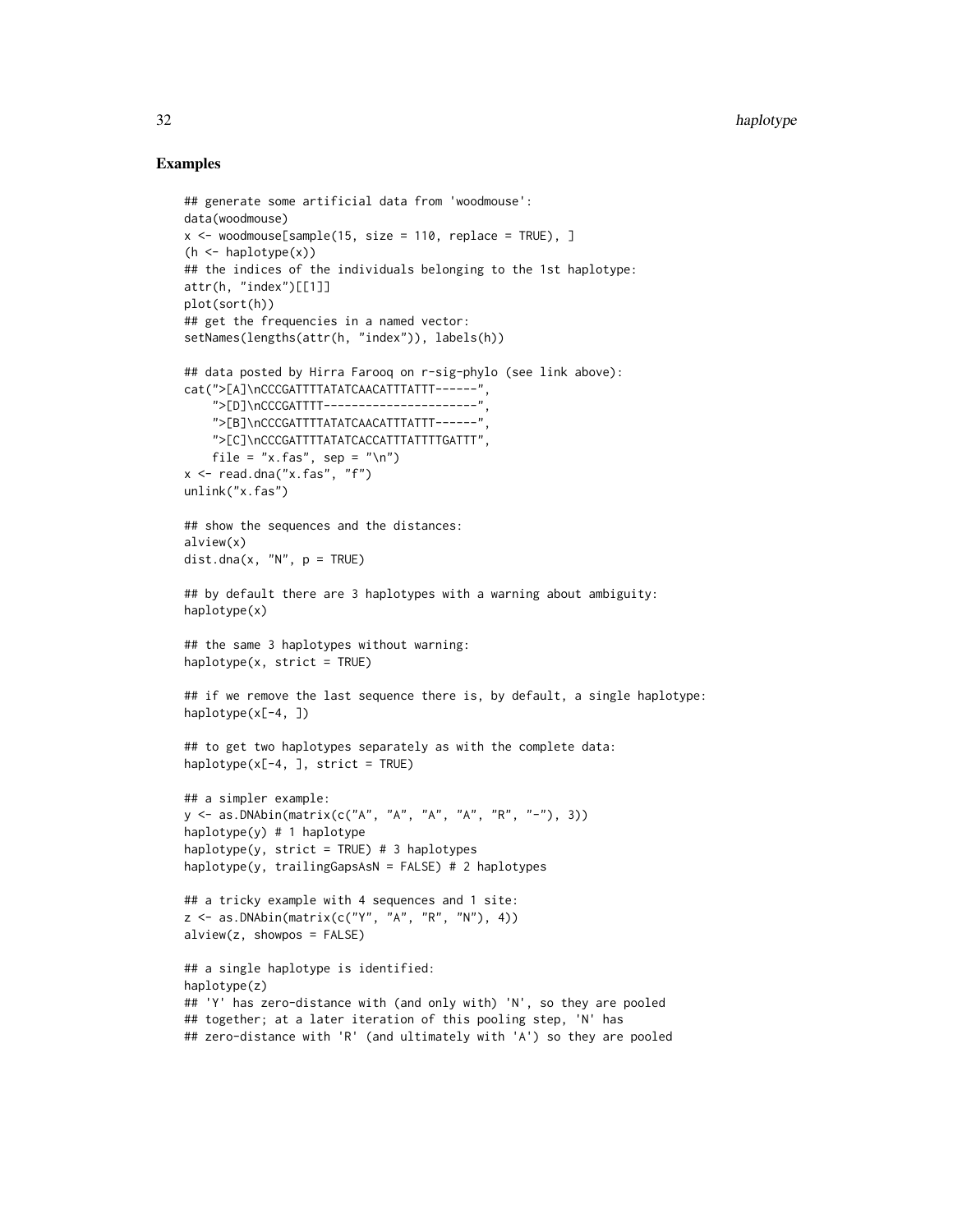## Examples

```
## generate some artificial data from 'woodmouse':
data(woodmouse)
x <- woodmouse[sample(15, size = 110, replace = TRUE), ]
(h <- haplotype(x))
## the indices of the individuals belonging to the 1st haplotype:
attr(h, "index")[[1]]
plot(sort(h))
## get the frequencies in a named vector:
setNames(lengths(attr(h, "index")), labels(h))

## data posted by Hirra Farooq on r-sig-phylo (see link above):
cat(">[A]\nCCCGATTTTATATCAACATTTATTT------",
    ">[D]\nCCCGATTTT---------------------",
    ">[B]\nCCCGATTTTATATCAACATTTATTT------",
    ">[C]\nCCCGATTTTATATCACCATTTATTTTGATTT",
    file = "x.fas", sep = "\n")
x <- read.dna("x.fas", "f")
unlink("x.fas")

## show the sequences and the distances:
alview(x)
dist.dna(x, "N", p = TRUE)

## by default there are 3 haplotypes with a warning about ambiguity:
haplotype(x)

## the same 3 haplotypes without warning:
haplotype(x, strict = TRUE)

## if we remove the last sequence there is, by default, a single haplotype:
haplotype(x[-4, ])

## to get two haplotypes separately as with the complete data:
haplotype(x[-4, ], strict = TRUE)

## a simpler example:
y <- as.DNAbin(matrix(c("A", "A", "A", "A", "R", "-"), 3))
haplotype(y) # 1 haplotype
haplotype(y, strict = TRUE) # 3 haplotypes
haplotype(y, trailingGapsAsN = FALSE) # 2 haplotypes

## a tricky example with 4 sequences and 1 site:
z <- as.DNAbin(matrix(c("Y", "A", "R", "N"), 4))
alview(z, showpos = FALSE)

## a single haplotype is identified:
haplotype(z)
## 'Y' has zero-distance with (and only with) 'N', so they are pooled
## together; at a later iteration of this pooling step, 'N' has
## zero-distance with 'R' (and ultimately with 'A') so they are pooled
```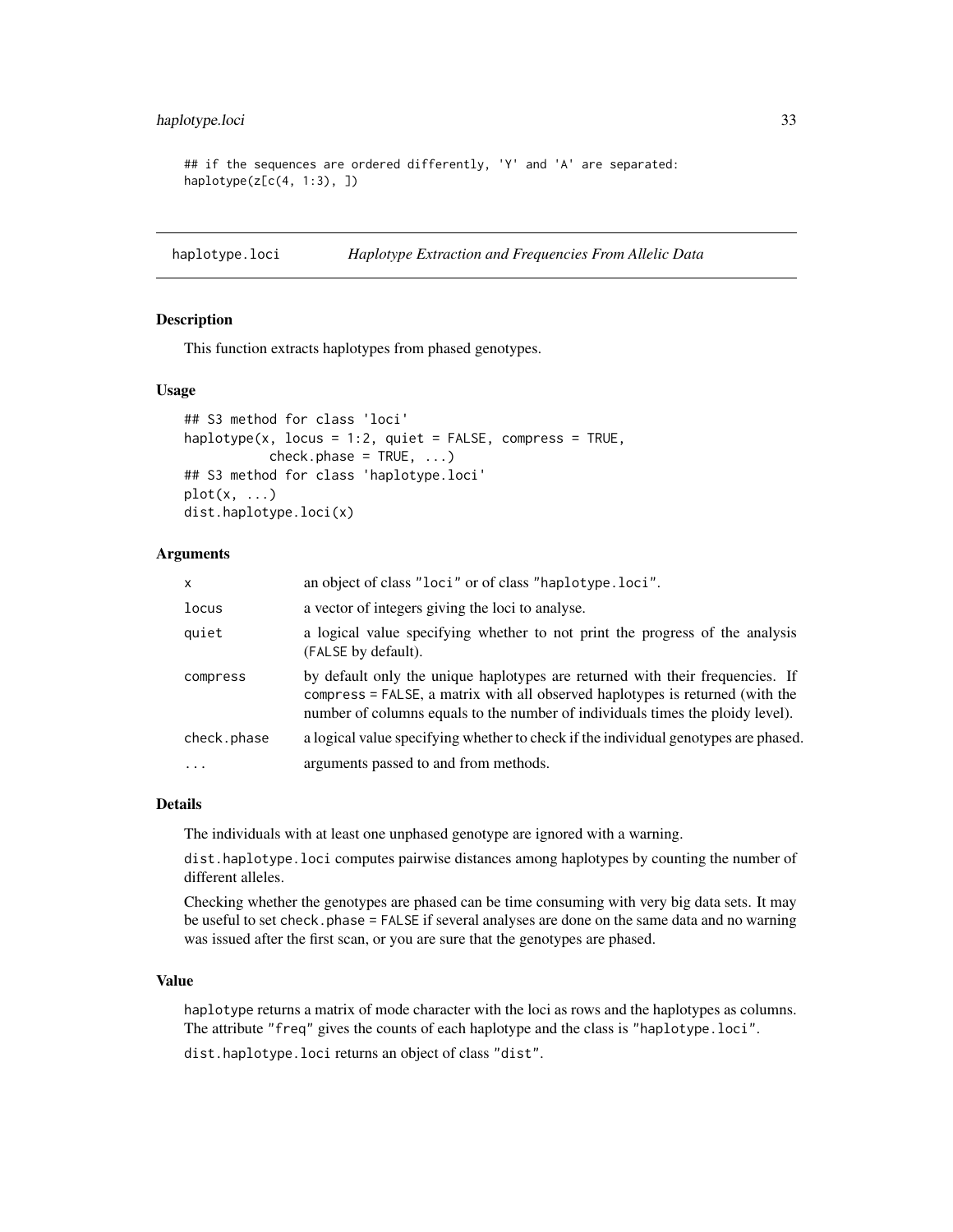```
## if the sequences are ordered differently, 'Y' and 'A' are separated:
haplotype(z[c(4, 1:3), ])
```

---

## haplotype.loci — *Haplotype Extraction and Frequencies From Allelic Data*

### Description

This function extracts haplotypes from phased genotypes.

### Usage

```
## S3 method for class 'loci'
haplotype(x, locus = 1:2, quiet = FALSE, compress = TRUE,
          check.phase = TRUE, ...)
## S3 method for class 'haplotype.loci'
plot(x, ...)
dist.haplotype.loci(x)
```

### Arguments

| | |
|---|---|
| `x` | an object of class `"loci"` or of class `"haplotype.loci"`. |
| `locus` | a vector of integers giving the loci to analyse. |
| `quiet` | a logical value specifying whether to not print the progress of the analysis (`FALSE` by default). |
| `compress` | by default only the unique haplotypes are returned with their frequencies. If `compress = FALSE`, a matrix with all observed haplotypes is returned (with the number of columns equals to the number of individuals times the ploidy level). |
| `check.phase` | a logical value specifying whether to check if the individual genotypes are phased. |
| `...` | arguments passed to and from methods. |

### Details

The individuals with at least one unphased genotype are ignored with a warning.

`dist.haplotype.loci` computes pairwise distances among haplotypes by counting the number of different alleles.

Checking whether the genotypes are phased can be time consuming with very big data sets. It may be useful to set `check.phase = FALSE` if several analyses are done on the same data and no warning was issued after the first scan, or you are sure that the genotypes are phased.

### Value

`haplotype` returns a matrix of mode character with the loci as rows and the haplotypes as columns. The attribute `"freq"` gives the counts of each haplotype and the class is `"haplotype.loci"`.

`dist.haplotype.loci` returns an object of class `"dist"`.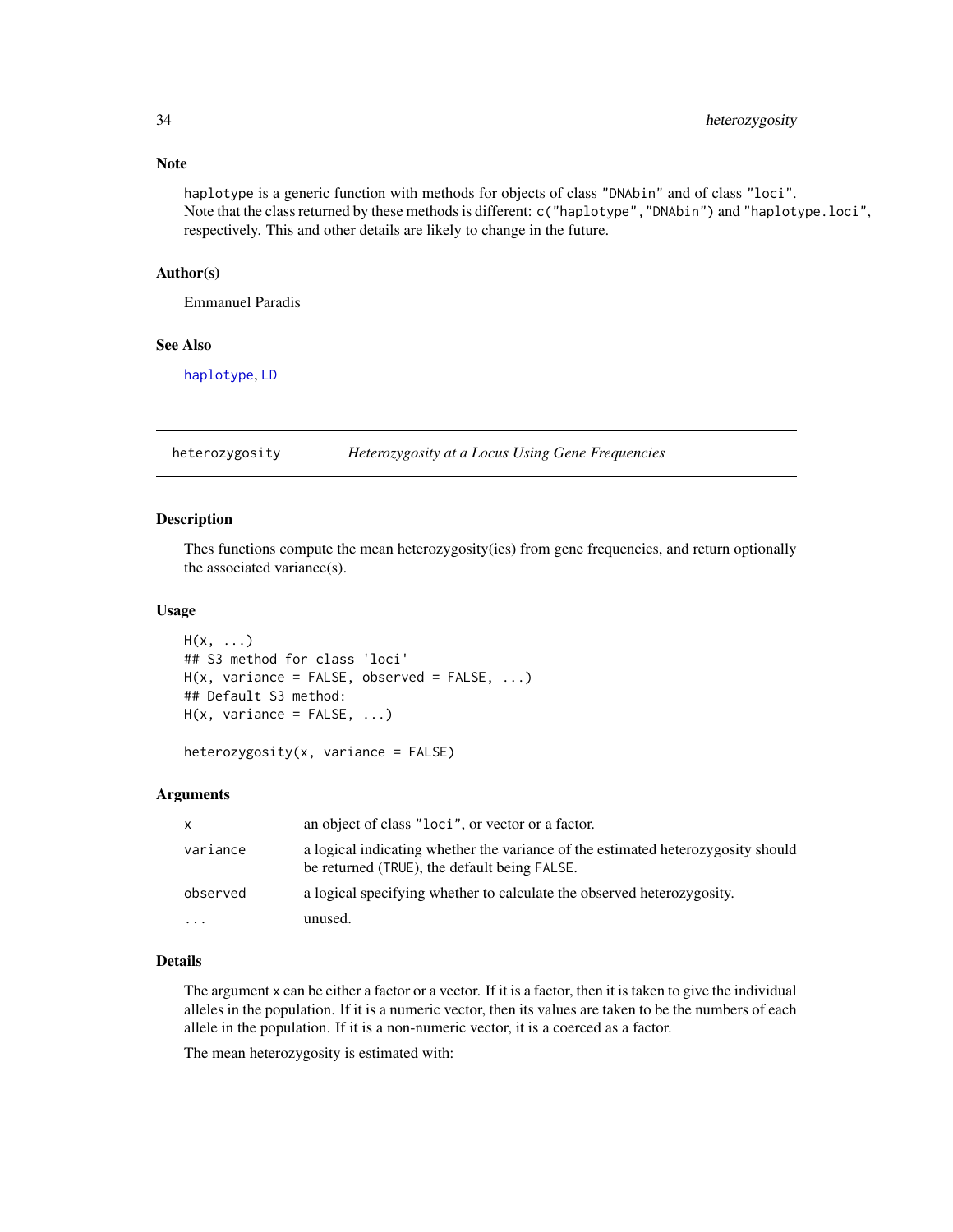### Note

haplotype is a generic function with methods for objects of class "DNAbin" and of class "loci". Note that the class returned by these methods is different: c("haplotype","DNAbin") and "haplotype.loci", respectively. This and other details are likely to change in the future.

### Author(s)

Emmanuel Paradis

### See Also

haplotype, LD

---

## heterozygosity — *Heterozygosity at a Locus Using Gene Frequencies*

### Description

Thes functions compute the mean heterozygosity(ies) from gene frequencies, and return optionally the associated variance(s).

### Usage

```
H(x, ...)
## S3 method for class 'loci'
H(x, variance = FALSE, observed = FALSE, ...)
## Default S3 method:
H(x, variance = FALSE, ...)

heterozygosity(x, variance = FALSE)
```

### Arguments

| | |
|---|---|
| x | an object of class "loci", or vector or a factor. |
| variance | a logical indicating whether the variance of the estimated heterozygosity should be returned (TRUE), the default being FALSE. |
| observed | a logical specifying whether to calculate the observed heterozygosity. |
| ... | unused. |

### Details

The argument x can be either a factor or a vector. If it is a factor, then it is taken to give the individual alleles in the population. If it is a numeric vector, then its values are taken to be the numbers of each allele in the population. If it is a non-numeric vector, it is a coerced as a factor.

The mean heterozygosity is estimated with: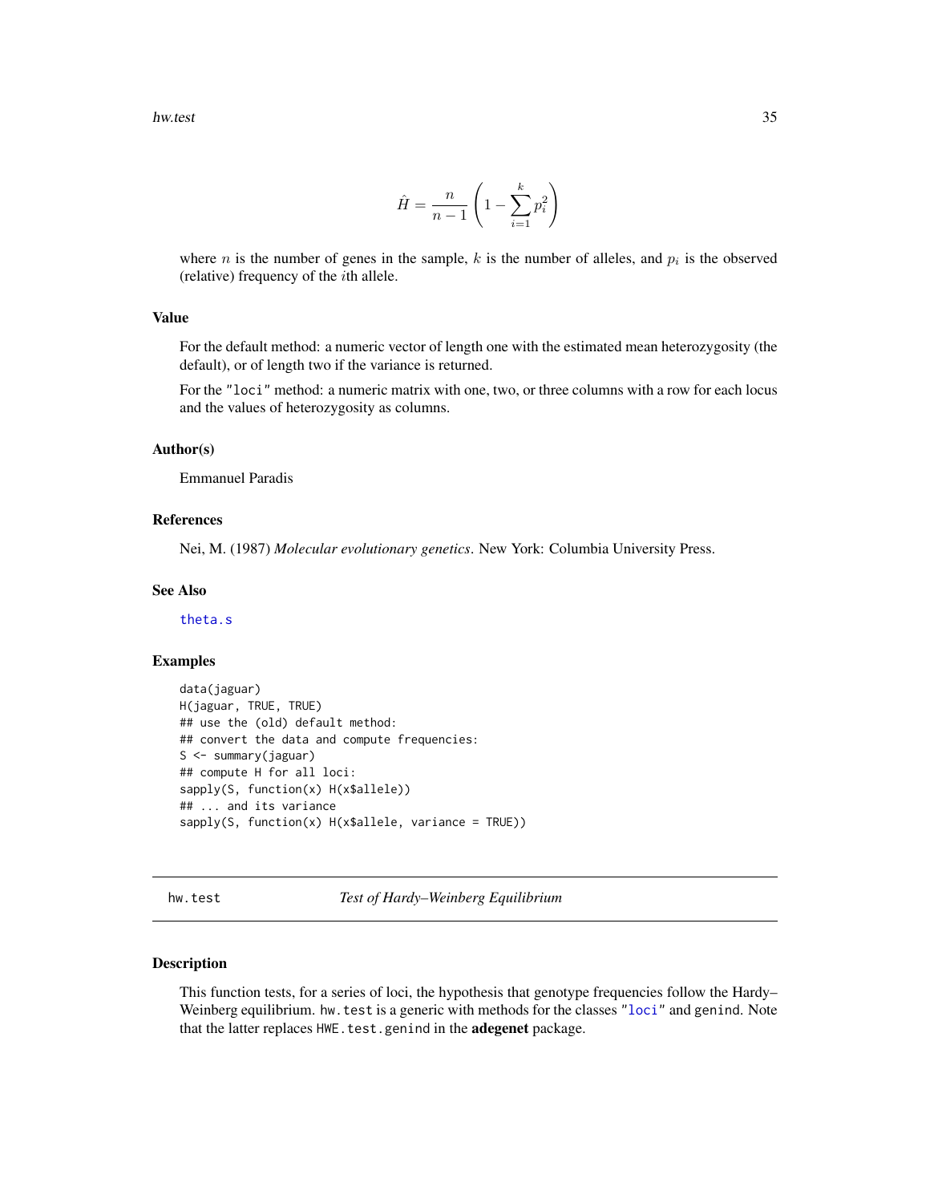$$\hat{H} = \frac{n}{n-1}\left(1 - \sum_{i=1}^{k} p_i^2\right)$$

where $n$ is the number of genes in the sample, $k$ is the number of alleles, and $p_i$ is the observed (relative) frequency of the $i$th allele.

### Value

For the default method: a numeric vector of length one with the estimated mean heterozygosity (the default), or of length two if the variance is returned.

For the "loci" method: a numeric matrix with one, two, or three columns with a row for each locus and the values of heterozygosity as columns.

### Author(s)

Emmanuel Paradis

### References

Nei, M. (1987) *Molecular evolutionary genetics*. New York: Columbia University Press.

### See Also

theta.s

### Examples

```
data(jaguar)
H(jaguar, TRUE, TRUE)
## use the (old) default method:
## convert the data and compute frequencies:
S <- summary(jaguar)
## compute H for all loci:
sapply(S, function(x) H(x$allele))
## ... and its variance
sapply(S, function(x) H(x$allele, variance = TRUE))
```

## hw.test *Test of Hardy–Weinberg Equilibrium*

### Description

This function tests, for a series of loci, the hypothesis that genotype frequencies follow the Hardy–Weinberg equilibrium. hw.test is a generic with methods for the classes "loci" and genind. Note that the latter replaces HWE.test.genind in the **adegenet** package.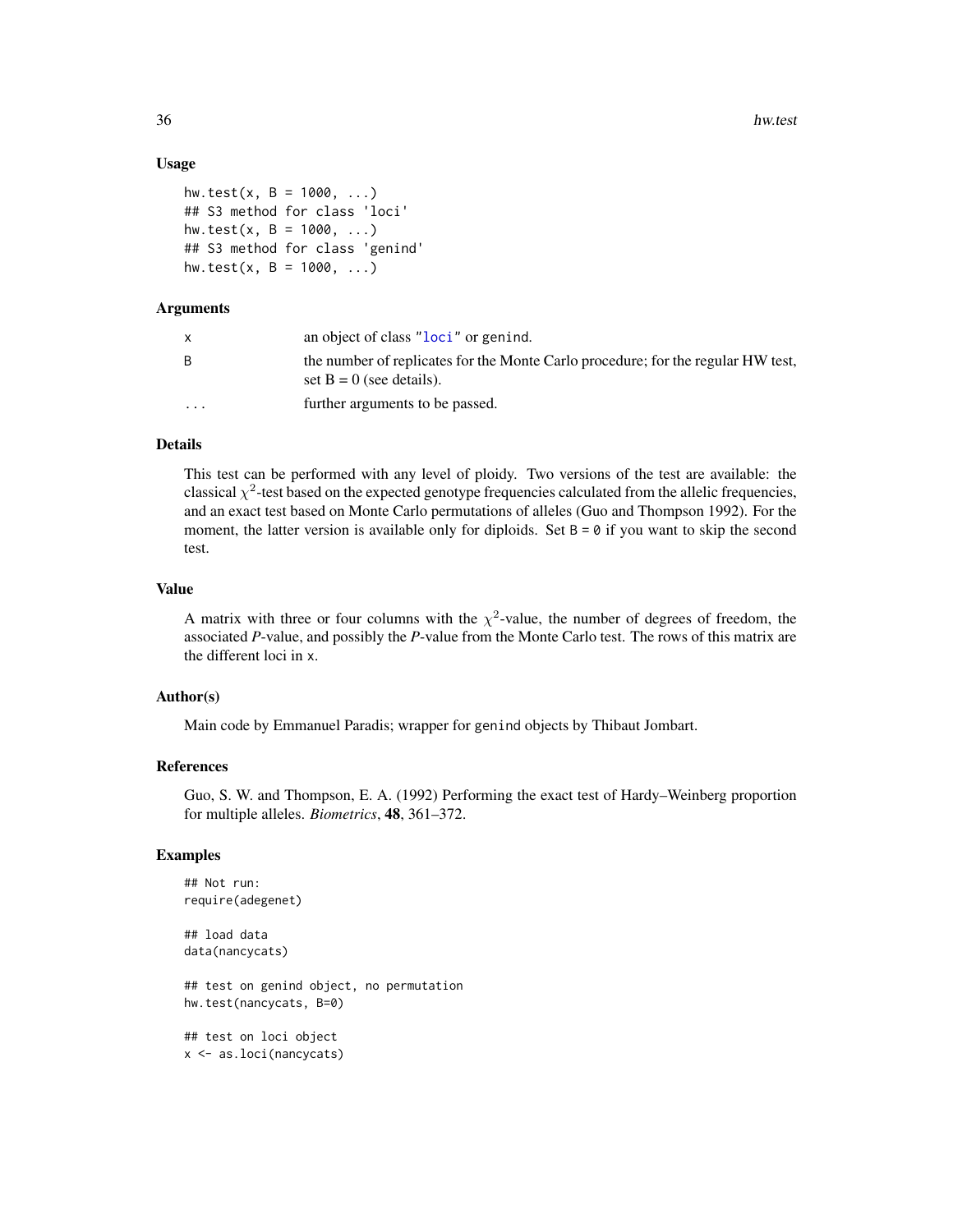## Usage

```
hw.test(x, B = 1000, ...)
## S3 method for class 'loci'
hw.test(x, B = 1000, ...)
## S3 method for class 'genind'
hw.test(x, B = 1000, ...)
```

## Arguments

| | |
|---|---|
| x | an object of class "loci" or genind. |
| B | the number of replicates for the Monte Carlo procedure; for the regular HW test, set B = 0 (see details). |
| ... | further arguments to be passed. |

## Details

This test can be performed with any level of ploidy. Two versions of the test are available: the classical $\chi^2$-test based on the expected genotype frequencies calculated from the allelic frequencies, and an exact test based on Monte Carlo permutations of alleles (Guo and Thompson 1992). For the moment, the latter version is available only for diploids. Set B = 0 if you want to skip the second test.

## Value

A matrix with three or four columns with the $\chi^2$-value, the number of degrees of freedom, the associated *P*-value, and possibly the *P*-value from the Monte Carlo test. The rows of this matrix are the different loci in x.

## Author(s)

Main code by Emmanuel Paradis; wrapper for genind objects by Thibaut Jombart.

## References

Guo, S. W. and Thompson, E. A. (1992) Performing the exact test of Hardy–Weinberg proportion for multiple alleles. *Biometrics*, **48**, 361–372.

## Examples

```
## Not run:
require(adegenet)

## load data
data(nancycats)

## test on genind object, no permutation
hw.test(nancycats, B=0)

## test on loci object
x <- as.loci(nancycats)
```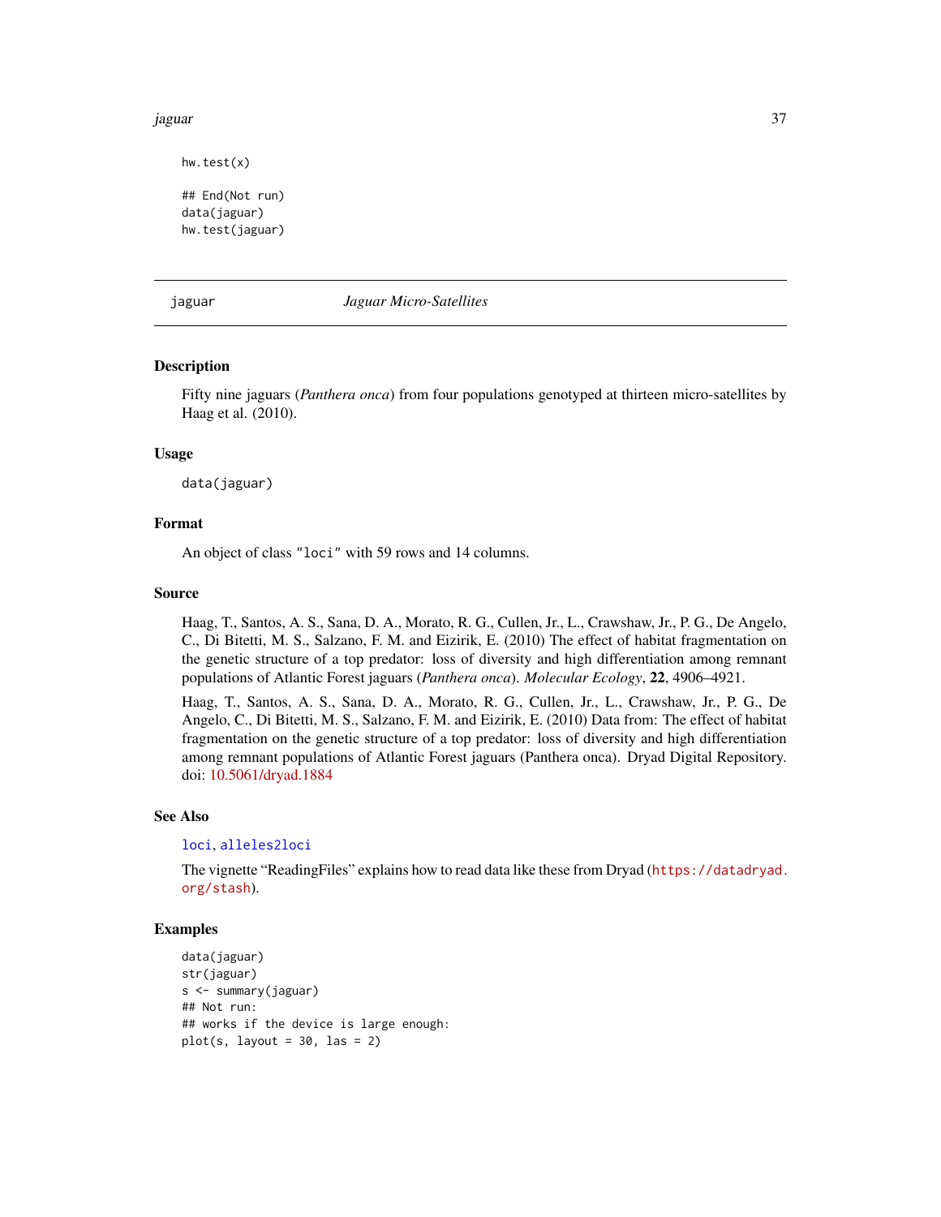```
hw.test(x)

## End(Not run)
data(jaguar)
hw.test(jaguar)
```

---

`jaguar` *Jaguar Micro-Satellites*

---

## Description

Fifty nine jaguars (*Panthera onca*) from four populations genotyped at thirteen micro-satellites by Haag et al. (2010).

## Usage

```
data(jaguar)
```

## Format

An object of class `"loci"` with 59 rows and 14 columns.

## Source

Haag, T., Santos, A. S., Sana, D. A., Morato, R. G., Cullen, Jr., L., Crawshaw, Jr., P. G., De Angelo, C., Di Bitetti, M. S., Salzano, F. M. and Eizirik, E. (2010) The effect of habitat fragmentation on the genetic structure of a top predator: loss of diversity and high differentiation among remnant populations of Atlantic Forest jaguars (*Panthera onca*). *Molecular Ecology*, **22**, 4906–4921.

Haag, T., Santos, A. S., Sana, D. A., Morato, R. G., Cullen, Jr., L., Crawshaw, Jr., P. G., De Angelo, C., Di Bitetti, M. S., Salzano, F. M. and Eizirik, E. (2010) Data from: The effect of habitat fragmentation on the genetic structure of a top predator: loss of diversity and high differentiation among remnant populations of Atlantic Forest jaguars (Panthera onca). Dryad Digital Repository. doi: 10.5061/dryad.1884

## See Also

`loci`, `alleles2loci`

The vignette "ReadingFiles" explains how to read data like these from Dryad (`https://datadryad.org/stash`).

## Examples

```
data(jaguar)
str(jaguar)
s <- summary(jaguar)
## Not run:
## works if the device is large enough:
plot(s, layout = 30, las = 2)
```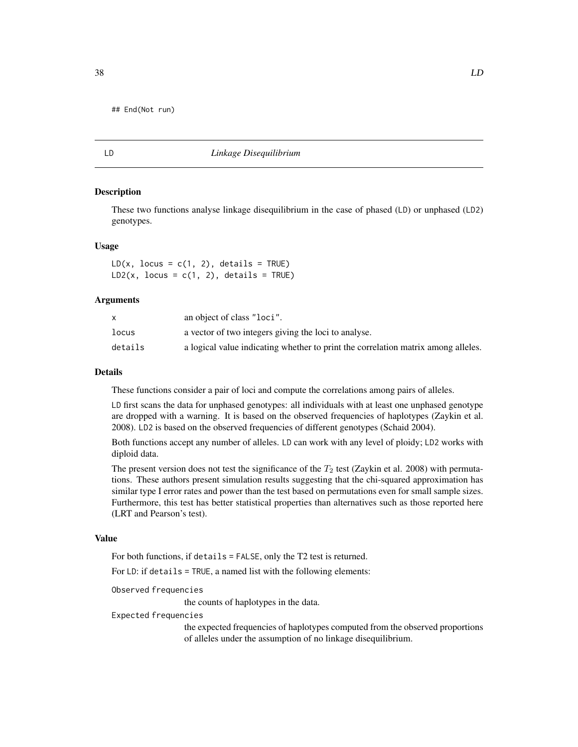```
## End(Not run)
```

---

## LD — *Linkage Disequilibrium*

### Description

These two functions analyse linkage disequilibrium in the case of phased (`LD`) or unphased (`LD2`) genotypes.

### Usage

```
LD(x, locus = c(1, 2), details = TRUE)
LD2(x, locus = c(1, 2), details = TRUE)
```

### Arguments

| | |
|---|---|
| `x` | an object of class `"loci"`. |
| `locus` | a vector of two integers giving the loci to analyse. |
| `details` | a logical value indicating whether to print the correlation matrix among alleles. |

### Details

These functions consider a pair of loci and compute the correlations among pairs of alleles.

`LD` first scans the data for unphased genotypes: all individuals with at least one unphased genotype are dropped with a warning. It is based on the observed frequencies of haplotypes (Zaykin et al. 2008). `LD2` is based on the observed frequencies of different genotypes (Schaid 2004).

Both functions accept any number of alleles. `LD` can work with any level of ploidy; `LD2` works with diploid data.

The present version does not test the significance of the $T_2$ test (Zaykin et al. 2008) with permutations. These authors present simulation results suggesting that the chi-squared approximation has similar type I error rates and power than the test based on permutations even for small sample sizes. Furthermore, this test has better statistical properties than alternatives such as those reported here (LRT and Pearson's test).

### Value

For both functions, if `details = FALSE`, only the T2 test is returned.

For `LD`: if `details = TRUE`, a named list with the following elements:

`Observed frequencies`
: the counts of haplotypes in the data.

`Expected frequencies`
: the expected frequencies of haplotypes computed from the observed proportions of alleles under the assumption of no linkage disequilibrium.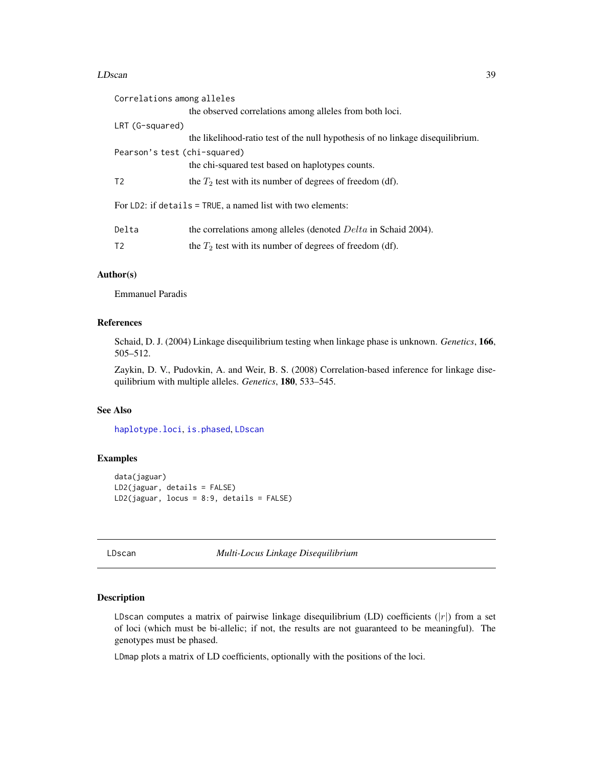`Correlations among alleles`
: the observed correlations among alleles from both loci.

`LRT (G-squared)`
: the likelihood-ratio test of the null hypothesis of no linkage disequilibrium.

`Pearson's test (chi-squared)`
: the chi-squared test based on haplotypes counts.

`T2`
: the $T_2$ test with its number of degrees of freedom (df).

For `LD2`: if `details = TRUE`, a named list with two elements:

`Delta`
: the correlations among alleles (denoted $Delta$ in Schaid 2004).

`T2`
: the $T_2$ test with its number of degrees of freedom (df).

## Author(s)

Emmanuel Paradis

## References

Schaid, D. J. (2004) Linkage disequilibrium testing when linkage phase is unknown. *Genetics*, **166**, 505–512.

Zaykin, D. V., Pudovkin, A. and Weir, B. S. (2008) Correlation-based inference for linkage disequilibrium with multiple alleles. *Genetics*, **180**, 533–545.

## See Also

`haplotype.loci`, `is.phased`, `LDscan`

## Examples

```
data(jaguar)
LD2(jaguar, details = FALSE)
LD2(jaguar, locus = 8:9, details = FALSE)
```

---

# LDscan *Multi-Locus Linkage Disequilibrium*

## Description

`LDscan` computes a matrix of pairwise linkage disequilibrium (LD) coefficients ($|r|$) from a set of loci (which must be bi-allelic; if not, the results are not guaranteed to be meaningful). The genotypes must be phased.

`LDmap` plots a matrix of LD coefficients, optionally with the positions of the loci.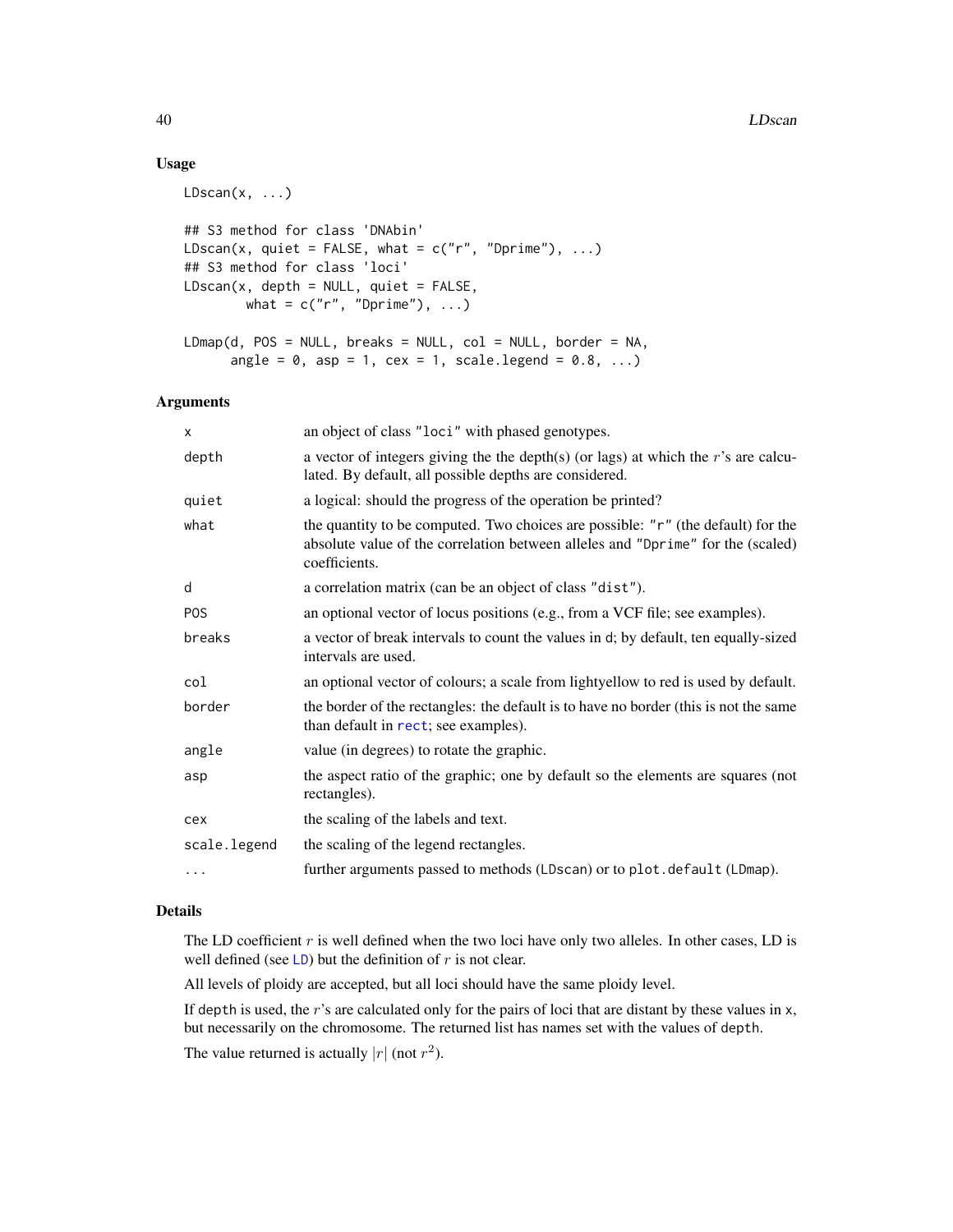## Usage

```
LDscan(x, ...)

## S3 method for class 'DNAbin'
LDscan(x, quiet = FALSE, what = c("r", "Dprime"), ...)
## S3 method for class 'loci'
LDscan(x, depth = NULL, quiet = FALSE,
        what = c("r", "Dprime"), ...)

LDmap(d, POS = NULL, breaks = NULL, col = NULL, border = NA,
      angle = 0, asp = 1, cex = 1, scale.legend = 0.8, ...)
```

## Arguments

| | |
|---|---|
| x | an object of class "loci" with phased genotypes. |
| depth | a vector of integers giving the the depth(s) (or lags) at which the $r$'s are calculated. By default, all possible depths are considered. |
| quiet | a logical: should the progress of the operation be printed? |
| what | the quantity to be computed. Two choices are possible: "r" (the default) for the absolute value of the correlation between alleles and "Dprime" for the (scaled) coefficients. |
| d | a correlation matrix (can be an object of class "dist"). |
| POS | an optional vector of locus positions (e.g., from a VCF file; see examples). |
| breaks | a vector of break intervals to count the values in d; by default, ten equally-sized intervals are used. |
| col | an optional vector of colours; a scale from lightyellow to red is used by default. |
| border | the border of the rectangles: the default is to have no border (this is not the same than default in rect; see examples). |
| angle | value (in degrees) to rotate the graphic. |
| asp | the aspect ratio of the graphic; one by default so the elements are squares (not rectangles). |
| cex | the scaling of the labels and text. |
| scale.legend | the scaling of the legend rectangles. |
| ... | further arguments passed to methods (LDscan) or to plot.default (LDmap). |

## Details

The LD coefficient $r$ is well defined when the two loci have only two alleles. In other cases, LD is well defined (see LD) but the definition of $r$ is not clear.

All levels of ploidy are accepted, but all loci should have the same ploidy level.

If depth is used, the $r$'s are calculated only for the pairs of loci that are distant by these values in x, but necessarily on the chromosome. The returned list has names set with the values of depth.

The value returned is actually $|r|$ (not $r^2$).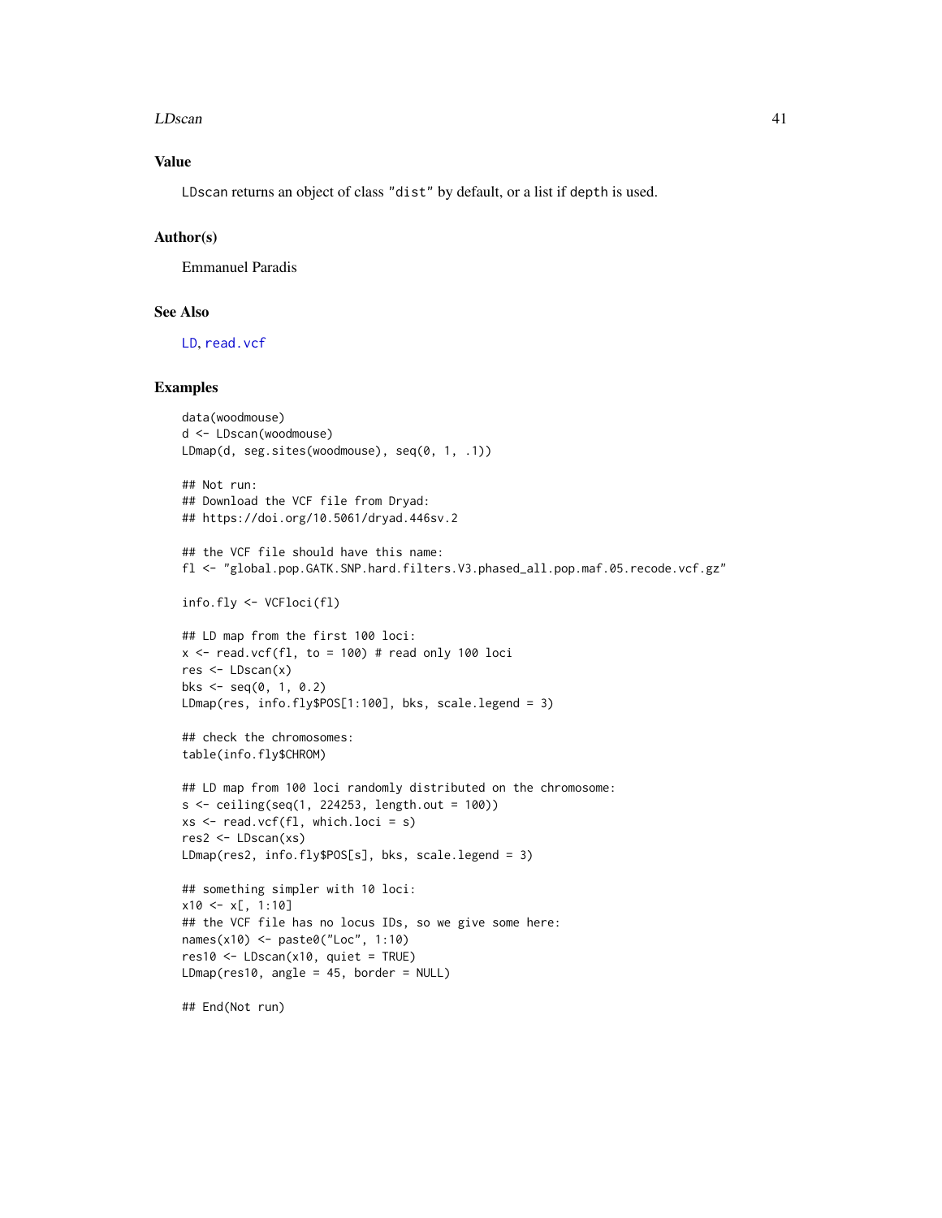## Value

LDscan returns an object of class "dist" by default, or a list if depth is used.

## Author(s)

Emmanuel Paradis

## See Also

LD, read.vcf

## Examples

```
data(woodmouse)
d <- LDscan(woodmouse)
LDmap(d, seg.sites(woodmouse), seq(0, 1, .1))

## Not run:
## Download the VCF file from Dryad:
## https://doi.org/10.5061/dryad.446sv.2

## the VCF file should have this name:
fl <- "global.pop.GATK.SNP.hard.filters.V3.phased_all.pop.maf.05.recode.vcf.gz"

info.fly <- VCFloci(fl)

## LD map from the first 100 loci:
x <- read.vcf(fl, to = 100) # read only 100 loci
res <- LDscan(x)
bks <- seq(0, 1, 0.2)
LDmap(res, info.fly$POS[1:100], bks, scale.legend = 3)

## check the chromosomes:
table(info.fly$CHROM)

## LD map from 100 loci randomly distributed on the chromosome:
s <- ceiling(seq(1, 224253, length.out = 100))
xs <- read.vcf(fl, which.loci = s)
res2 <- LDscan(xs)
LDmap(res2, info.fly$POS[s], bks, scale.legend = 3)

## something simpler with 10 loci:
x10 <- x[, 1:10]
## the VCF file has no locus IDs, so we give some here:
names(x10) <- paste0("Loc", 1:10)
res10 <- LDscan(x10, quiet = TRUE)
LDmap(res10, angle = 45, border = NULL)

## End(Not run)
```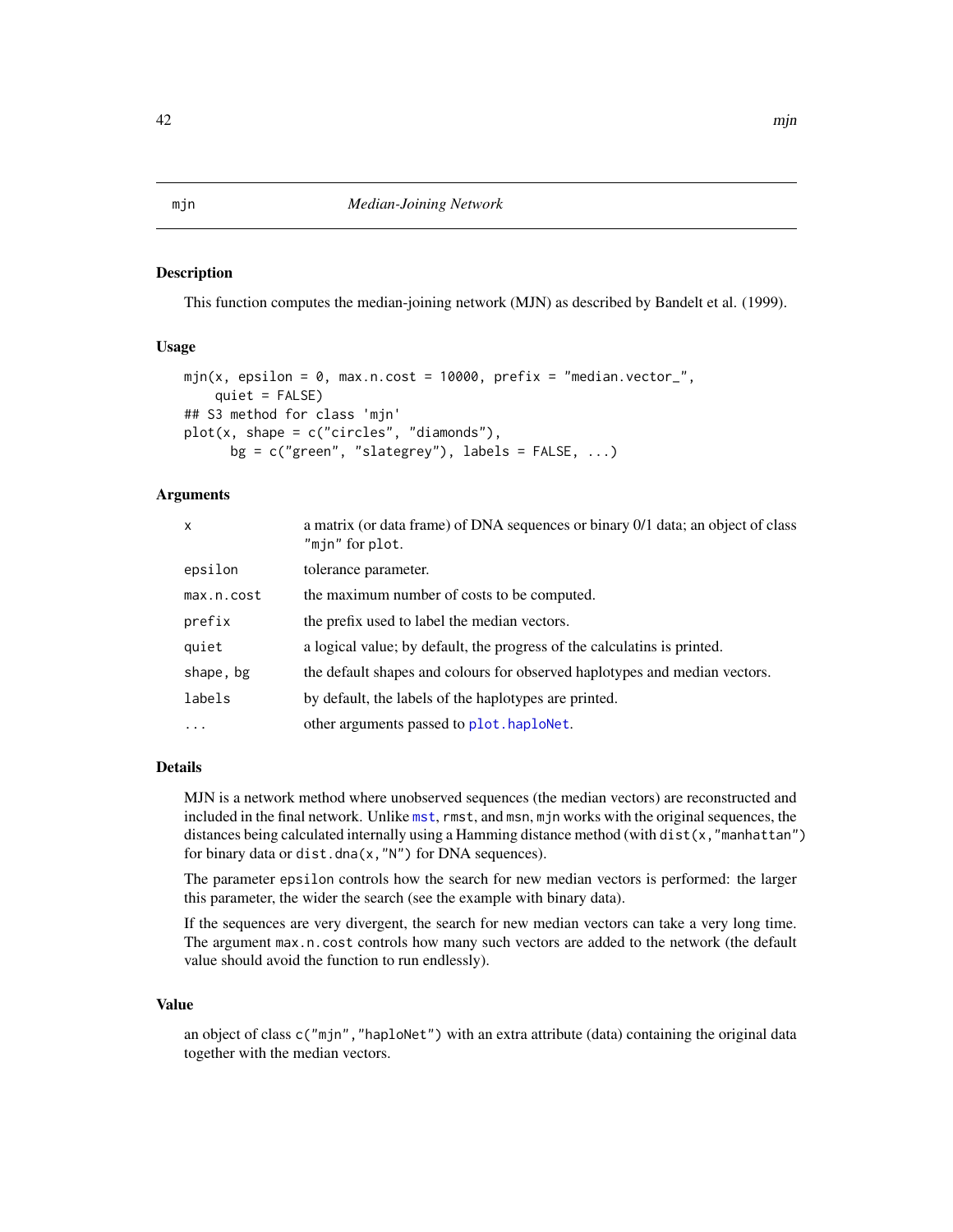# mjn — Median-Joining Network

## Description

This function computes the median-joining network (MJN) as described by Bandelt et al. (1999).

## Usage

```
mjn(x, epsilon = 0, max.n.cost = 10000, prefix = "median.vector_",
    quiet = FALSE)
## S3 method for class 'mjn'
plot(x, shape = c("circles", "diamonds"),
      bg = c("green", "slategrey"), labels = FALSE, ...)
```

## Arguments

| Argument | Description |
|---|---|
| `x` | a matrix (or data frame) of DNA sequences or binary 0/1 data; an object of class `"mjn"` for `plot`. |
| `epsilon` | tolerance parameter. |
| `max.n.cost` | the maximum number of costs to be computed. |
| `prefix` | the prefix used to label the median vectors. |
| `quiet` | a logical value; by default, the progress of the calculatins is printed. |
| `shape, bg` | the default shapes and colours for observed haplotypes and median vectors. |
| `labels` | by default, the labels of the haplotypes are printed. |
| `...` | other arguments passed to `plot.haploNet`. |

## Details

MJN is a network method where unobserved sequences (the median vectors) are reconstructed and included in the final network. Unlike `mst`, `rmst`, and `msn`, `mjn` works with the original sequences, the distances being calculated internally using a Hamming distance method (with `dist(x,"manhattan")` for binary data or `dist.dna(x,"N")` for DNA sequences).

The parameter `epsilon` controls how the search for new median vectors is performed: the larger this parameter, the wider the search (see the example with binary data).

If the sequences are very divergent, the search for new median vectors can take a very long time. The argument `max.n.cost` controls how many such vectors are added to the network (the default value should avoid the function to run endlessly).

## Value

an object of class `c("mjn","haploNet")` with an extra attribute (data) containing the original data together with the median vectors.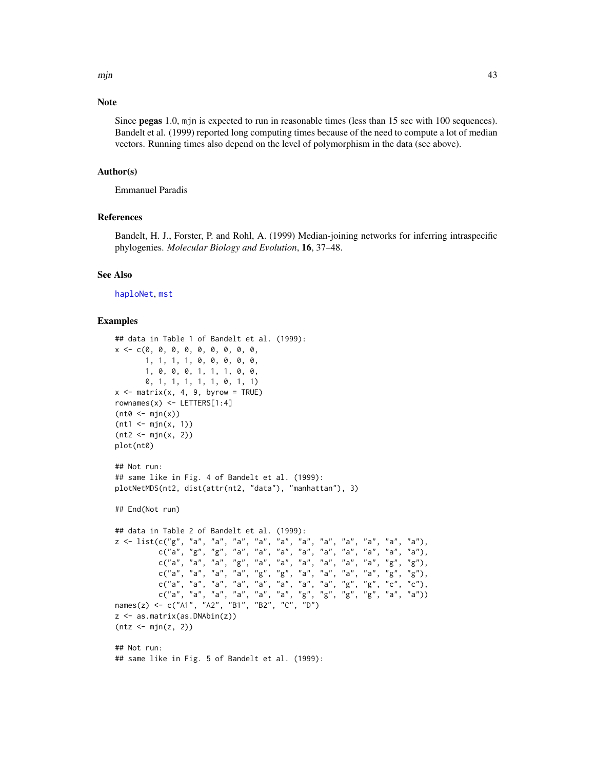## Note

Since **pegas** 1.0, `mjn` is expected to run in reasonable times (less than 15 sec with 100 sequences). Bandelt et al. (1999) reported long computing times because of the need to compute a lot of median vectors. Running times also depend on the level of polymorphism in the data (see above).

## Author(s)

Emmanuel Paradis

## References

Bandelt, H. J., Forster, P. and Rohl, A. (1999) Median-joining networks for inferring intraspecific phylogenies. *Molecular Biology and Evolution*, **16**, 37–48.

## See Also

`haploNet`, `mst`

## Examples

```
## data in Table 1 of Bandelt et al. (1999):
x <- c(0, 0, 0, 0, 0, 0, 0, 0, 0,
       1, 1, 1, 1, 0, 0, 0, 0, 0,
       1, 0, 0, 0, 1, 1, 1, 0, 0,
       0, 1, 1, 1, 1, 1, 0, 1, 1)
x <- matrix(x, 4, 9, byrow = TRUE)
rownames(x) <- LETTERS[1:4]
(nt0 <- mjn(x))
(nt1 <- mjn(x, 1))
(nt2 <- mjn(x, 2))
plot(nt0)

## Not run:
## same like in Fig. 4 of Bandelt et al. (1999):
plotNetMDS(nt2, dist(attr(nt2, "data"), "manhattan"), 3)

## End(Not run)

## data in Table 2 of Bandelt et al. (1999):
z <- list(c("g", "a", "a", "a", "a", "a", "a", "a", "a", "a", "a", "a"),
          c("a", "g", "g", "a", "a", "a", "a", "a", "a", "a", "a", "a"),
          c("a", "a", "a", "g", "a", "a", "a", "a", "a", "a", "g", "g"),
          c("a", "a", "a", "a", "g", "g", "a", "a", "a", "a", "g", "g"),
          c("a", "a", "a", "a", "a", "a", "a", "a", "g", "g", "c", "c"),
          c("a", "a", "a", "a", "a", "a", "g", "g", "g", "g", "a", "a"))
names(z) <- c("A1", "A2", "B1", "B2", "C", "D")
z <- as.matrix(as.DNAbin(z))
(ntz <- mjn(z, 2))

## Not run:
## same like in Fig. 5 of Bandelt et al. (1999):
```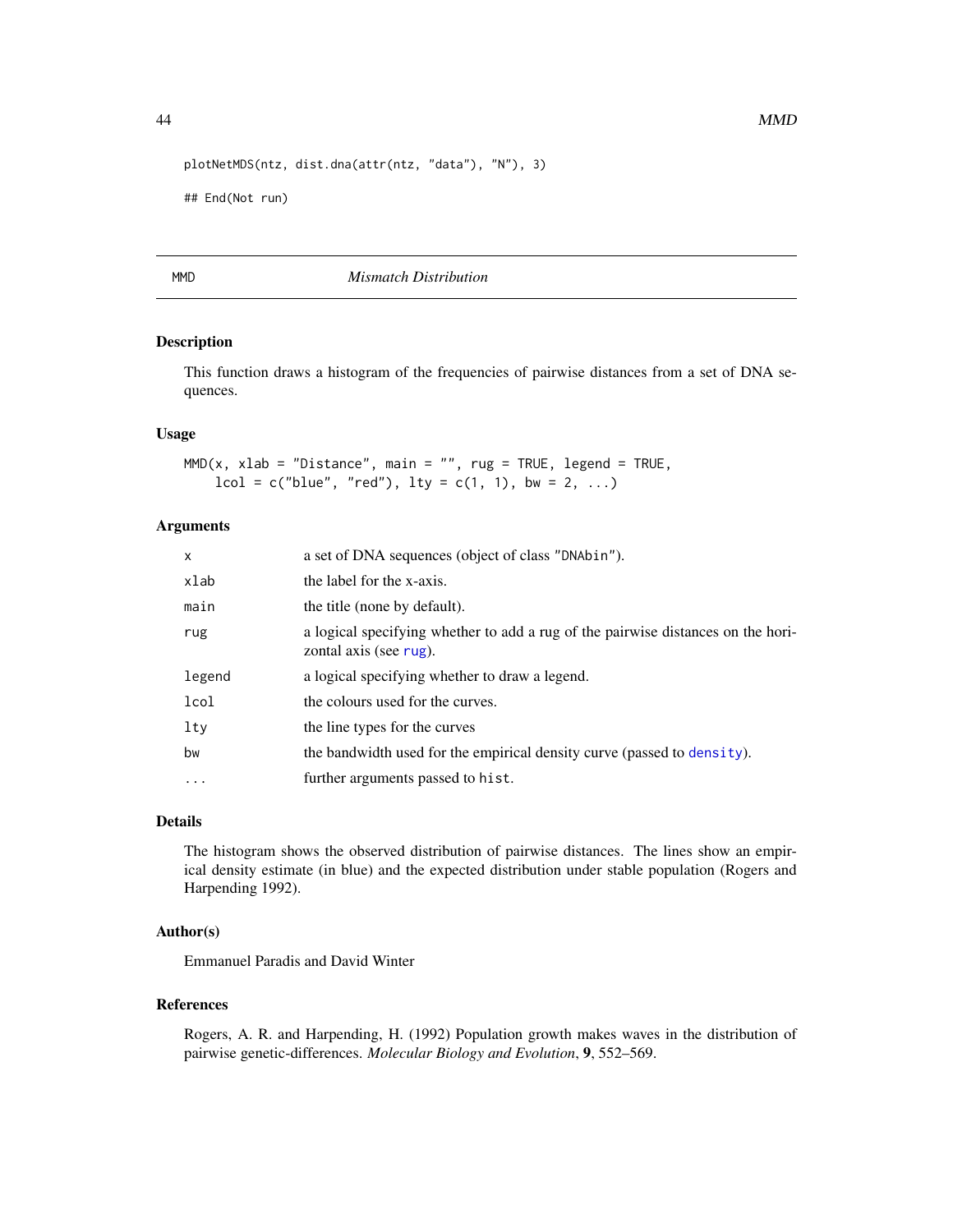```
plotNetMDS(ntz, dist.dna(attr(ntz, "data"), "N"), 3)

## End(Not run)
```

## MMD — *Mismatch Distribution*

### Description

This function draws a histogram of the frequencies of pairwise distances from a set of DNA sequences.

### Usage

```
MMD(x, xlab = "Distance", main = "", rug = TRUE, legend = TRUE,
    lcol = c("blue", "red"), lty = c(1, 1), bw = 2, ...)
```

### Arguments

| | |
|---|---|
| x | a set of DNA sequences (object of class "DNAbin"). |
| xlab | the label for the x-axis. |
| main | the title (none by default). |
| rug | a logical specifying whether to add a rug of the pairwise distances on the horizontal axis (see rug). |
| legend | a logical specifying whether to draw a legend. |
| lcol | the colours used for the curves. |
| lty | the line types for the curves |
| bw | the bandwidth used for the empirical density curve (passed to density). |
| ... | further arguments passed to hist. |

### Details

The histogram shows the observed distribution of pairwise distances. The lines show an empirical density estimate (in blue) and the expected distribution under stable population (Rogers and Harpending 1992).

### Author(s)

Emmanuel Paradis and David Winter

### References

Rogers, A. R. and Harpending, H. (1992) Population growth makes waves in the distribution of pairwise genetic-differences. *Molecular Biology and Evolution*, **9**, 552–569.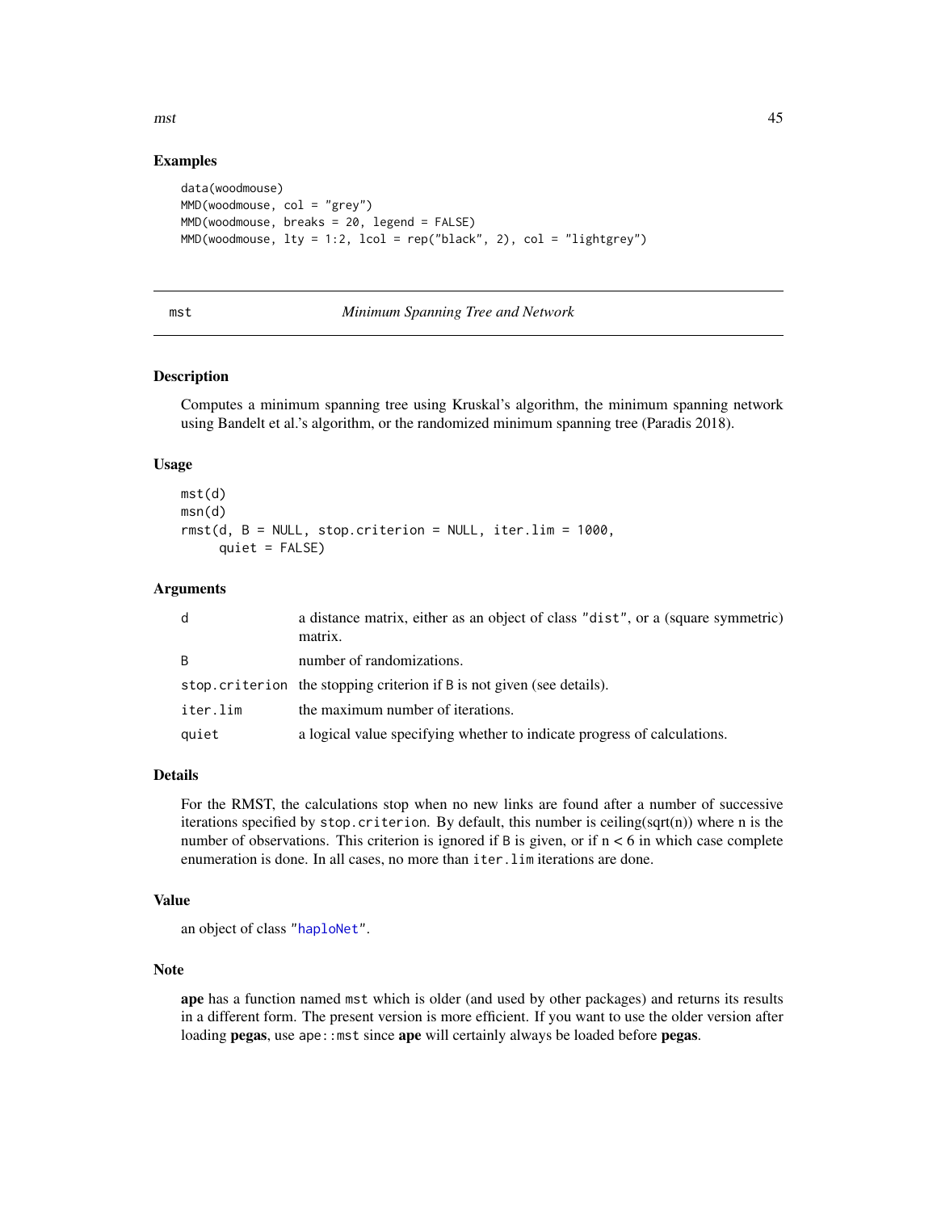## Examples

```
data(woodmouse)
MMD(woodmouse, col = "grey")
MMD(woodmouse, breaks = 20, legend = FALSE)
MMD(woodmouse, lty = 1:2, lcol = rep("black", 2), col = "lightgrey")
```

---

# mst — *Minimum Spanning Tree and Network*

## Description

Computes a minimum spanning tree using Kruskal's algorithm, the minimum spanning network using Bandelt et al.'s algorithm, or the randomized minimum spanning tree (Paradis 2018).

## Usage

```
mst(d)
msn(d)
rmst(d, B = NULL, stop.criterion = NULL, iter.lim = 1000,
     quiet = FALSE)
```

## Arguments

| | |
|---|---|
| `d` | a distance matrix, either as an object of class "dist", or a (square symmetric) matrix. |
| `B` | number of randomizations. |
| `stop.criterion` | the stopping criterion if `B` is not given (see details). |
| `iter.lim` | the maximum number of iterations. |
| `quiet` | a logical value specifying whether to indicate progress of calculations. |

## Details

For the RMST, the calculations stop when no new links are found after a number of successive iterations specified by `stop.criterion`. By default, this number is ceiling(sqrt(n)) where n is the number of observations. This criterion is ignored if `B` is given, or if $n < 6$ in which case complete enumeration is done. In all cases, no more than `iter.lim` iterations are done.

## Value

an object of class "haploNet".

## Note

**ape** has a function named `mst` which is older (and used by other packages) and returns its results in a different form. The present version is more efficient. If you want to use the older version after loading **pegas**, use `ape::mst` since **ape** will certainly always be loaded before **pegas**.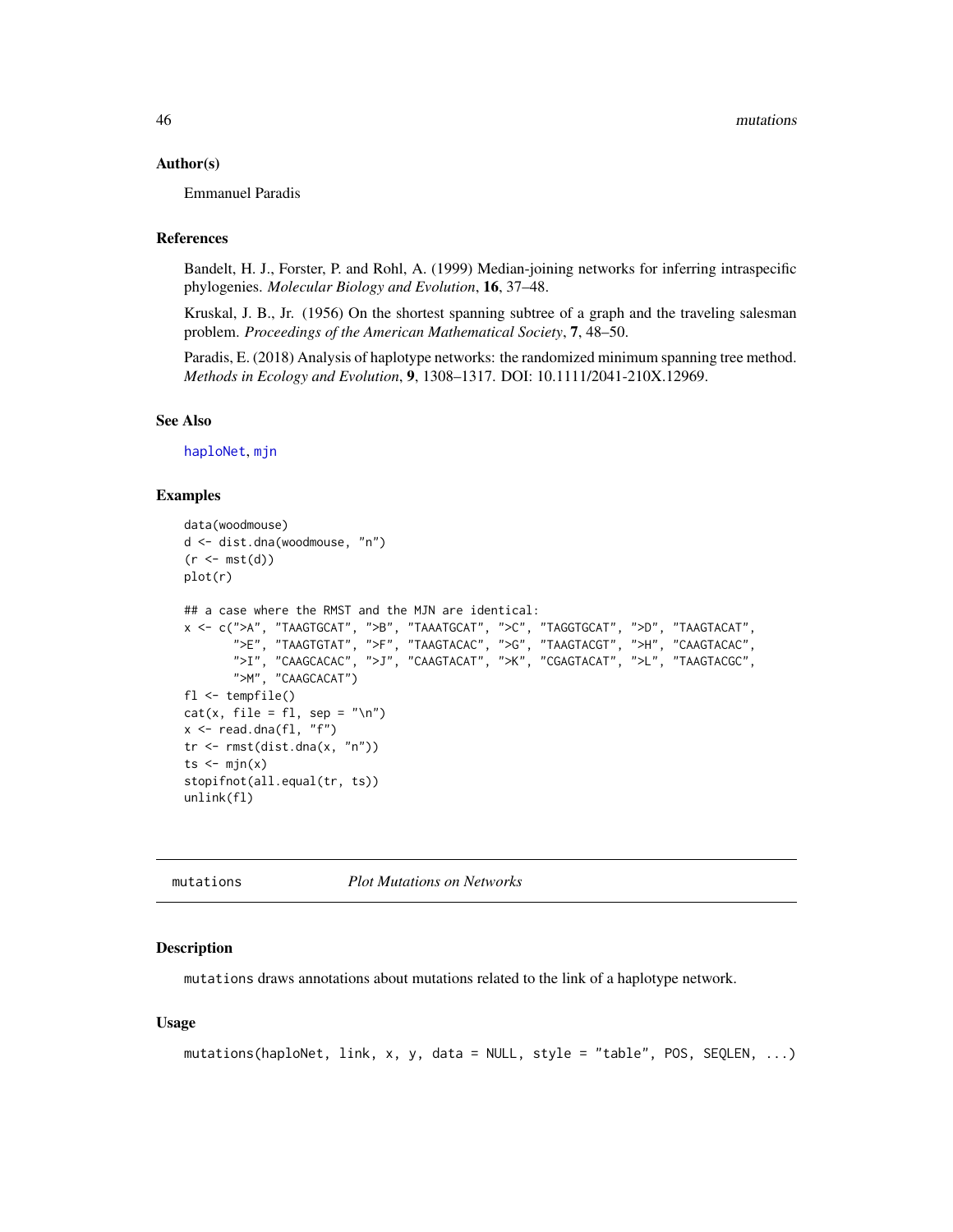### Author(s)

Emmanuel Paradis

### References

Bandelt, H. J., Forster, P. and Rohl, A. (1999) Median-joining networks for inferring intraspecific phylogenies. *Molecular Biology and Evolution*, **16**, 37–48.

Kruskal, J. B., Jr. (1956) On the shortest spanning subtree of a graph and the traveling salesman problem. *Proceedings of the American Mathematical Society*, **7**, 48–50.

Paradis, E. (2018) Analysis of haplotype networks: the randomized minimum spanning tree method. *Methods in Ecology and Evolution*, **9**, 1308–1317. DOI: 10.1111/2041-210X.12969.

### See Also

haploNet, mjn

### Examples

```
data(woodmouse)
d <- dist.dna(woodmouse, "n")
(r <- mst(d))
plot(r)

## a case where the RMST and the MJN are identical:
x <- c(">A", "TAAGTGCAT", ">B", "TAAATGCAT", ">C", "TAGGTGCAT", ">D", "TAAGTACAT",
       ">E", "TAAGTGTAT", ">F", "TAAGTACAC", ">G", "TAAGTACGT", ">H", "CAAGTACAC",
       ">I", "CAAGCACAC", ">J", "CAAGTACAT", ">K", "CGAGTACAT", ">L", "TAAGTACGC",
       ">M", "CAAGCACAT")
fl <- tempfile()
cat(x, file = fl, sep = "\n")
x <- read.dna(fl, "f")
tr <- rmst(dist.dna(x, "n"))
ts <- mjn(x)
stopifnot(all.equal(tr, ts))
unlink(fl)
```

## mutations — *Plot Mutations on Networks*

### Description

mutations draws annotations about mutations related to the link of a haplotype network.

### Usage

```
mutations(haploNet, link, x, y, data = NULL, style = "table", POS, SEQLEN, ...)
```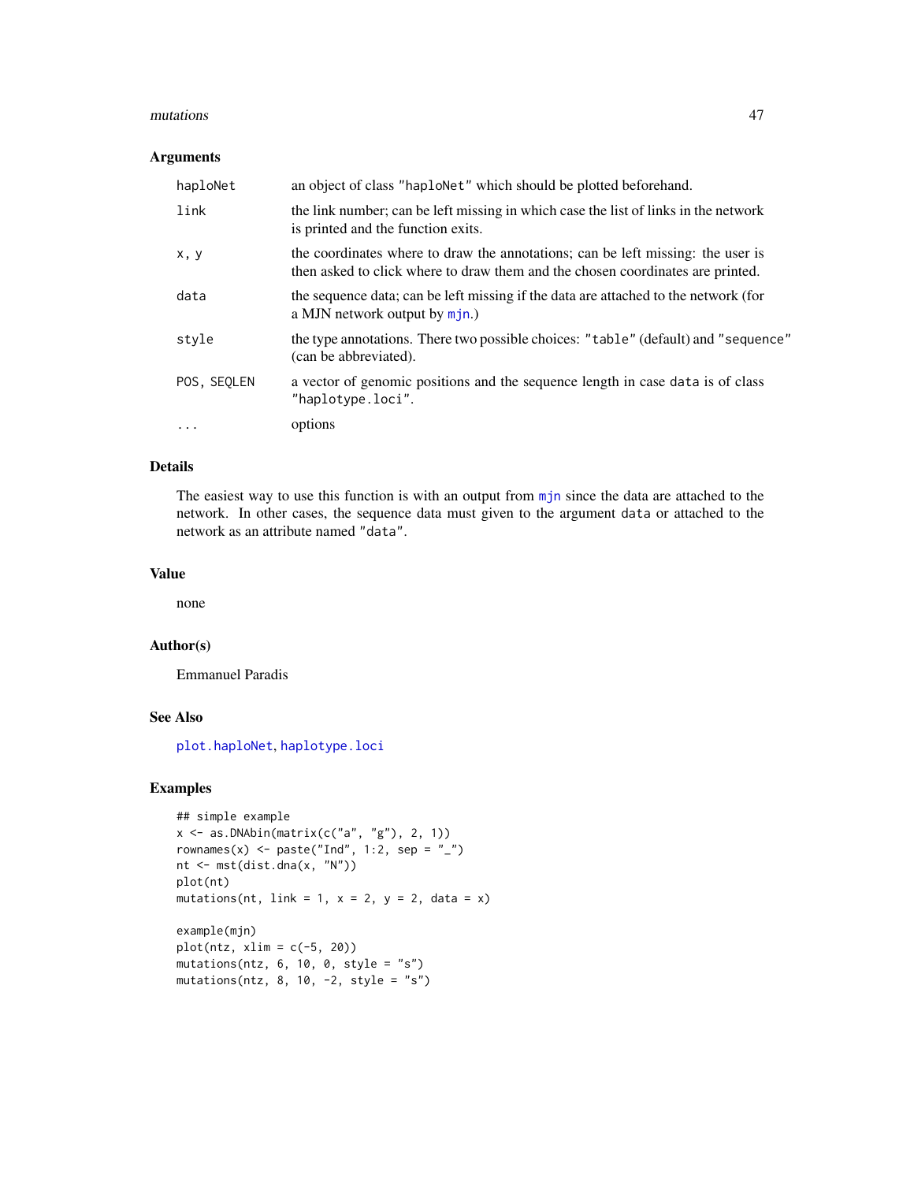## Arguments

| | |
|---|---|
| `haploNet` | an object of class `"haploNet"` which should be plotted beforehand. |
| `link` | the link number; can be left missing in which case the list of links in the network is printed and the function exits. |
| `x, y` | the coordinates where to draw the annotations; can be left missing: the user is then asked to click where to draw them and the chosen coordinates are printed. |
| `data` | the sequence data; can be left missing if the data are attached to the network (for a MJN network output by `mjn`.) |
| `style` | the type annotations. There two possible choices: `"table"` (default) and `"sequence"` (can be abbreviated). |
| `POS, SEQLEN` | a vector of genomic positions and the sequence length in case `data` is of class `"haplotype.loci"`. |
| `...` | options |

## Details

The easiest way to use this function is with an output from `mjn` since the data are attached to the network. In other cases, the sequence data must given to the argument `data` or attached to the network as an attribute named `"data"`.

## Value

none

## Author(s)

Emmanuel Paradis

## See Also

`plot.haploNet`, `haplotype.loci`

## Examples

```
## simple example
x <- as.DNAbin(matrix(c("a", "g"), 2, 1))
rownames(x) <- paste("Ind", 1:2, sep = "_")
nt <- mst(dist.dna(x, "N"))
plot(nt)
mutations(nt, link = 1, x = 2, y = 2, data = x)

example(mjn)
plot(ntz, xlim = c(-5, 20))
mutations(ntz, 6, 10, 0, style = "s")
mutations(ntz, 8, 10, -2, style = "s")
```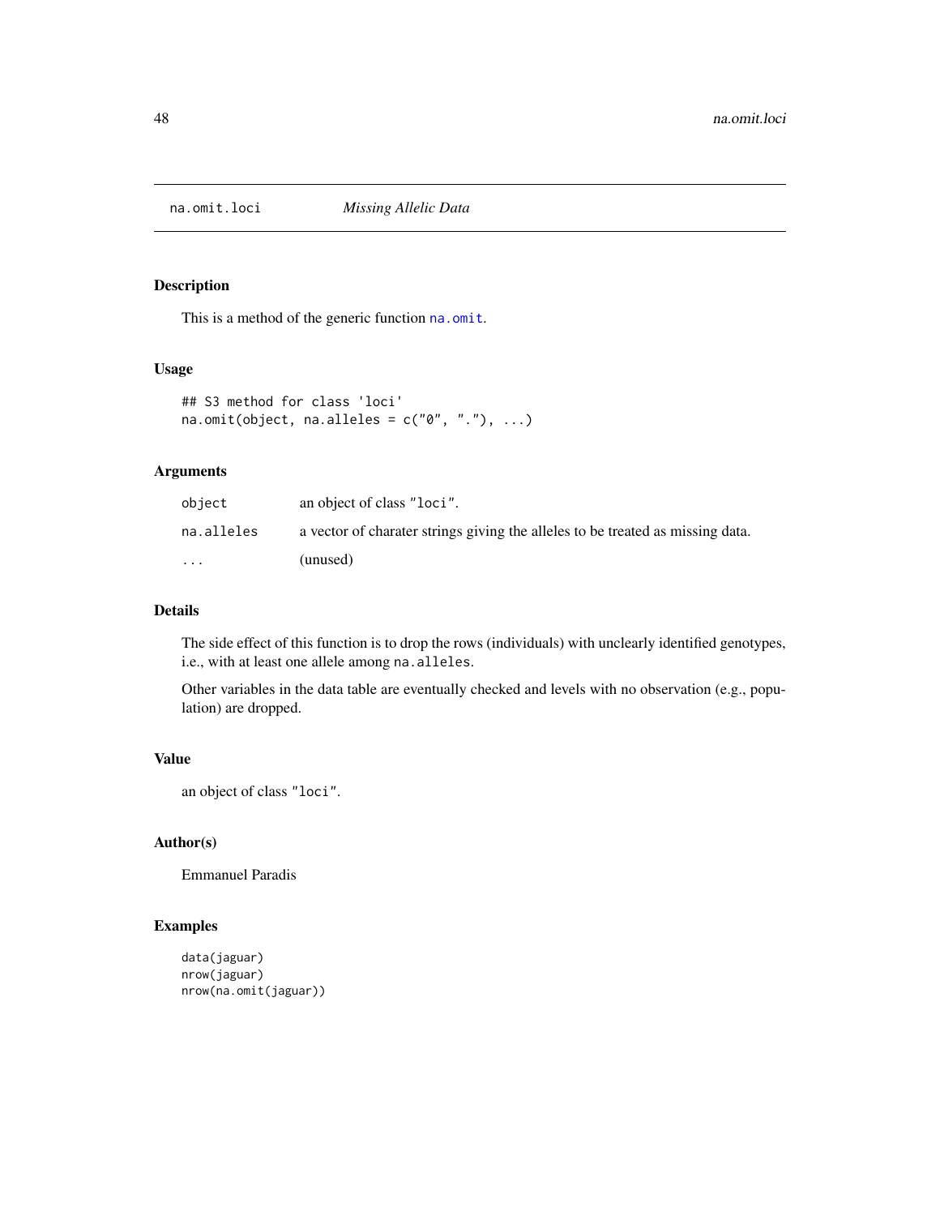# na.omit.loci *Missing Allelic Data*

## Description

This is a method of the generic function `na.omit`.

## Usage

```
## S3 method for class 'loci'
na.omit(object, na.alleles = c("0", "."), ...)
```

## Arguments

| | |
|---|---|
| `object` | an object of class "`loci`". |
| `na.alleles` | a vector of charater strings giving the alleles to be treated as missing data. |
| `...` | (unused) |

## Details

The side effect of this function is to drop the rows (individuals) with unclearly identified genotypes, i.e., with at least one allele among `na.alleles`.

Other variables in the data table are eventually checked and levels with no observation (e.g., population) are dropped.

## Value

an object of class "`loci`".

## Author(s)

Emmanuel Paradis

## Examples

```
data(jaguar)
nrow(jaguar)
nrow(na.omit(jaguar))
```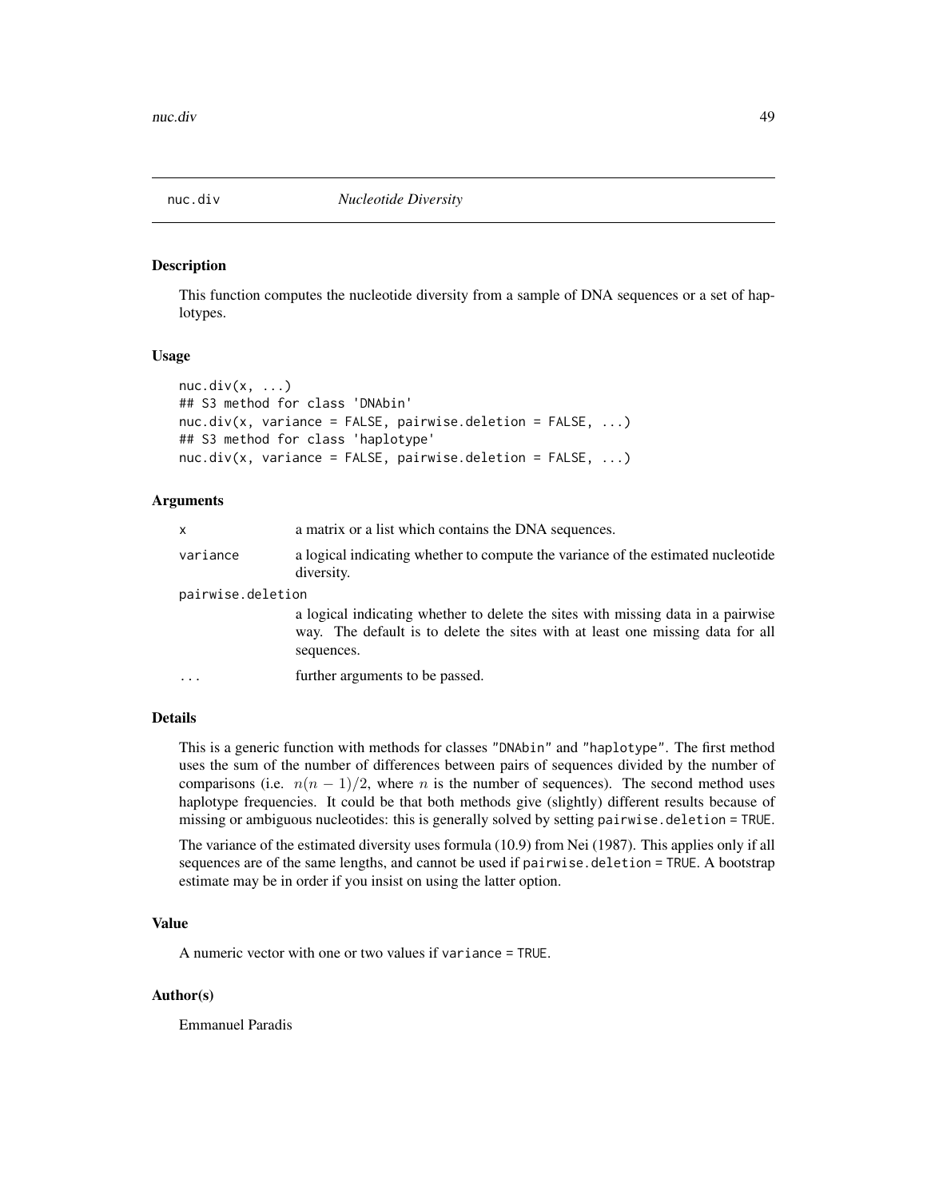## nuc.div *Nucleotide Diversity*

### Description

This function computes the nucleotide diversity from a sample of DNA sequences or a set of haplotypes.

### Usage

```
nuc.div(x, ...)
## S3 method for class 'DNAbin'
nuc.div(x, variance = FALSE, pairwise.deletion = FALSE, ...)
## S3 method for class 'haplotype'
nuc.div(x, variance = FALSE, pairwise.deletion = FALSE, ...)
```

### Arguments

| | |
|---|---|
| `x` | a matrix or a list which contains the DNA sequences. |
| `variance` | a logical indicating whether to compute the variance of the estimated nucleotide diversity. |
| `pairwise.deletion` | a logical indicating whether to delete the sites with missing data in a pairwise way. The default is to delete the sites with at least one missing data for all sequences. |
| `...` | further arguments to be passed. |

### Details

This is a generic function with methods for classes `"DNAbin"` and `"haplotype"`. The first method uses the sum of the number of differences between pairs of sequences divided by the number of comparisons (i.e. $n(n-1)/2$, where $n$ is the number of sequences). The second method uses haplotype frequencies. It could be that both methods give (slightly) different results because of missing or ambiguous nucleotides: this is generally solved by setting `pairwise.deletion = TRUE`.

The variance of the estimated diversity uses formula (10.9) from Nei (1987). This applies only if all sequences are of the same lengths, and cannot be used if `pairwise.deletion = TRUE`. A bootstrap estimate may be in order if you insist on using the latter option.

### Value

A numeric vector with one or two values if `variance = TRUE`.

### Author(s)

Emmanuel Paradis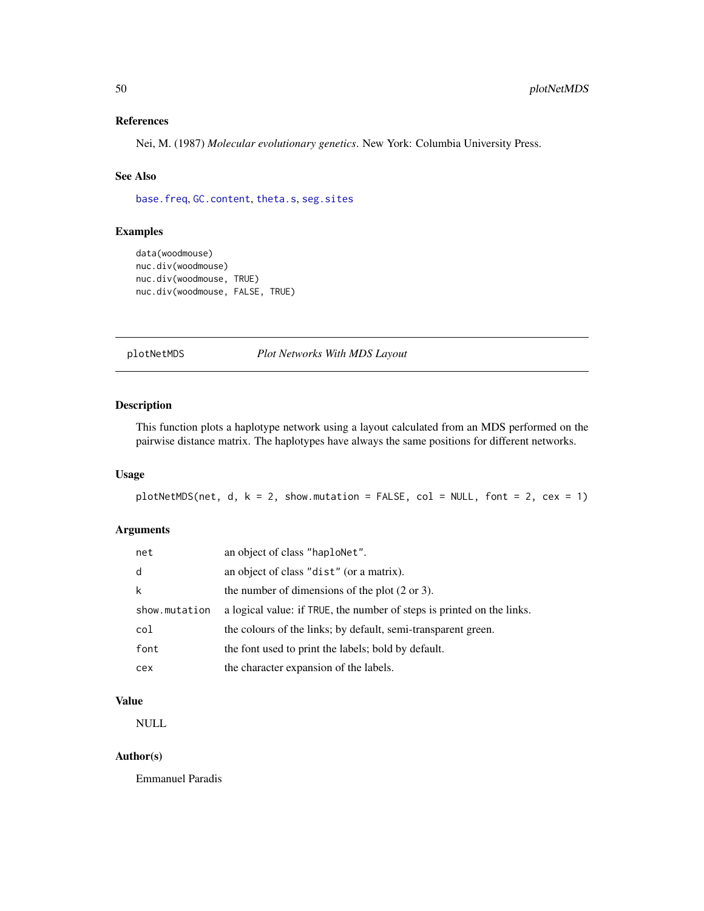### References

Nei, M. (1987) *Molecular evolutionary genetics*. New York: Columbia University Press.

### See Also

`base.freq`, `GC.content`, `theta.s`, `seg.sites`

### Examples

```
data(woodmouse)
nuc.div(woodmouse)
nuc.div(woodmouse, TRUE)
nuc.div(woodmouse, FALSE, TRUE)
```

---

## plotNetMDS    *Plot Networks With MDS Layout*

---

### Description

This function plots a haplotype network using a layout calculated from an MDS performed on the pairwise distance matrix. The haplotypes have always the same positions for different networks.

### Usage

```
plotNetMDS(net, d, k = 2, show.mutation = FALSE, col = NULL, font = 2, cex = 1)
```

### Arguments

| | |
|---|---|
| `net` | an object of class `"haploNet"`. |
| `d` | an object of class `"dist"` (or a matrix). |
| `k` | the number of dimensions of the plot (2 or 3). |
| `show.mutation` | a logical value: if `TRUE`, the number of steps is printed on the links. |
| `col` | the colours of the links; by default, semi-transparent green. |
| `font` | the font used to print the labels; bold by default. |
| `cex` | the character expansion of the labels. |

### Value

NULL

### Author(s)

Emmanuel Paradis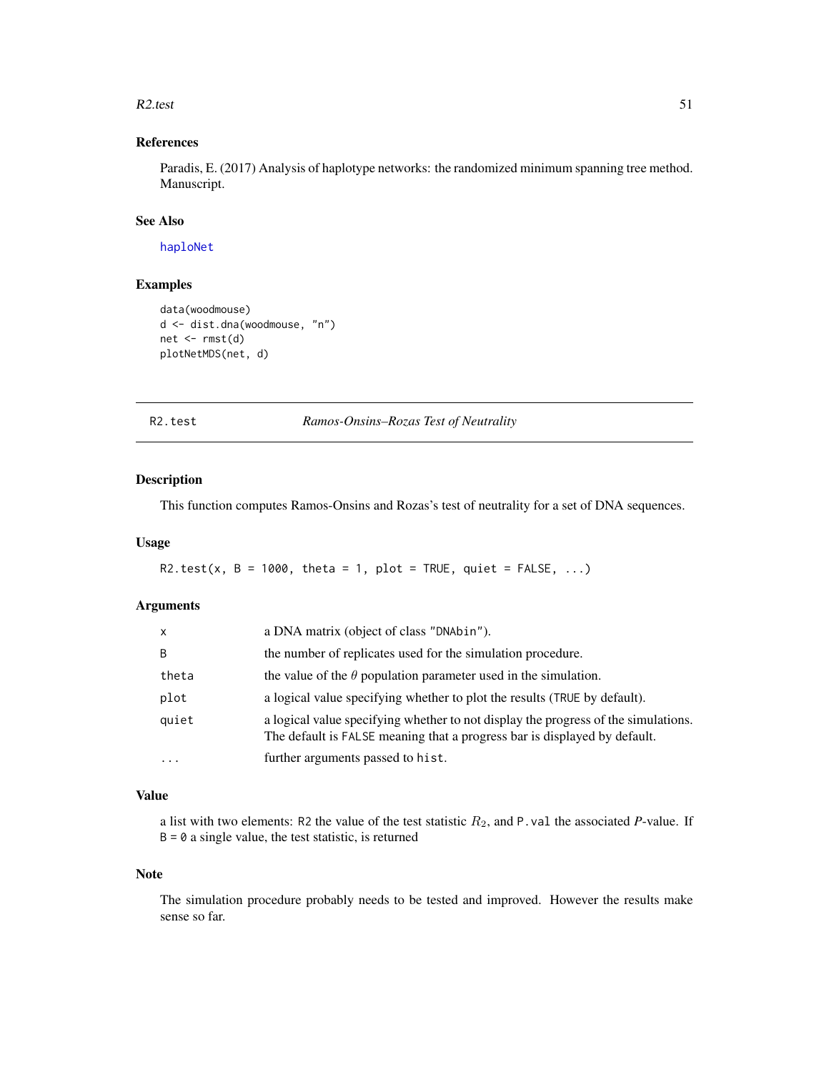## References

Paradis, E. (2017) Analysis of haplotype networks: the randomized minimum spanning tree method. Manuscript.

## See Also

haploNet

## Examples

```
data(woodmouse)
d <- dist.dna(woodmouse, "n")
net <- rmst(d)
plotNetMDS(net, d)
```

---

# R2.test — *Ramos-Onsins–Rozas Test of Neutrality*

## Description

This function computes Ramos-Onsins and Rozas's test of neutrality for a set of DNA sequences.

## Usage

```
R2.test(x, B = 1000, theta = 1, plot = TRUE, quiet = FALSE, ...)
```

## Arguments

| | |
|---|---|
| x | a DNA matrix (object of class "DNAbin"). |
| B | the number of replicates used for the simulation procedure. |
| theta | the value of the $\theta$ population parameter used in the simulation. |
| plot | a logical value specifying whether to plot the results (TRUE by default). |
| quiet | a logical value specifying whether to not display the progress of the simulations. The default is FALSE meaning that a progress bar is displayed by default. |
| ... | further arguments passed to hist. |

## Value

a list with two elements: R2 the value of the test statistic $R_2$, and P.val the associated *P*-value. If B = 0 a single value, the test statistic, is returned

## Note

The simulation procedure probably needs to be tested and improved. However the results make sense so far.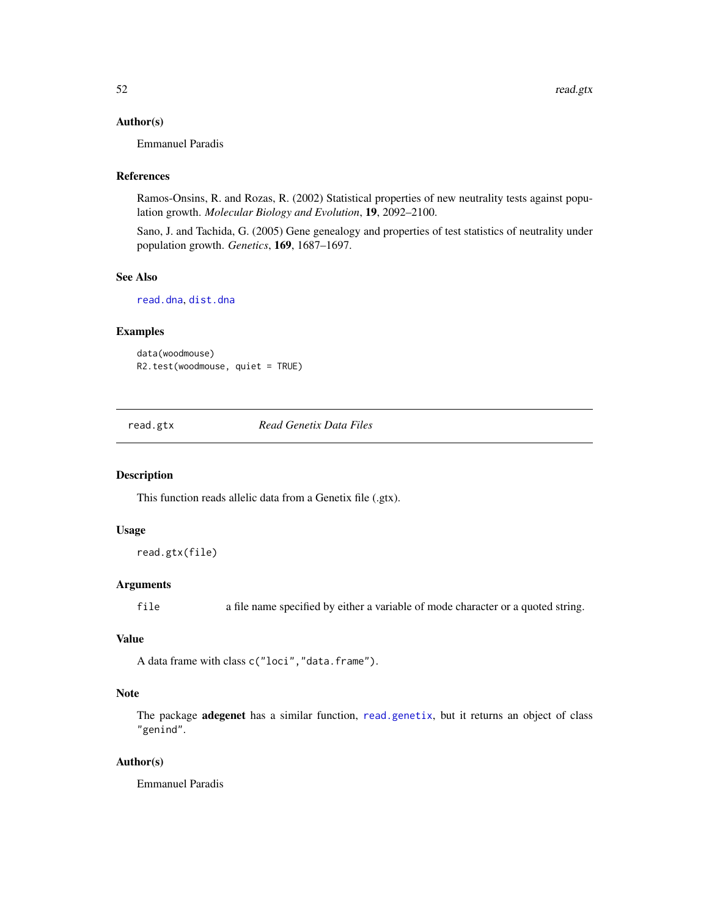### Author(s)

Emmanuel Paradis

### References

Ramos-Onsins, R. and Rozas, R. (2002) Statistical properties of new neutrality tests against population growth. *Molecular Biology and Evolution*, **19**, 2092–2100.

Sano, J. and Tachida, G. (2005) Gene genealogy and properties of test statistics of neutrality under population growth. *Genetics*, **169**, 1687–1697.

### See Also

`read.dna`, `dist.dna`

### Examples

```
data(woodmouse)
R2.test(woodmouse, quiet = TRUE)
```

---

## read.gtx *Read Genetix Data Files*

---

### Description

This function reads allelic data from a Genetix file (.gtx).

### Usage

```
read.gtx(file)
```

### Arguments

`file` a file name specified by either a variable of mode character or a quoted string.

### Value

A data frame with class `c("loci","data.frame")`.

### Note

The package **adegenet** has a similar function, `read.genetix`, but it returns an object of class `"genind"`.

### Author(s)

Emmanuel Paradis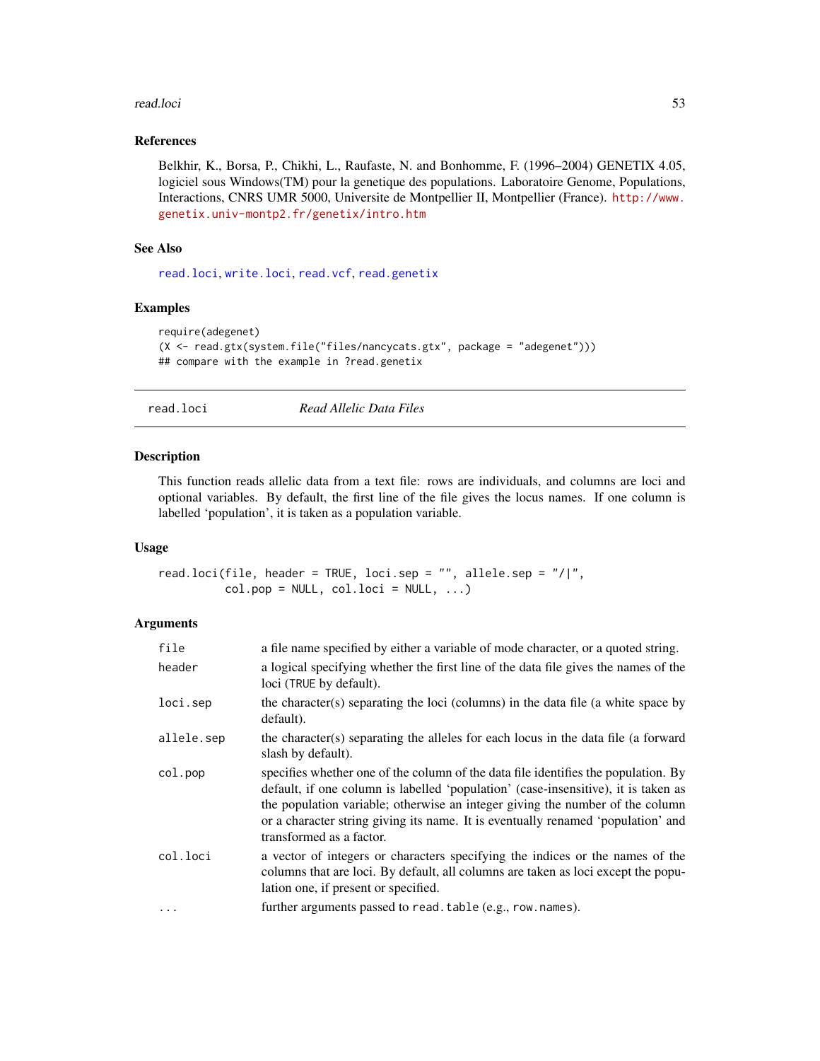### References

Belkhir, K., Borsa, P., Chikhi, L., Raufaste, N. and Bonhomme, F. (1996–2004) GENETIX 4.05, logiciel sous Windows(TM) pour la genetique des populations. Laboratoire Genome, Populations, Interactions, CNRS UMR 5000, Universite de Montpellier II, Montpellier (France). http://www.genetix.univ-montp2.fr/genetix/intro.htm

### See Also

read.loci, write.loci, read.vcf, read.genetix

### Examples

```
require(adegenet)
(X <- read.gtx(system.file("files/nancycats.gtx", package = "adegenet")))
## compare with the example in ?read.genetix
```

---

## read.loci *Read Allelic Data Files*

### Description

This function reads allelic data from a text file: rows are individuals, and columns are loci and optional variables. By default, the first line of the file gives the locus names. If one column is labelled 'population', it is taken as a population variable.

### Usage

```
read.loci(file, header = TRUE, loci.sep = "", allele.sep = "/|",
          col.pop = NULL, col.loci = NULL, ...)
```

### Arguments

| | |
|---|---|
| `file` | a file name specified by either a variable of mode character, or a quoted string. |
| `header` | a logical specifying whether the first line of the data file gives the names of the loci (TRUE by default). |
| `loci.sep` | the character(s) separating the loci (columns) in the data file (a white space by default). |
| `allele.sep` | the character(s) separating the alleles for each locus in the data file (a forward slash by default). |
| `col.pop` | specifies whether one of the column of the data file identifies the population. By default, if one column is labelled 'population' (case-insensitive), it is taken as the population variable; otherwise an integer giving the number of the column or a character string giving its name. It is eventually renamed 'population' and transformed as a factor. |
| `col.loci` | a vector of integers or characters specifying the indices or the names of the columns that are loci. By default, all columns are taken as loci except the population one, if present or specified. |
| `...` | further arguments passed to `read.table` (e.g., `row.names`). |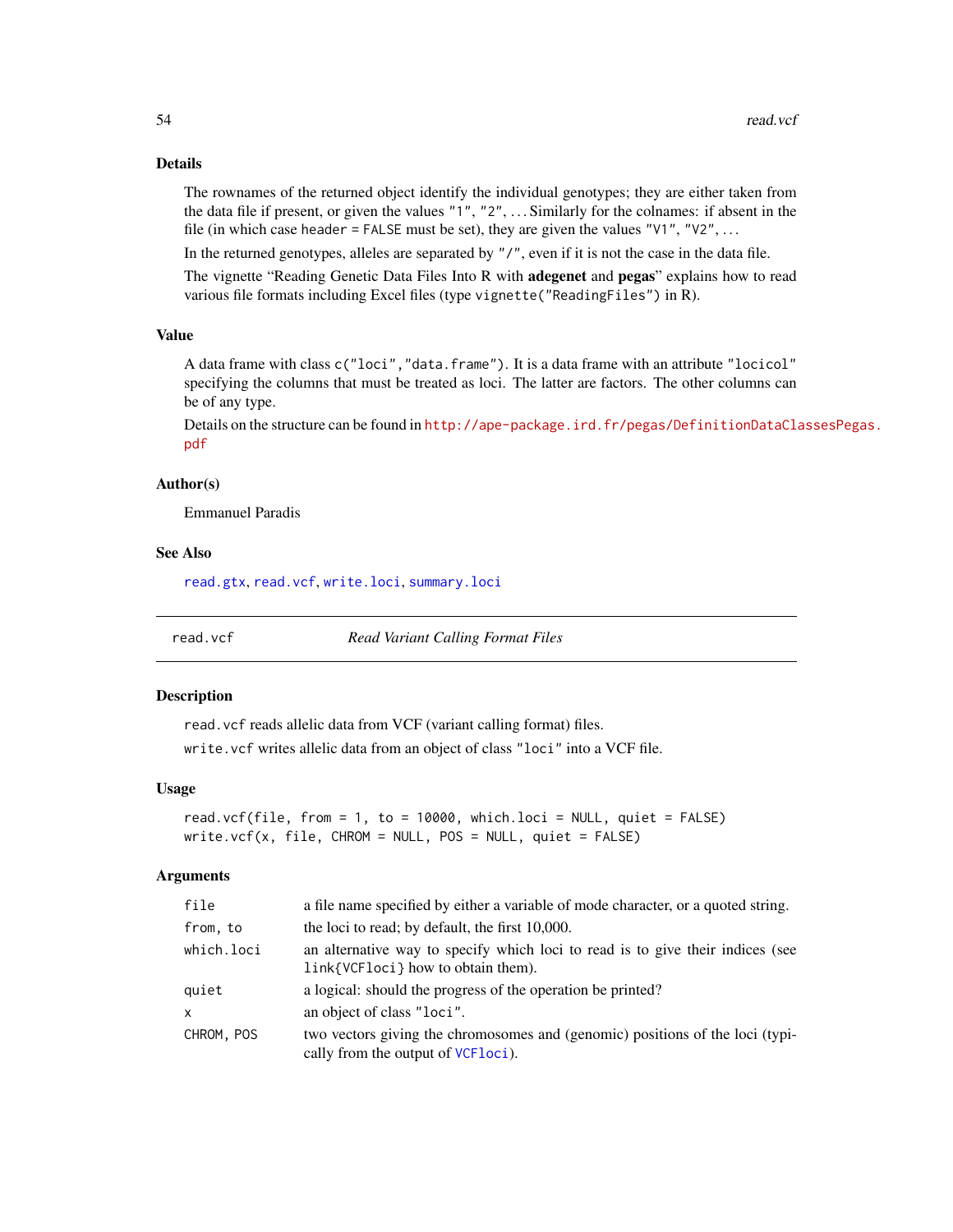## Details

The rownames of the returned object identify the individual genotypes; they are either taken from the data file if present, or given the values "1", "2", ... Similarly for the colnames: if absent in the file (in which case header = FALSE must be set), they are given the values "V1", "V2", ...

In the returned genotypes, alleles are separated by "/", even if it is not the case in the data file.

The vignette "Reading Genetic Data Files Into R with **adegenet** and **pegas**" explains how to read various file formats including Excel files (type `vignette("ReadingFiles")` in R).

## Value

A data frame with class `c("loci","data.frame")`. It is a data frame with an attribute "locicol" specifying the columns that must be treated as loci. The latter are factors. The other columns can be of any type.

Details on the structure can be found in http://ape-package.ird.fr/pegas/DefinitionDataClassesPegas.pdf

## Author(s)

Emmanuel Paradis

## See Also

read.gtx, read.vcf, write.loci, summary.loci

---

# read.vcf — *Read Variant Calling Format Files*

## Description

`read.vcf` reads allelic data from VCF (variant calling format) files.

`write.vcf` writes allelic data from an object of class "loci" into a VCF file.

## Usage

```
read.vcf(file, from = 1, to = 10000, which.loci = NULL, quiet = FALSE)
write.vcf(x, file, CHROM = NULL, POS = NULL, quiet = FALSE)
```

## Arguments

| | |
|---|---|
| `file` | a file name specified by either a variable of mode character, or a quoted string. |
| `from, to` | the loci to read; by default, the first 10,000. |
| `which.loci` | an alternative way to specify which loci to read is to give their indices (see `link{VCFloci}` how to obtain them). |
| `quiet` | a logical: should the progress of the operation be printed? |
| `x` | an object of class "loci". |
| `CHROM, POS` | two vectors giving the chromosomes and (genomic) positions of the loci (typically from the output of VCFloci). |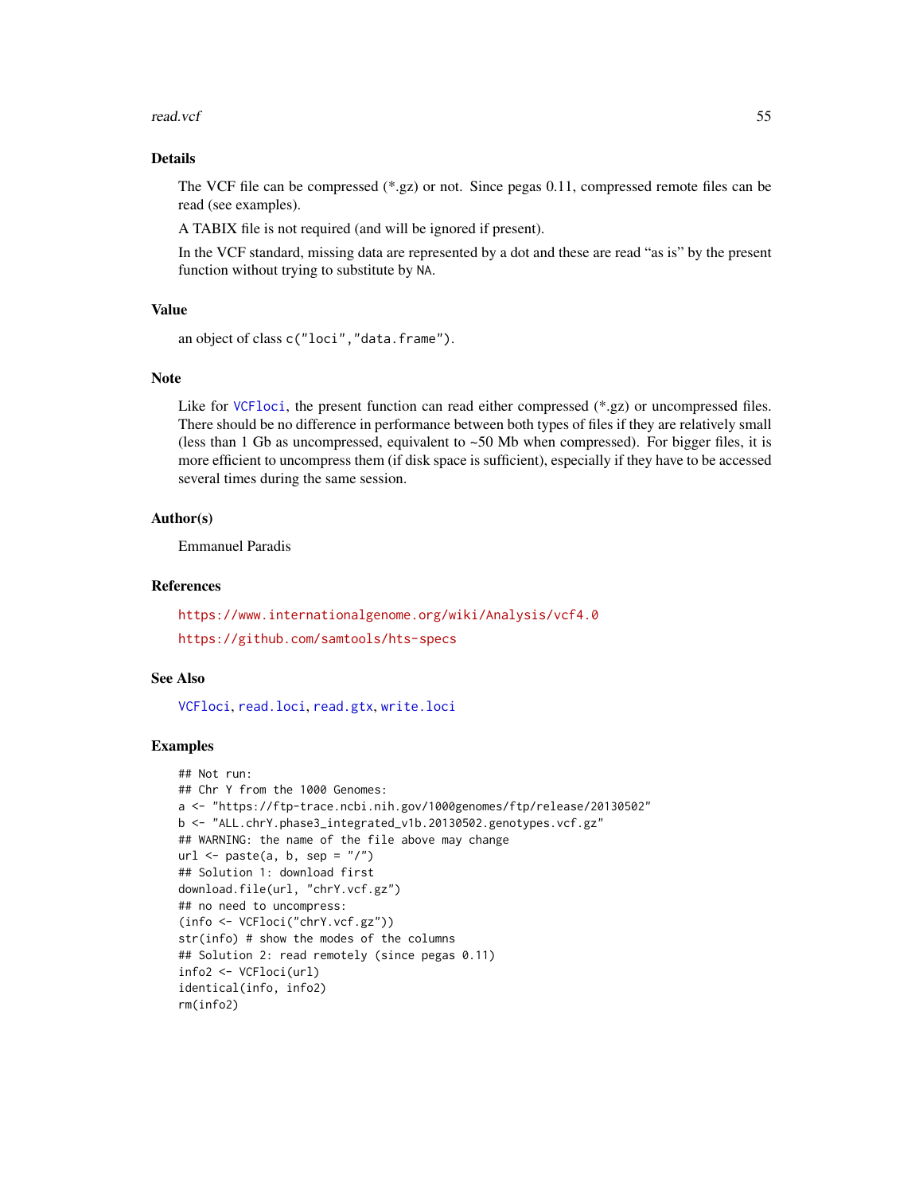### Details

The VCF file can be compressed (*.gz) or not. Since pegas 0.11, compressed remote files can be read (see examples).

A TABIX file is not required (and will be ignored if present).

In the VCF standard, missing data are represented by a dot and these are read "as is" by the present function without trying to substitute by `NA`.

### Value

an object of class `c("loci","data.frame")`.

### Note

Like for `VCFloci`, the present function can read either compressed (*.gz) or uncompressed files. There should be no difference in performance between both types of files if they are relatively small (less than 1 Gb as uncompressed, equivalent to ~50 Mb when compressed). For bigger files, it is more efficient to uncompress them (if disk space is sufficient), especially if they have to be accessed several times during the same session.

### Author(s)

Emmanuel Paradis

### References

https://www.internationalgenome.org/wiki/Analysis/vcf4.0

https://github.com/samtools/hts-specs

### See Also

`VCFloci`, `read.loci`, `read.gtx`, `write.loci`

### Examples

```
## Not run:
## Chr Y from the 1000 Genomes:
a <- "https://ftp-trace.ncbi.nih.gov/1000genomes/ftp/release/20130502"
b <- "ALL.chrY.phase3_integrated_v1b.20130502.genotypes.vcf.gz"
## WARNING: the name of the file above may change
url <- paste(a, b, sep = "/")
## Solution 1: download first
download.file(url, "chrY.vcf.gz")
## no need to uncompress:
(info <- VCFloci("chrY.vcf.gz"))
str(info) # show the modes of the columns
## Solution 2: read remotely (since pegas 0.11)
info2 <- VCFloci(url)
identical(info, info2)
rm(info2)
```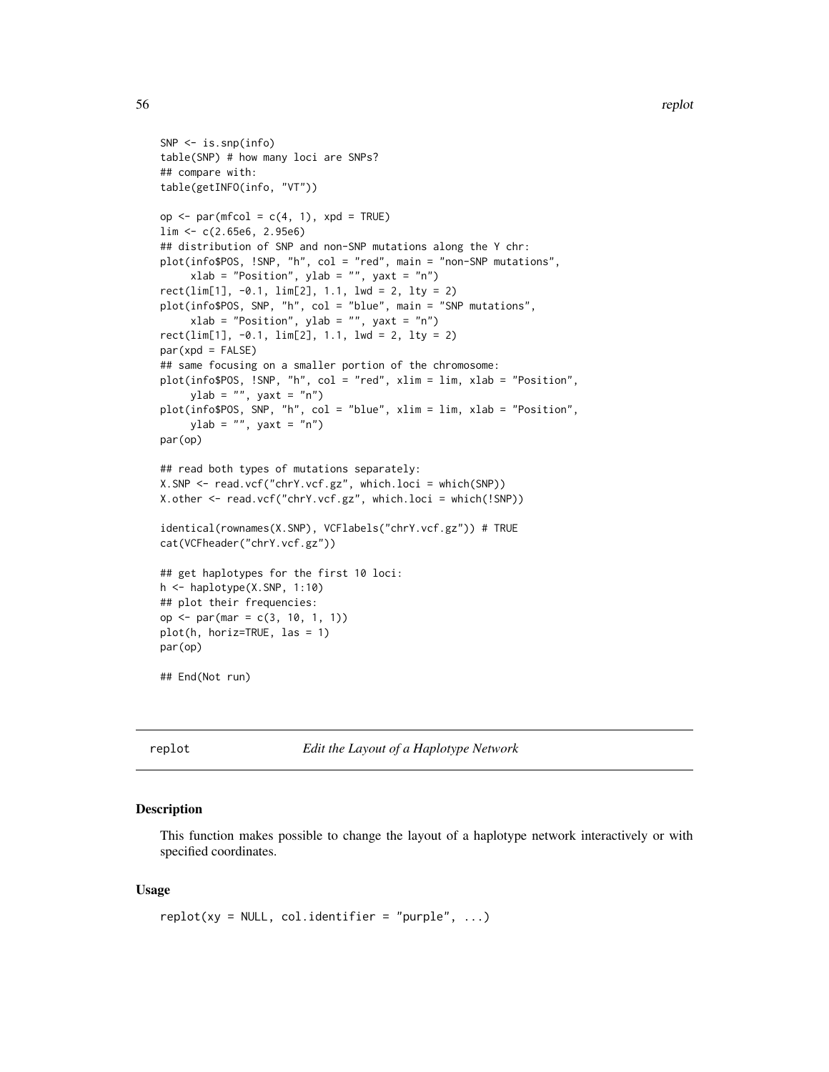```
SNP <- is.snp(info)
table(SNP) # how many loci are SNPs?
## compare with:
table(getINFO(info, "VT"))

op <- par(mfcol = c(4, 1), xpd = TRUE)
lim <- c(2.65e6, 2.95e6)
## distribution of SNP and non-SNP mutations along the Y chr:
plot(info$POS, !SNP, "h", col = "red", main = "non-SNP mutations",
     xlab = "Position", ylab = "", yaxt = "n")
rect(lim[1], -0.1, lim[2], 1.1, lwd = 2, lty = 2)
plot(info$POS, SNP, "h", col = "blue", main = "SNP mutations",
     xlab = "Position", ylab = "", yaxt = "n")
rect(lim[1], -0.1, lim[2], 1.1, lwd = 2, lty = 2)
par(xpd = FALSE)
## same focusing on a smaller portion of the chromosome:
plot(info$POS, !SNP, "h", col = "red", xlim = lim, xlab = "Position",
     ylab = "", yaxt = "n")
plot(info$POS, SNP, "h", col = "blue", xlim = lim, xlab = "Position",
     ylab = "", yaxt = "n")
par(op)

## read both types of mutations separately:
X.SNP <- read.vcf("chrY.vcf.gz", which.loci = which(SNP))
X.other <- read.vcf("chrY.vcf.gz", which.loci = which(!SNP))

identical(rownames(X.SNP), VCFlabels("chrY.vcf.gz")) # TRUE
cat(VCFheader("chrY.vcf.gz"))

## get haplotypes for the first 10 loci:
h <- haplotype(X.SNP, 1:10)
## plot their frequencies:
op <- par(mar = c(3, 10, 1, 1))
plot(h, horiz=TRUE, las = 1)
par(op)

## End(Not run)
```

---

replot — *Edit the Layout of a Haplotype Network*

---

## Description

This function makes possible to change the layout of a haplotype network interactively or with specified coordinates.

## Usage

```
replot(xy = NULL, col.identifier = "purple", ...)
```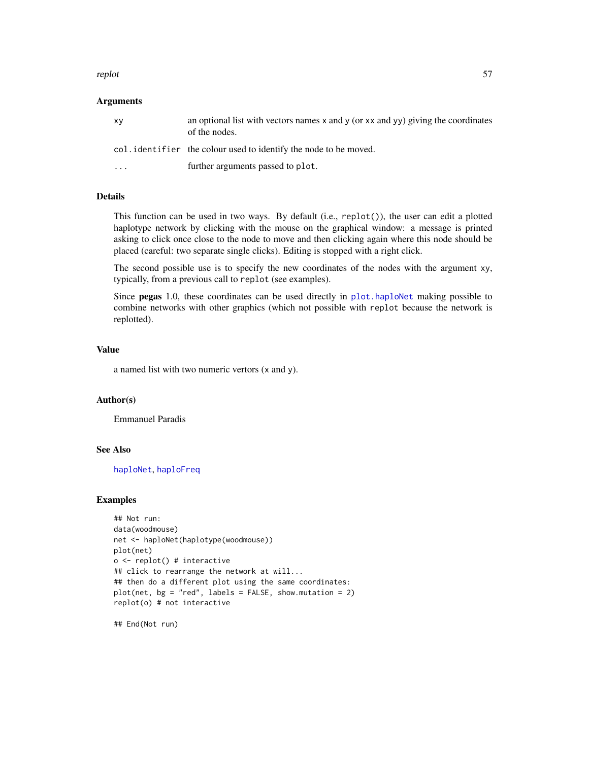## Arguments

| | |
|---|---|
| xy | an optional list with vectors names x and y (or xx and yy) giving the coordinates of the nodes. |
| col.identifier | the colour used to identify the node to be moved. |
| ... | further arguments passed to plot. |

## Details

This function can be used in two ways. By default (i.e., `replot()`), the user can edit a plotted haplotype network by clicking with the mouse on the graphical window: a message is printed asking to click once close to the node to move and then clicking again where this node should be placed (careful: two separate single clicks). Editing is stopped with a right click.

The second possible use is to specify the new coordinates of the nodes with the argument `xy`, typically, from a previous call to `replot` (see examples).

Since **pegas** 1.0, these coordinates can be used directly in `plot.haploNet` making possible to combine networks with other graphics (which not possible with `replot` because the network is replotted).

## Value

a named list with two numeric vertors (x and y).

## Author(s)

Emmanuel Paradis

## See Also

`haploNet`, `haploFreq`

## Examples

```
## Not run:
data(woodmouse)
net <- haploNet(haplotype(woodmouse))
plot(net)
o <- replot() # interactive
## click to rearrange the network at will...
## then do a different plot using the same coordinates:
plot(net, bg = "red", labels = FALSE, show.mutation = 2)
replot(o) # not interactive

## End(Not run)
```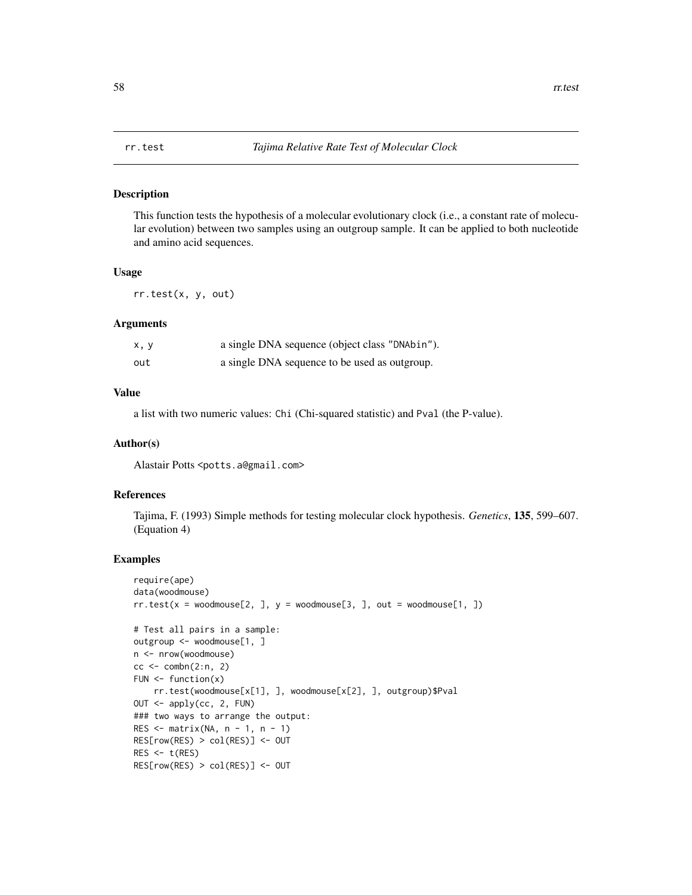rr.test *Tajima Relative Rate Test of Molecular Clock*

## Description

This function tests the hypothesis of a molecular evolutionary clock (i.e., a constant rate of molecular evolution) between two samples using an outgroup sample. It can be applied to both nucleotide and amino acid sequences.

## Usage

```
rr.test(x, y, out)
```

## Arguments

| | |
|---|---|
| x, y | a single DNA sequence (object class "DNAbin"). |
| out | a single DNA sequence to be used as outgroup. |

## Value

a list with two numeric values: Chi (Chi-squared statistic) and Pval (the P-value).

## Author(s)

Alastair Potts <potts.a@gmail.com>

## References

Tajima, F. (1993) Simple methods for testing molecular clock hypothesis. *Genetics*, **135**, 599–607. (Equation 4)

## Examples

```
require(ape)
data(woodmouse)
rr.test(x = woodmouse[2, ], y = woodmouse[3, ], out = woodmouse[1, ])

# Test all pairs in a sample:
outgroup <- woodmouse[1, ]
n <- nrow(woodmouse)
cc <- combn(2:n, 2)
FUN <- function(x)
    rr.test(woodmouse[x[1], ], woodmouse[x[2], ], outgroup)$Pval
OUT <- apply(cc, 2, FUN)
### two ways to arrange the output:
RES <- matrix(NA, n - 1, n - 1)
RES[row(RES) > col(RES)] <- OUT
RES <- t(RES)
RES[row(RES) > col(RES)] <- OUT
```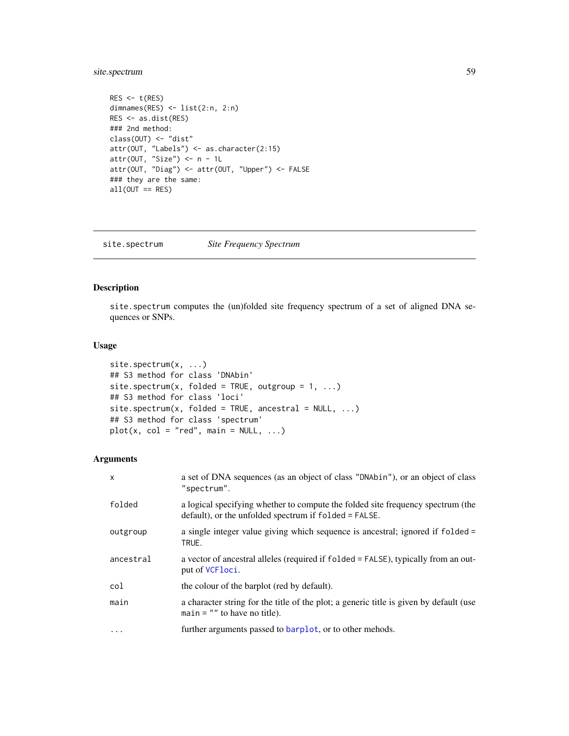```
RES <- t(RES)
dimnames(RES) <- list(2:n, 2:n)
RES <- as.dist(RES)
### 2nd method:
class(OUT) <- "dist"
attr(OUT, "Labels") <- as.character(2:15)
attr(OUT, "Size") <- n - 1L
attr(OUT, "Diag") <- attr(OUT, "Upper") <- FALSE
### they are the same:
all(OUT == RES)
```

---

## site.spectrum *Site Frequency Spectrum*

---

### Description

site.spectrum computes the (un)folded site frequency spectrum of a set of aligned DNA sequences or SNPs.

### Usage

```
site.spectrum(x, ...)
## S3 method for class 'DNAbin'
site.spectrum(x, folded = TRUE, outgroup = 1, ...)
## S3 method for class 'loci'
site.spectrum(x, folded = TRUE, ancestral = NULL, ...)
## S3 method for class 'spectrum'
plot(x, col = "red", main = NULL, ...)
```

### Arguments

| | |
|---|---|
| x | a set of DNA sequences (as an object of class "DNAbin"), or an object of class "spectrum". |
| folded | a logical specifying whether to compute the folded site frequency spectrum (the default), or the unfolded spectrum if folded = FALSE. |
| outgroup | a single integer value giving which sequence is ancestral; ignored if folded = TRUE. |
| ancestral | a vector of ancestral alleles (required if folded = FALSE), typically from an output of VCFloci. |
| col | the colour of the barplot (red by default). |
| main | a character string for the title of the plot; a generic title is given by default (use main = "" to have no title). |
| ... | further arguments passed to barplot, or to other mehods. |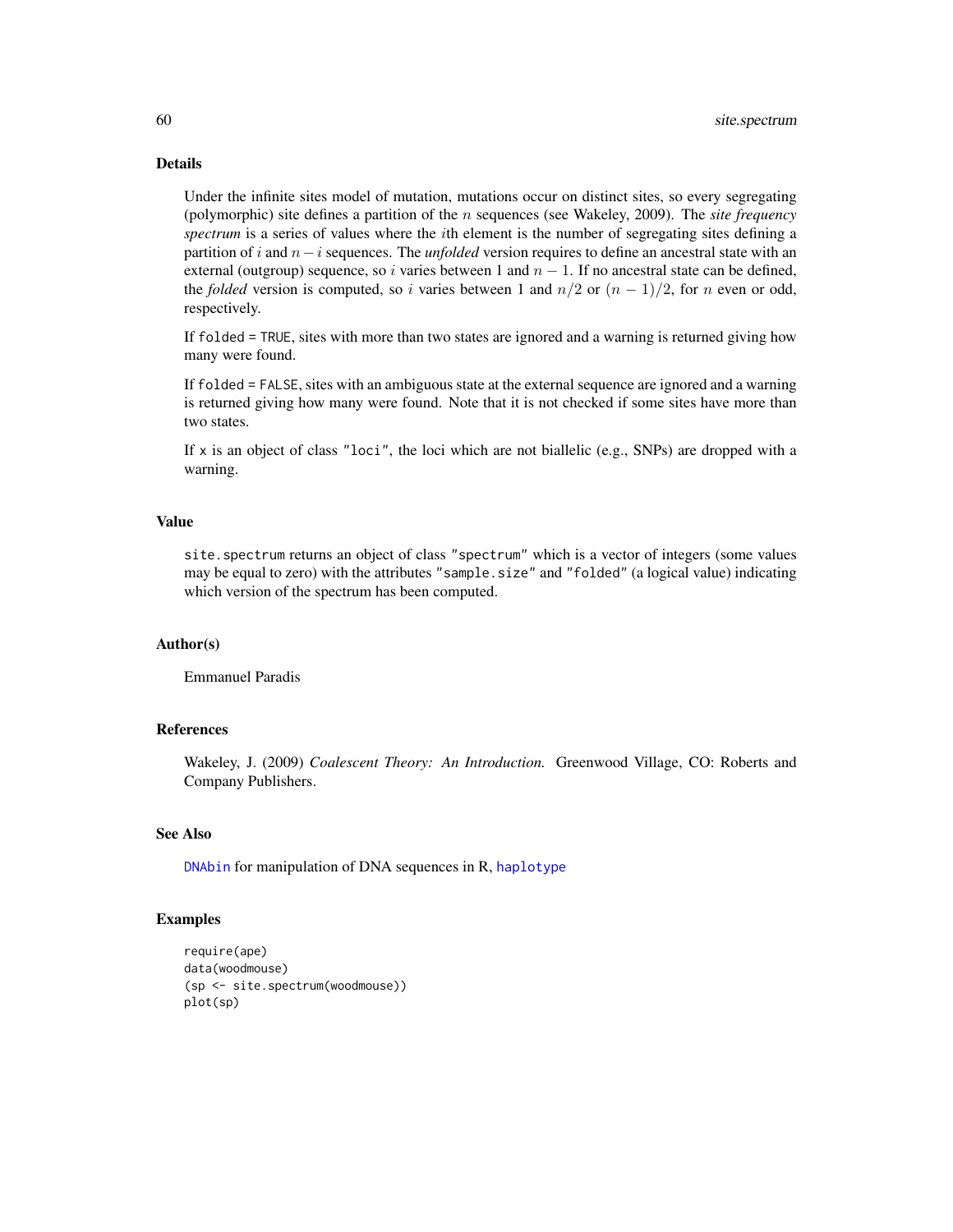## Details

Under the infinite sites model of mutation, mutations occur on distinct sites, so every segregating (polymorphic) site defines a partition of the $n$ sequences (see Wakeley, 2009). The ***site frequency spectrum*** is a series of values where the $i$th element is the number of segregating sites defining a partition of $i$ and $n - i$ sequences. The *unfolded* version requires to define an ancestral state with an external (outgroup) sequence, so $i$ varies between 1 and $n - 1$. If no ancestral state can be defined, the *folded* version is computed, so $i$ varies between 1 and $n/2$ or $(n - 1)/2$, for $n$ even or odd, respectively.

If `folded = TRUE`, sites with more than two states are ignored and a warning is returned giving how many were found.

If `folded = FALSE`, sites with an ambiguous state at the external sequence are ignored and a warning is returned giving how many were found. Note that it is not checked if some sites have more than two states.

If `x` is an object of class `"loci"`, the loci which are not biallelic (e.g., SNPs) are dropped with a warning.

## Value

`site.spectrum` returns an object of class `"spectrum"` which is a vector of integers (some values may be equal to zero) with the attributes `"sample.size"` and `"folded"` (a logical value) indicating which version of the spectrum has been computed.

## Author(s)

Emmanuel Paradis

## References

Wakeley, J. (2009) *Coalescent Theory: An Introduction.* Greenwood Village, CO: Roberts and Company Publishers.

## See Also

`DNAbin` for manipulation of DNA sequences in R, `haplotype`

## Examples

```
require(ape)
data(woodmouse)
(sp <- site.spectrum(woodmouse))
plot(sp)
```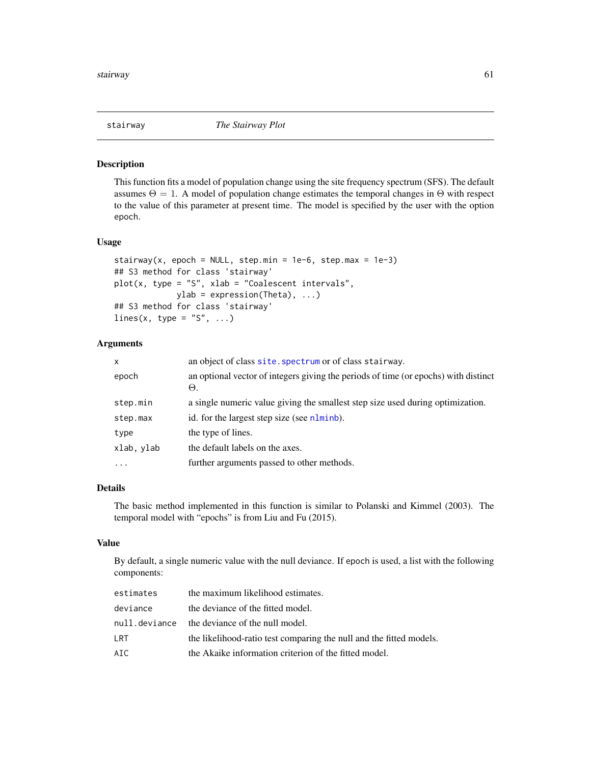stairway *The Stairway Plot*

### Description

This function fits a model of population change using the site frequency spectrum (SFS). The default assumes $\Theta = 1$. A model of population change estimates the temporal changes in $\Theta$ with respect to the value of this parameter at present time. The model is specified by the user with the option epoch.

### Usage

```
stairway(x, epoch = NULL, step.min = 1e-6, step.max = 1e-3)
## S3 method for class 'stairway'
plot(x, type = "S", xlab = "Coalescent intervals",
            ylab = expression(Theta), ...)
## S3 method for class 'stairway'
lines(x, type = "S", ...)
```

### Arguments

| | |
|---|---|
| x | an object of class site.spectrum or of class stairway. |
| epoch | an optional vector of integers giving the periods of time (or epochs) with distinct $\Theta$. |
| step.min | a single numeric value giving the smallest step size used during optimization. |
| step.max | id. for the largest step size (see nlminb). |
| type | the type of lines. |
| xlab, ylab | the default labels on the axes. |
| ... | further arguments passed to other methods. |

### Details

The basic method implemented in this function is similar to Polanski and Kimmel (2003). The temporal model with "epochs" is from Liu and Fu (2015).

### Value

By default, a single numeric value with the null deviance. If epoch is used, a list with the following components:

| | |
|---|---|
| estimates | the maximum likelihood estimates. |
| deviance | the deviance of the fitted model. |
| null.deviance | the deviance of the null model. |
| LRT | the likelihood-ratio test comparing the null and the fitted models. |
| AIC | the Akaike information criterion of the fitted model. |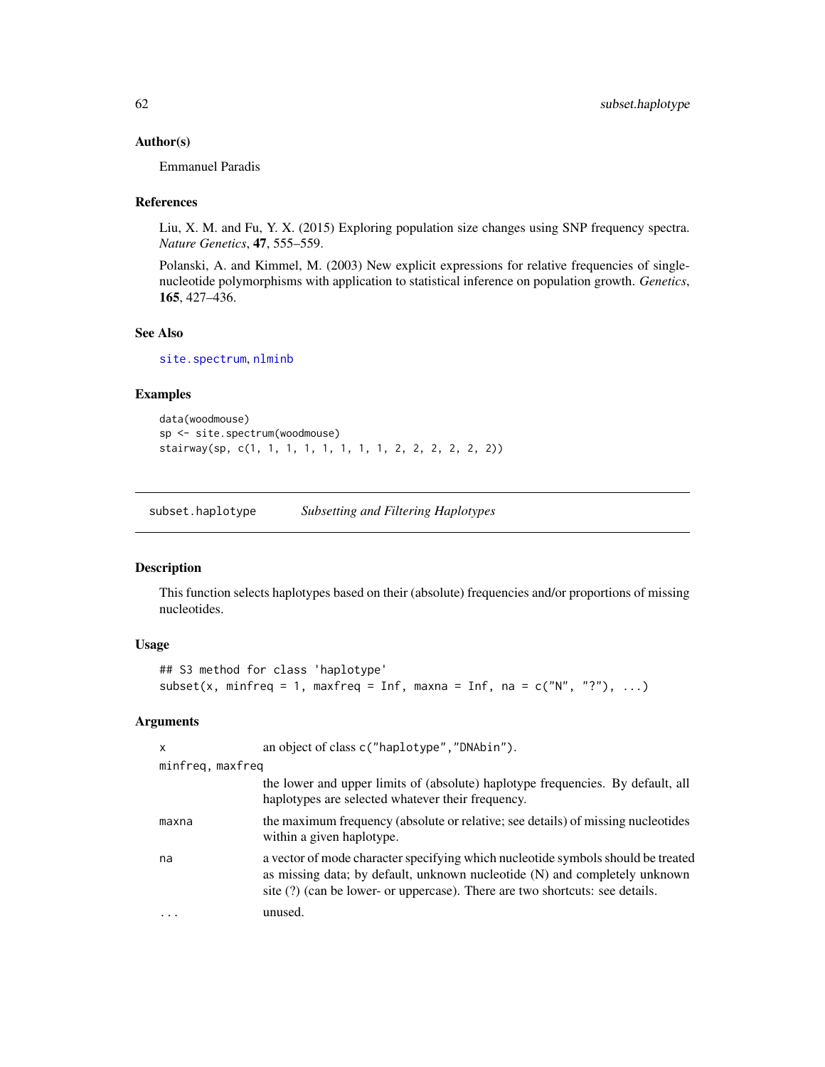### Author(s)

Emmanuel Paradis

### References

Liu, X. M. and Fu, Y. X. (2015) Exploring population size changes using SNP frequency spectra. *Nature Genetics*, **47**, 555–559.

Polanski, A. and Kimmel, M. (2003) New explicit expressions for relative frequencies of single-nucleotide polymorphisms with application to statistical inference on population growth. *Genetics*, **165**, 427–436.

### See Also

site.spectrum, nlminb

### Examples

```
data(woodmouse)
sp <- site.spectrum(woodmouse)
stairway(sp, c(1, 1, 1, 1, 1, 1, 1, 1, 2, 2, 2, 2, 2, 2))
```

---

## subset.haplotype — *Subsetting and Filtering Haplotypes*

### Description

This function selects haplotypes based on their (absolute) frequencies and/or proportions of missing nucleotides.

### Usage

```
## S3 method for class 'haplotype'
subset(x, minfreq = 1, maxfreq = Inf, maxna = Inf, na = c("N", "?"), ...)
```

### Arguments

| | |
|---|---|
| x | an object of class c("haplotype","DNAbin"). |
| minfreq, maxfreq | the lower and upper limits of (absolute) haplotype frequencies. By default, all haplotypes are selected whatever their frequency. |
| maxna | the maximum frequency (absolute or relative; see details) of missing nucleotides within a given haplotype. |
| na | a vector of mode character specifying which nucleotide symbols should be treated as missing data; by default, unknown nucleotide (N) and completely unknown site (?) (can be lower- or uppercase). There are two shortcuts: see details. |
| ... | unused. |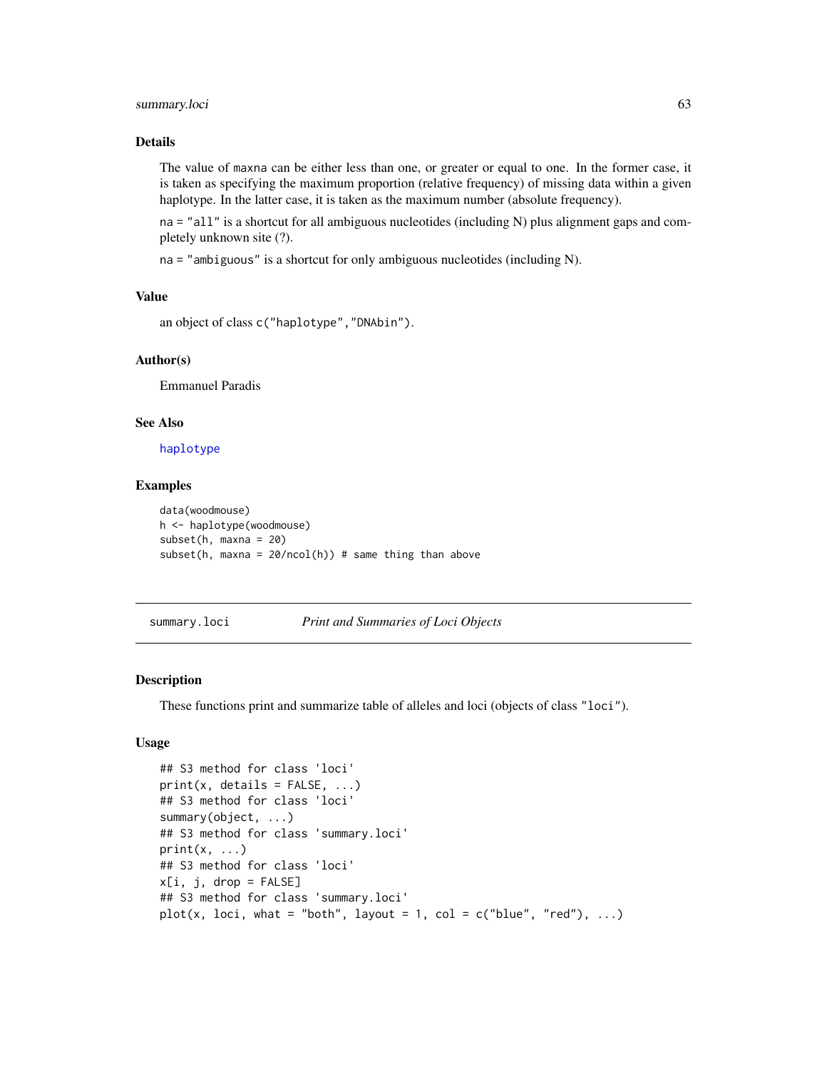### Details

The value of `maxna` can be either less than one, or greater or equal to one. In the former case, it is taken as specifying the maximum proportion (relative frequency) of missing data within a given haplotype. In the latter case, it is taken as the maximum number (absolute frequency).

`na = "all"` is a shortcut for all ambiguous nucleotides (including N) plus alignment gaps and completely unknown site (?).

`na = "ambiguous"` is a shortcut for only ambiguous nucleotides (including N).

### Value

an object of class `c("haplotype","DNAbin")`.

### Author(s)

Emmanuel Paradis

### See Also

`haplotype`

### Examples

```
data(woodmouse)
h <- haplotype(woodmouse)
subset(h, maxna = 20)
subset(h, maxna = 20/ncol(h)) # same thing than above
```

---

## summary.loci — *Print and Summaries of Loci Objects*

---

### Description

These functions print and summarize table of alleles and loci (objects of class `"loci"`).

### Usage

```
## S3 method for class 'loci'
print(x, details = FALSE, ...)
## S3 method for class 'loci'
summary(object, ...)
## S3 method for class 'summary.loci'
print(x, ...)
## S3 method for class 'loci'
x[i, j, drop = FALSE]
## S3 method for class 'summary.loci'
plot(x, loci, what = "both", layout = 1, col = c("blue", "red"), ...)
```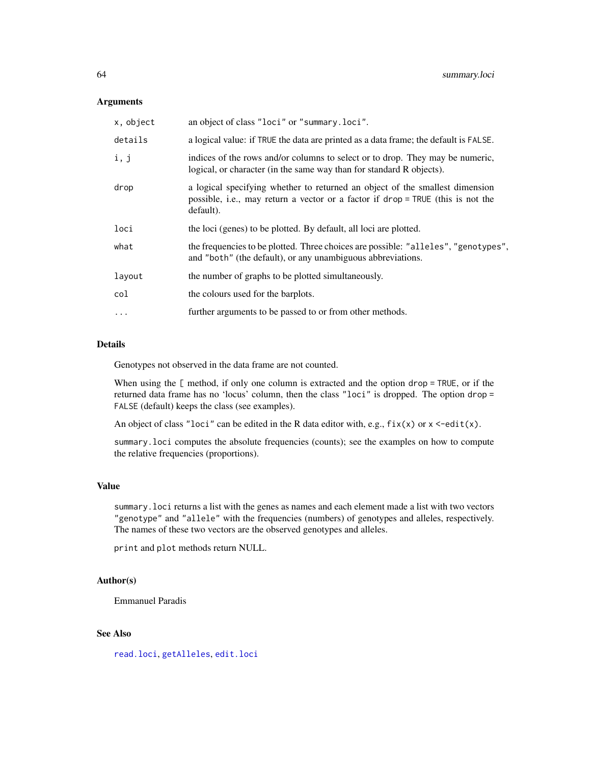## Arguments

| | |
|---|---|
| `x, object` | an object of class `"loci"` or `"summary.loci"`. |
| `details` | a logical value: if `TRUE` the data are printed as a data frame; the default is `FALSE`. |
| `i, j` | indices of the rows and/or columns to select or to drop. They may be numeric, logical, or character (in the same way than for standard R objects). |
| `drop` | a logical specifying whether to returned an object of the smallest dimension possible, i.e., may return a vector or a factor if `drop = TRUE` (this is not the default). |
| `loci` | the loci (genes) to be plotted. By default, all loci are plotted. |
| `what` | the frequencies to be plotted. Three choices are possible: `"alleles"`, `"genotypes"`, and `"both"` (the default), or any unambiguous abbreviations. |
| `layout` | the number of graphs to be plotted simultaneously. |
| `col` | the colours used for the barplots. |
| `...` | further arguments to be passed to or from other methods. |

## Details

Genotypes not observed in the data frame are not counted.

When using the `[` method, if only one column is extracted and the option `drop = TRUE`, or if the returned data frame has no 'locus' column, then the class `"loci"` is dropped. The option `drop = FALSE` (default) keeps the class (see examples).

An object of class `"loci"` can be edited in the R data editor with, e.g., `fix(x)` or `x <-edit(x)`.

`summary.loci` computes the absolute frequencies (counts); see the examples on how to compute the relative frequencies (proportions).

## Value

`summary.loci` returns a list with the genes as names and each element made a list with two vectors `"genotype"` and `"allele"` with the frequencies (numbers) of genotypes and alleles, respectively. The names of these two vectors are the observed genotypes and alleles.

`print` and `plot` methods return NULL.

## Author(s)

Emmanuel Paradis

## See Also

`read.loci`, `getAlleles`, `edit.loci`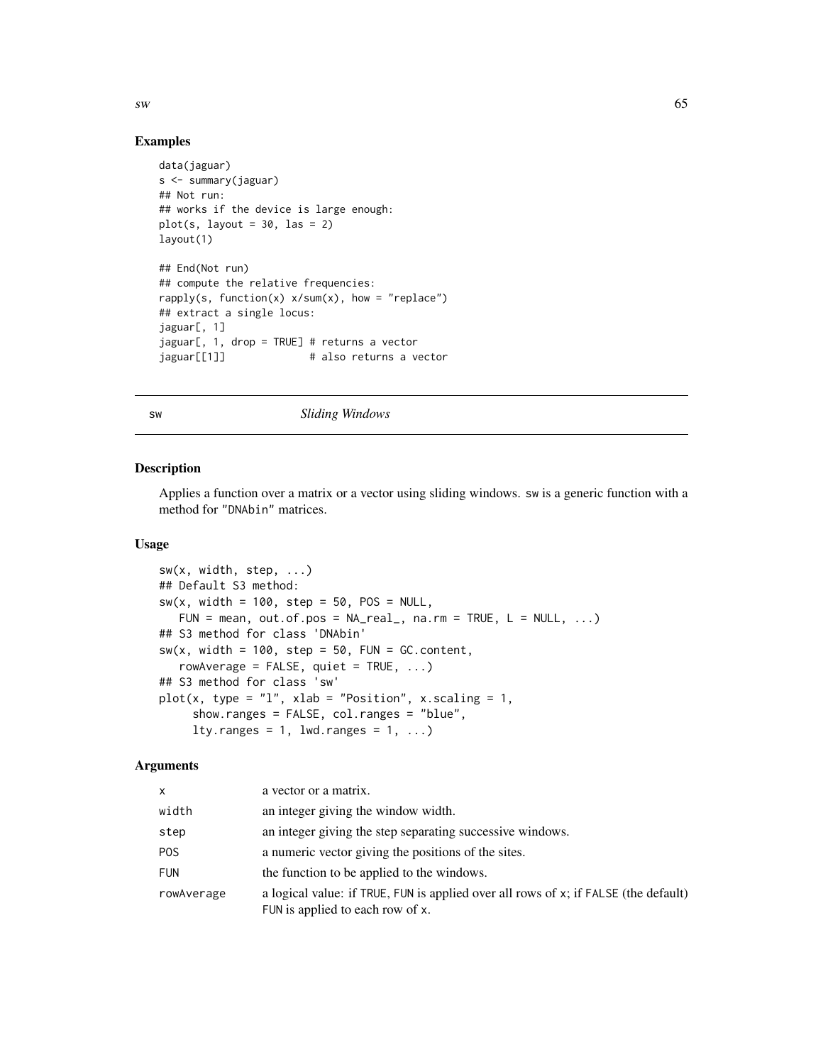## Examples

```
data(jaguar)
s <- summary(jaguar)
## Not run:
## works if the device is large enough:
plot(s, layout = 30, las = 2)
layout(1)

## End(Not run)
## compute the relative frequencies:
rapply(s, function(x) x/sum(x), how = "replace")
## extract a single locus:
jaguar[, 1]
jaguar[, 1, drop = TRUE] # returns a vector
jaguar[[1]]              # also returns a vector
```

---

# sw — *Sliding Windows*

---

## Description

Applies a function over a matrix or a vector using sliding windows. sw is a generic function with a method for "DNAbin" matrices.

## Usage

```
sw(x, width, step, ...)
## Default S3 method:
sw(x, width = 100, step = 50, POS = NULL,
   FUN = mean, out.of.pos = NA_real_, na.rm = TRUE, L = NULL, ...)
## S3 method for class 'DNAbin'
sw(x, width = 100, step = 50, FUN = GC.content,
   rowAverage = FALSE, quiet = TRUE, ...)
## S3 method for class 'sw'
plot(x, type = "l", xlab = "Position", x.scaling = 1,
     show.ranges = FALSE, col.ranges = "blue",
     lty.ranges = 1, lwd.ranges = 1, ...)
```

## Arguments

| | |
|---|---|
| x | a vector or a matrix. |
| width | an integer giving the window width. |
| step | an integer giving the step separating successive windows. |
| POS | a numeric vector giving the positions of the sites. |
| FUN | the function to be applied to the windows. |
| rowAverage | a logical value: if TRUE, FUN is applied over all rows of x; if FALSE (the default) FUN is applied to each row of x. |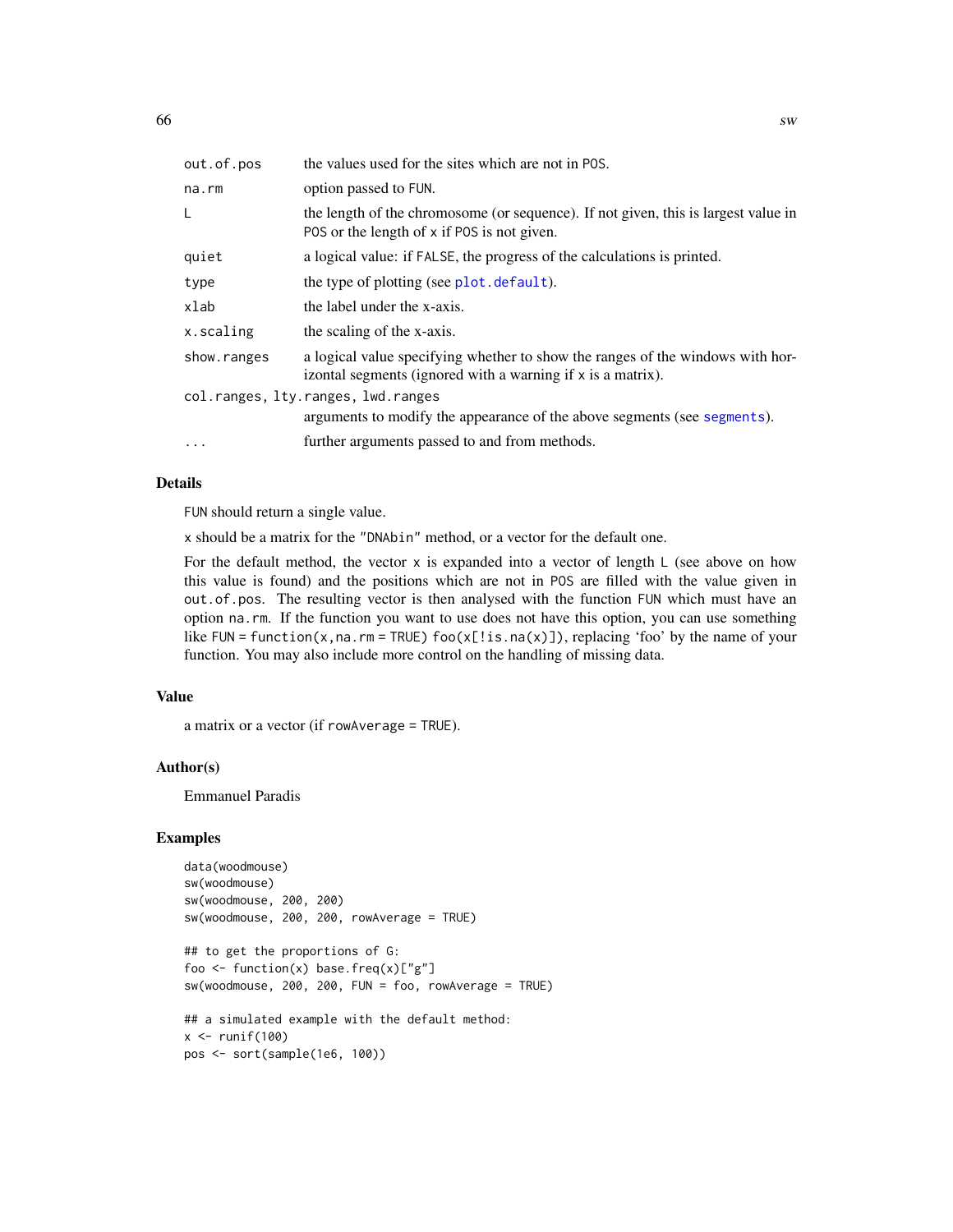| | |
|---|---|
| `out.of.pos` | the values used for the sites which are not in `POS`. |
| `na.rm` | option passed to `FUN`. |
| `L` | the length of the chromosome (or sequence). If not given, this is largest value in `POS` or the length of `x` if `POS` is not given. |
| `quiet` | a logical value: if `FALSE`, the progress of the calculations is printed. |
| `type` | the type of plotting (see `plot.default`). |
| `xlab` | the label under the x-axis. |
| `x.scaling` | the scaling of the x-axis. |
| `show.ranges` | a logical value specifying whether to show the ranges of the windows with horizontal segments (ignored with a warning if `x` is a matrix). |
| `col.ranges, lty.ranges, lwd.ranges` | arguments to modify the appearance of the above segments (see `segments`). |
| `...` | further arguments passed to and from methods. |

## Details

`FUN` should return a single value.

`x` should be a matrix for the `"DNAbin"` method, or a vector for the default one.

For the default method, the vector `x` is expanded into a vector of length `L` (see above on how this value is found) and the positions which are not in `POS` are filled with the value given in `out.of.pos`. The resulting vector is then analysed with the function `FUN` which must have an option `na.rm`. If the function you want to use does not have this option, you can use something like `FUN = function(x,na.rm = TRUE) foo(x[!is.na(x)])`, replacing 'foo' by the name of your function. You may also include more control on the handling of missing data.

## Value

a matrix or a vector (if `rowAverage = TRUE`).

## Author(s)

Emmanuel Paradis

## Examples

```
data(woodmouse)
sw(woodmouse)
sw(woodmouse, 200, 200)
sw(woodmouse, 200, 200, rowAverage = TRUE)

## to get the proportions of G:
foo <- function(x) base.freq(x)["g"]
sw(woodmouse, 200, 200, FUN = foo, rowAverage = TRUE)

## a simulated example with the default method:
x <- runif(100)
pos <- sort(sample(1e6, 100))
```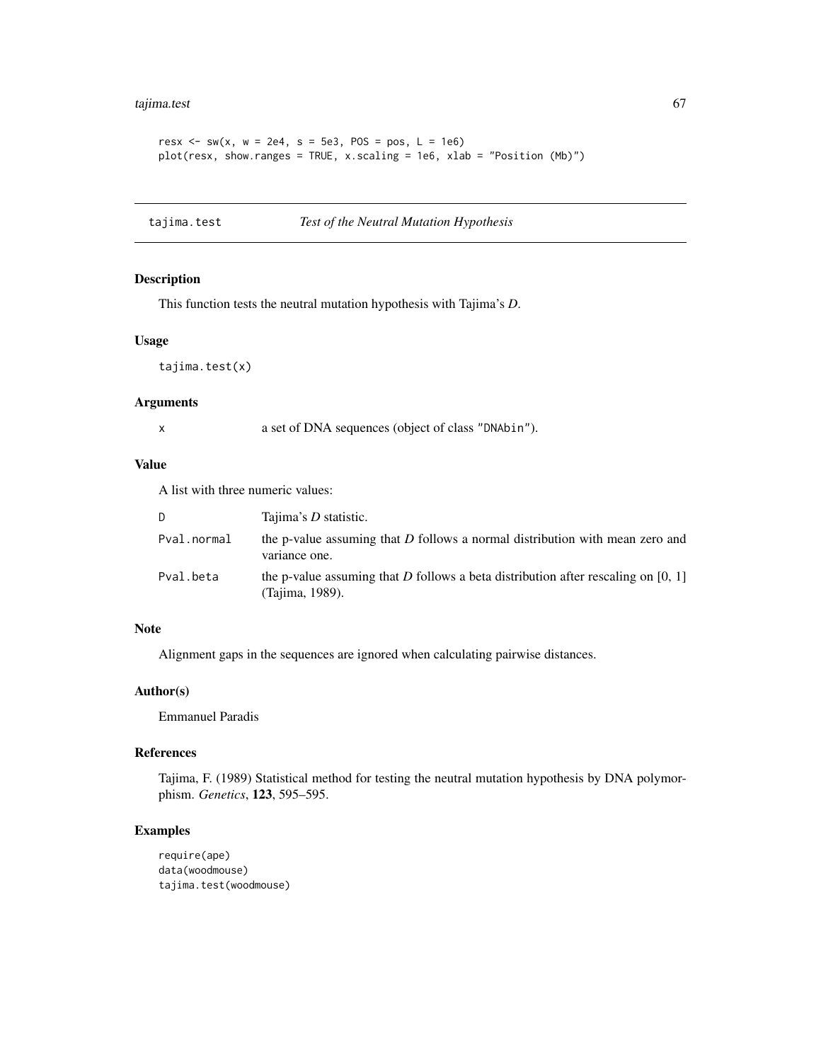```
resx <- sw(x, w = 2e4, s = 5e3, POS = pos, L = 1e6)
plot(resx, show.ranges = TRUE, x.scaling = 1e6, xlab = "Position (Mb)")
```

## tajima.test — *Test of the Neutral Mutation Hypothesis*

### Description

This function tests the neutral mutation hypothesis with Tajima's *D*.

### Usage

```
tajima.test(x)
```

### Arguments

| | |
|---|---|
| x | a set of DNA sequences (object of class "DNAbin"). |

### Value

A list with three numeric values:

| | |
|---|---|
| D | Tajima's *D* statistic. |
| Pval.normal | the p-value assuming that *D* follows a normal distribution with mean zero and variance one. |
| Pval.beta | the p-value assuming that *D* follows a beta distribution after rescaling on [0, 1] (Tajima, 1989). |

### Note

Alignment gaps in the sequences are ignored when calculating pairwise distances.

### Author(s)

Emmanuel Paradis

### References

Tajima, F. (1989) Statistical method for testing the neutral mutation hypothesis by DNA polymorphism. *Genetics*, **123**, 595–595.

### Examples

```
require(ape)
data(woodmouse)
tajima.test(woodmouse)
```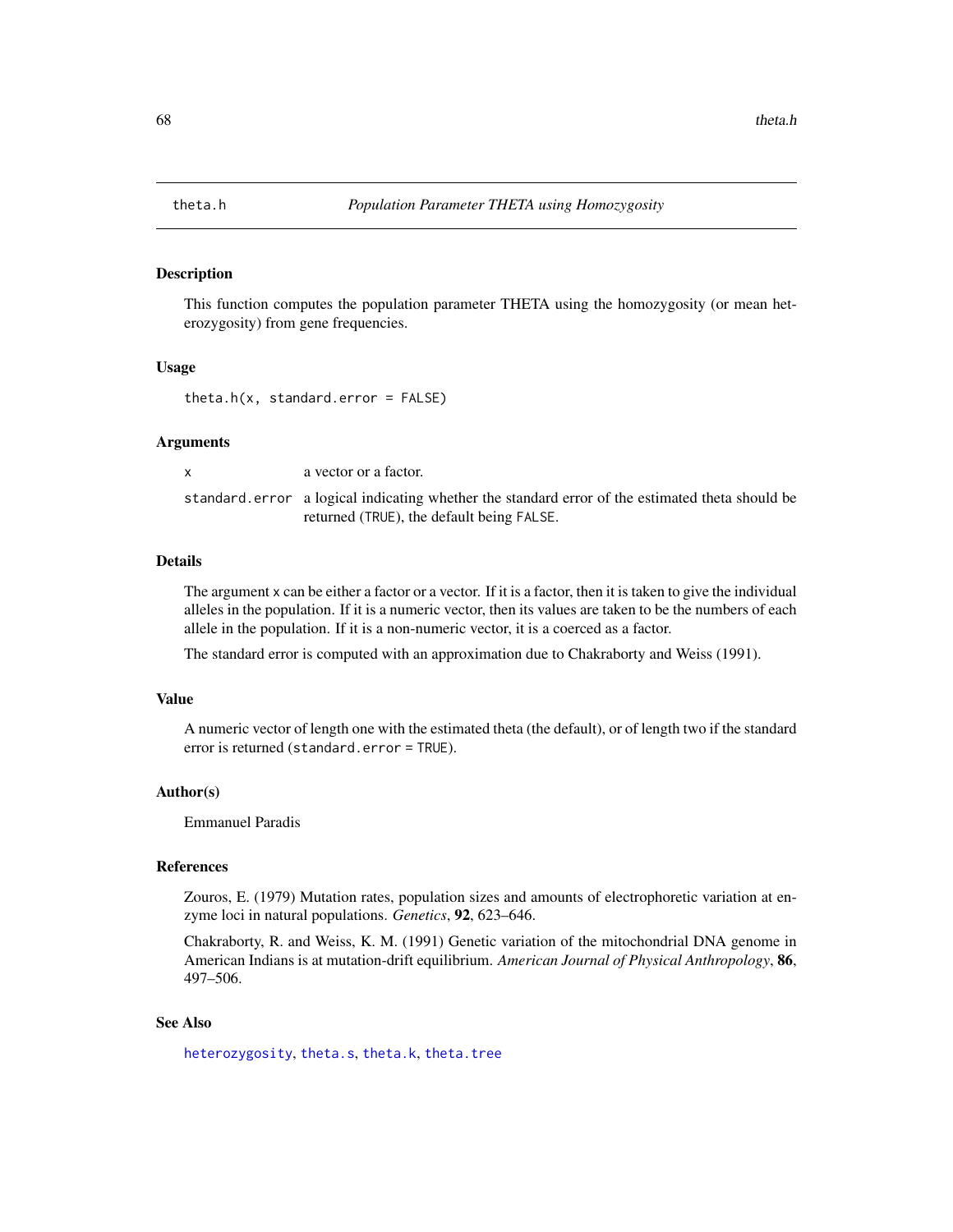# theta.h — *Population Parameter THETA using Homozygosity*

## Description

This function computes the population parameter THETA using the homozygosity (or mean heterozygosity) from gene frequencies.

## Usage

```
theta.h(x, standard.error = FALSE)
```

## Arguments

| | |
|---|---|
| `x` | a vector or a factor. |
| `standard.error` | a logical indicating whether the standard error of the estimated theta should be returned (`TRUE`), the default being `FALSE`. |

## Details

The argument `x` can be either a factor or a vector. If it is a factor, then it is taken to give the individual alleles in the population. If it is a numeric vector, then its values are taken to be the numbers of each allele in the population. If it is a non-numeric vector, it is a coerced as a factor.

The standard error is computed with an approximation due to Chakraborty and Weiss (1991).

## Value

A numeric vector of length one with the estimated theta (the default), or of length two if the standard error is returned (`standard.error = TRUE`).

## Author(s)

Emmanuel Paradis

## References

Zouros, E. (1979) Mutation rates, population sizes and amounts of electrophoretic variation at enzyme loci in natural populations. *Genetics*, **92**, 623–646.

Chakraborty, R. and Weiss, K. M. (1991) Genetic variation of the mitochondrial DNA genome in American Indians is at mutation-drift equilibrium. *American Journal of Physical Anthropology*, **86**, 497–506.

## See Also

`heterozygosity`, `theta.s`, `theta.k`, `theta.tree`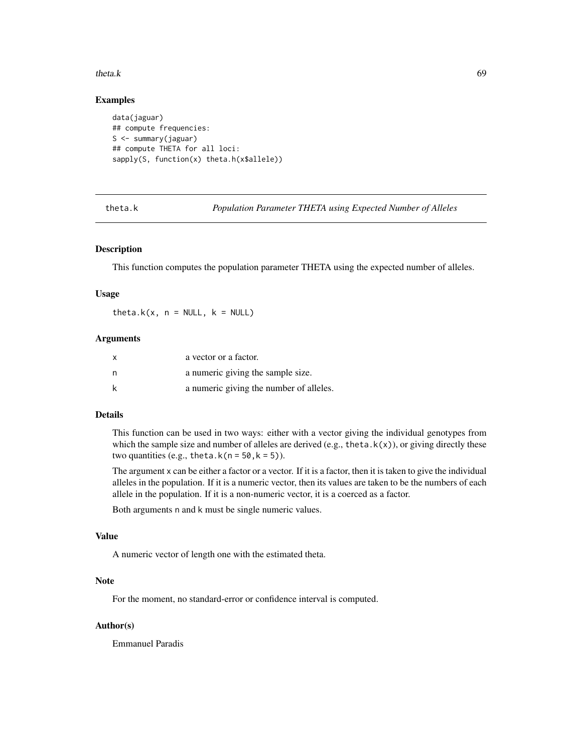### Examples

```
data(jaguar)
## compute frequencies:
S <- summary(jaguar)
## compute THETA for all loci:
sapply(S, function(x) theta.h(x$allele))
```

---

## theta.k *Population Parameter THETA using Expected Number of Alleles*

---

### Description

This function computes the population parameter THETA using the expected number of alleles.

### Usage

```
theta.k(x, n = NULL, k = NULL)
```

### Arguments

| | |
|---|---|
| x | a vector or a factor. |
| n | a numeric giving the sample size. |
| k | a numeric giving the number of alleles. |

### Details

This function can be used in two ways: either with a vector giving the individual genotypes from which the sample size and number of alleles are derived (e.g., `theta.k(x)`), or giving directly these two quantities (e.g., `theta.k(n = 50, k = 5)`).

The argument x can be either a factor or a vector. If it is a factor, then it is taken to give the individual alleles in the population. If it is a numeric vector, then its values are taken to be the numbers of each allele in the population. If it is a non-numeric vector, it is a coerced as a factor.

Both arguments n and k must be single numeric values.

### Value

A numeric vector of length one with the estimated theta.

### Note

For the moment, no standard-error or confidence interval is computed.

### Author(s)

Emmanuel Paradis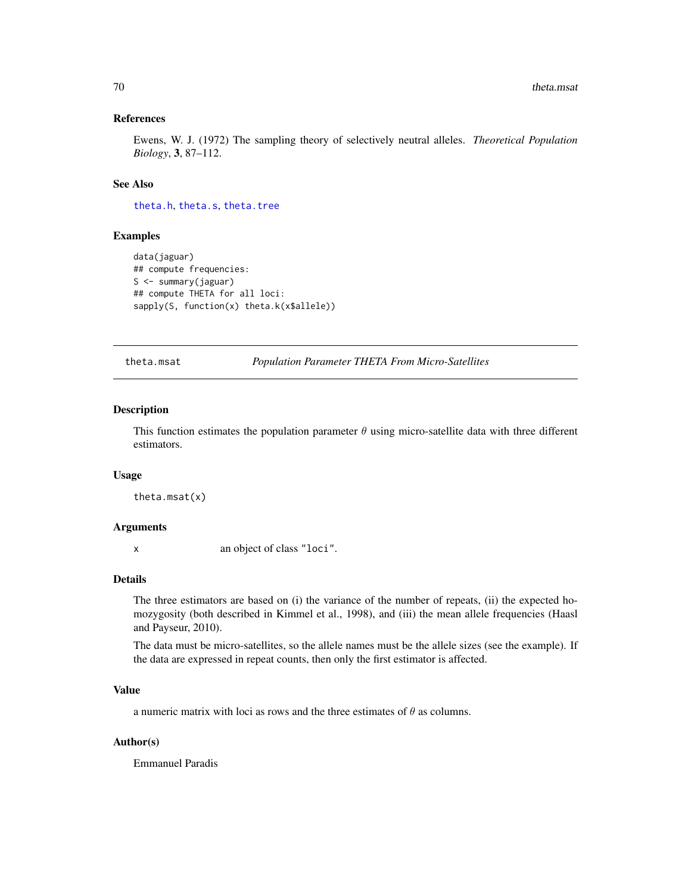### References

Ewens, W. J. (1972) The sampling theory of selectively neutral alleles. *Theoretical Population Biology*, **3**, 87–112.

### See Also

theta.h, theta.s, theta.tree

### Examples

```
data(jaguar)
## compute frequencies:
S <- summary(jaguar)
## compute THETA for all loci:
sapply(S, function(x) theta.k(x$allele))
```

---

## theta.msat — *Population Parameter THETA From Micro-Satellites*

---

### Description

This function estimates the population parameter $\theta$ using micro-satellite data with three different estimators.

### Usage

```
theta.msat(x)
```

### Arguments

| | |
|---|---|
| x | an object of class "loci". |

### Details

The three estimators are based on (i) the variance of the number of repeats, (ii) the expected homozygosity (both described in Kimmel et al., 1998), and (iii) the mean allele frequencies (Haasl and Payseur, 2010).

The data must be micro-satellites, so the allele names must be the allele sizes (see the example). If the data are expressed in repeat counts, then only the first estimator is affected.

### Value

a numeric matrix with loci as rows and the three estimates of $\theta$ as columns.

### Author(s)

Emmanuel Paradis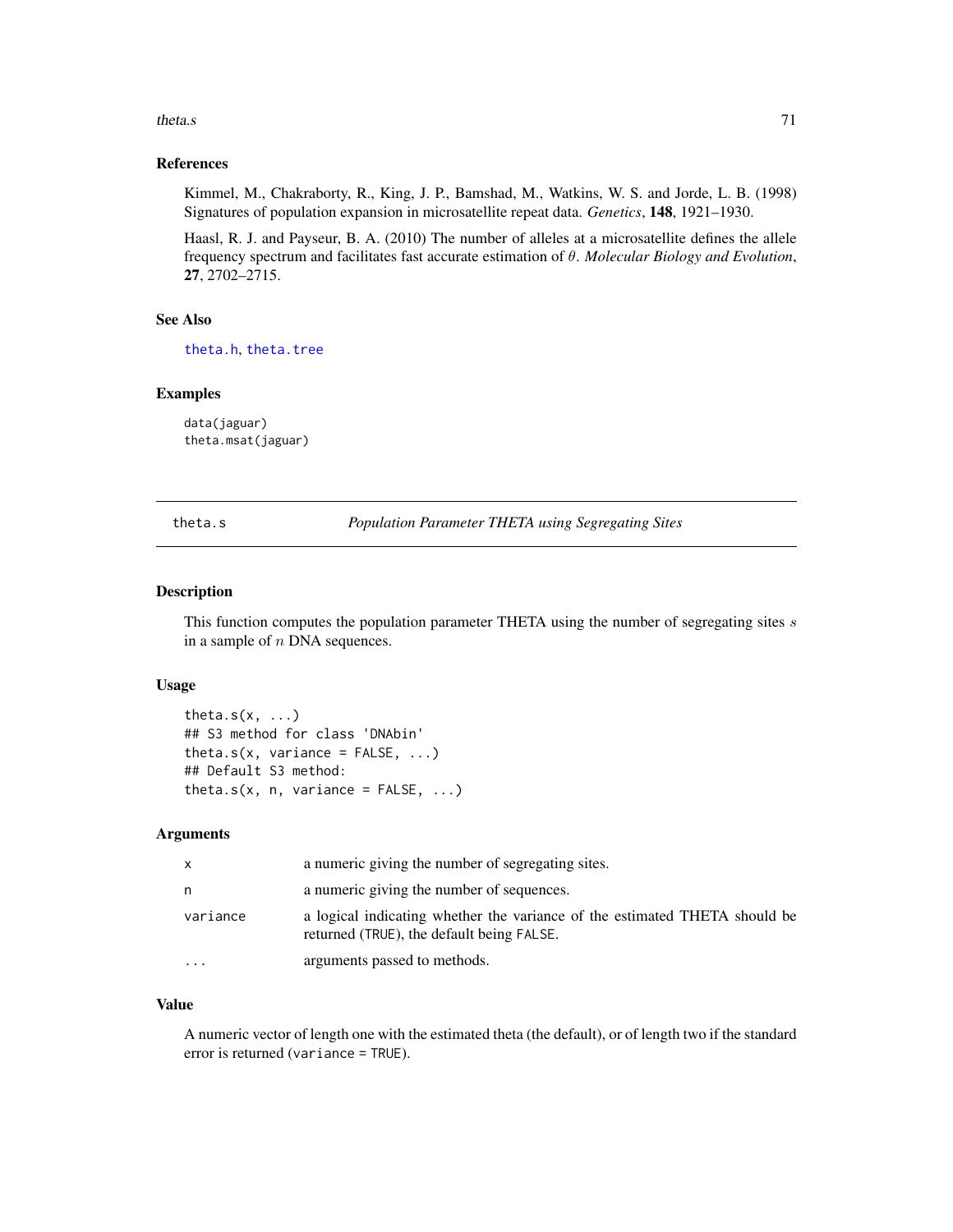### References

Kimmel, M., Chakraborty, R., King, J. P., Bamshad, M., Watkins, W. S. and Jorde, L. B. (1998) Signatures of population expansion in microsatellite repeat data. *Genetics*, **148**, 1921–1930.

Haasl, R. J. and Payseur, B. A. (2010) The number of alleles at a microsatellite defines the allele frequency spectrum and facilitates fast accurate estimation of $\theta$. *Molecular Biology and Evolution*, **27**, 2702–2715.

### See Also

`theta.h`, `theta.tree`

### Examples

```
data(jaguar)
theta.msat(jaguar)
```

---

## theta.s — *Population Parameter THETA using Segregating Sites*

### Description

This function computes the population parameter THETA using the number of segregating sites $s$ in a sample of $n$ DNA sequences.

### Usage

```
theta.s(x, ...)
## S3 method for class 'DNAbin'
theta.s(x, variance = FALSE, ...)
## Default S3 method:
theta.s(x, n, variance = FALSE, ...)
```

### Arguments

| | |
|---|---|
| `x` | a numeric giving the number of segregating sites. |
| `n` | a numeric giving the number of sequences. |
| `variance` | a logical indicating whether the variance of the estimated THETA should be returned (`TRUE`), the default being `FALSE`. |
| `...` | arguments passed to methods. |

### Value

A numeric vector of length one with the estimated theta (the default), or of length two if the standard error is returned (`variance = TRUE`).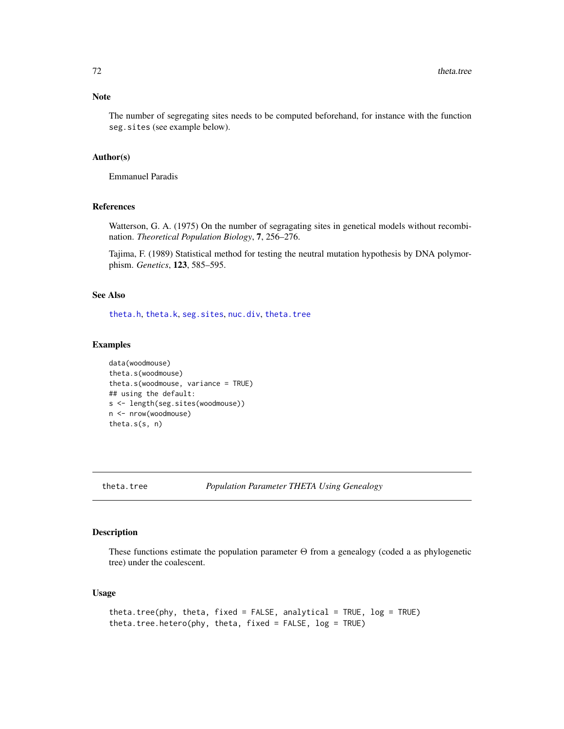## Note

The number of segregating sites needs to be computed beforehand, for instance with the function `seg.sites` (see example below).

## Author(s)

Emmanuel Paradis

## References

Watterson, G. A. (1975) On the number of segragating sites in genetical models without recombination. *Theoretical Population Biology*, **7**, 256–276.

Tajima, F. (1989) Statistical method for testing the neutral mutation hypothesis by DNA polymorphism. *Genetics*, **123**, 585–595.

## See Also

`theta.h`, `theta.k`, `seg.sites`, `nuc.div`, `theta.tree`

## Examples

```
data(woodmouse)
theta.s(woodmouse)
theta.s(woodmouse, variance = TRUE)
## using the default:
s <- length(seg.sites(woodmouse))
n <- nrow(woodmouse)
theta.s(s, n)
```

---

# theta.tree — *Population Parameter THETA Using Genealogy*

## Description

These functions estimate the population parameter $\Theta$ from a genealogy (coded a as phylogenetic tree) under the coalescent.

## Usage

```
theta.tree(phy, theta, fixed = FALSE, analytical = TRUE, log = TRUE)
theta.tree.hetero(phy, theta, fixed = FALSE, log = TRUE)
```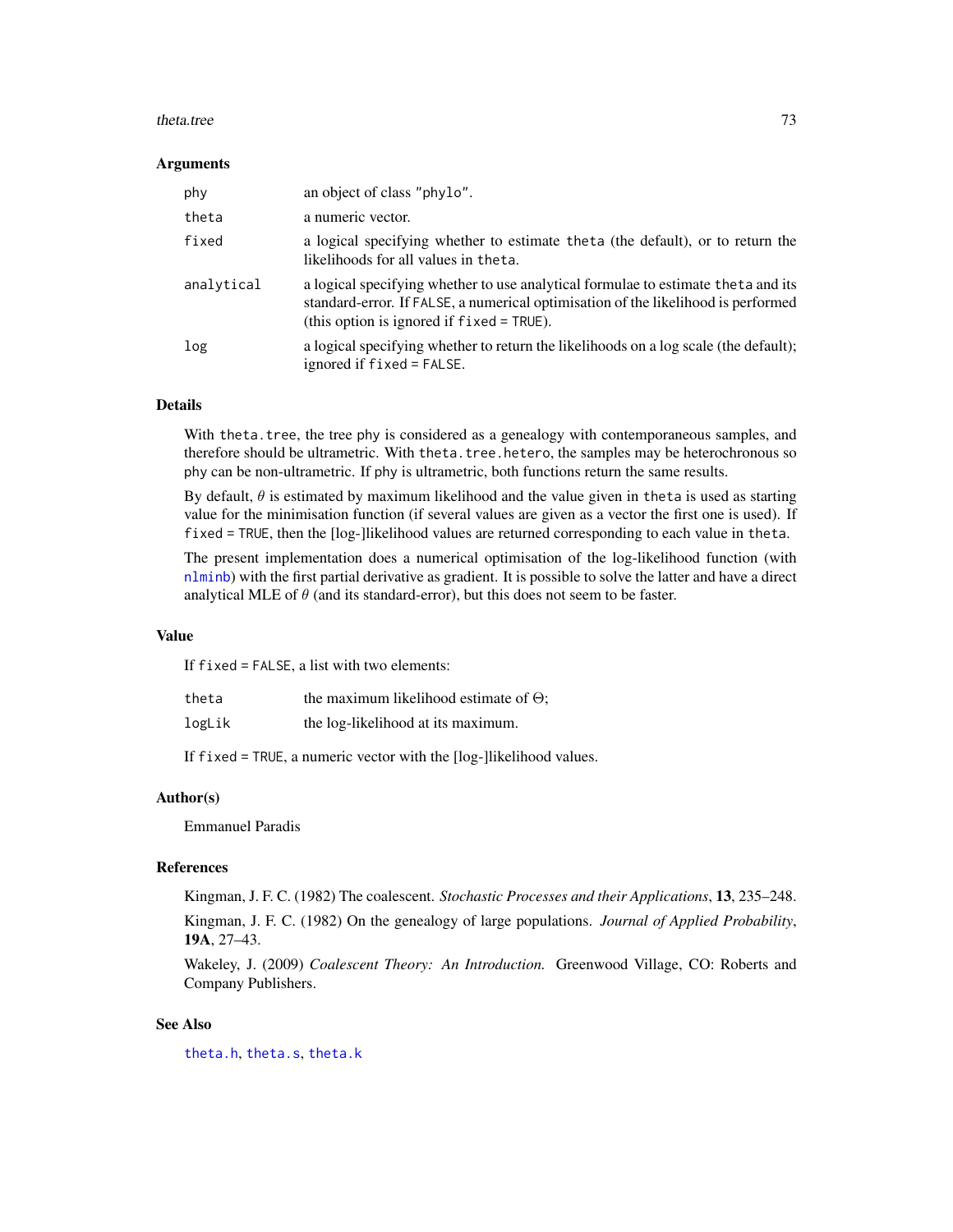## Arguments

| | |
|---|---|
| `phy` | an object of class `"phylo"`. |
| `theta` | a numeric vector. |
| `fixed` | a logical specifying whether to estimate `theta` (the default), or to return the likelihoods for all values in `theta`. |
| `analytical` | a logical specifying whether to use analytical formulae to estimate `theta` and its standard-error. If `FALSE`, a numerical optimisation of the likelihood is performed (this option is ignored if `fixed = TRUE`). |
| `log` | a logical specifying whether to return the likelihoods on a log scale (the default); ignored if `fixed = FALSE`. |

## Details

With `theta.tree`, the tree `phy` is considered as a genealogy with contemporaneous samples, and therefore should be ultrametric. With `theta.tree.hetero`, the samples may be heterochronous so `phy` can be non-ultrametric. If `phy` is ultrametric, both functions return the same results.

By default, $\theta$ is estimated by maximum likelihood and the value given in `theta` is used as starting value for the minimisation function (if several values are given as a vector the first one is used). If `fixed = TRUE`, then the [log-]likelihood values are returned corresponding to each value in `theta`.

The present implementation does a numerical optimisation of the log-likelihood function (with `nlminb`) with the first partial derivative as gradient. It is possible to solve the latter and have a direct analytical MLE of $\theta$ (and its standard-error), but this does not seem to be faster.

## Value

If `fixed = FALSE`, a list with two elements:

| | |
|---|---|
| `theta` | the maximum likelihood estimate of $\Theta$; |
| `logLik` | the log-likelihood at its maximum. |

If `fixed = TRUE`, a numeric vector with the [log-]likelihood values.

## Author(s)

Emmanuel Paradis

## References

Kingman, J. F. C. (1982) The coalescent. *Stochastic Processes and their Applications*, **13**, 235–248.

Kingman, J. F. C. (1982) On the genealogy of large populations. *Journal of Applied Probability*, **19A**, 27–43.

Wakeley, J. (2009) *Coalescent Theory: An Introduction.* Greenwood Village, CO: Roberts and Company Publishers.

## See Also

`theta.h`, `theta.s`, `theta.k`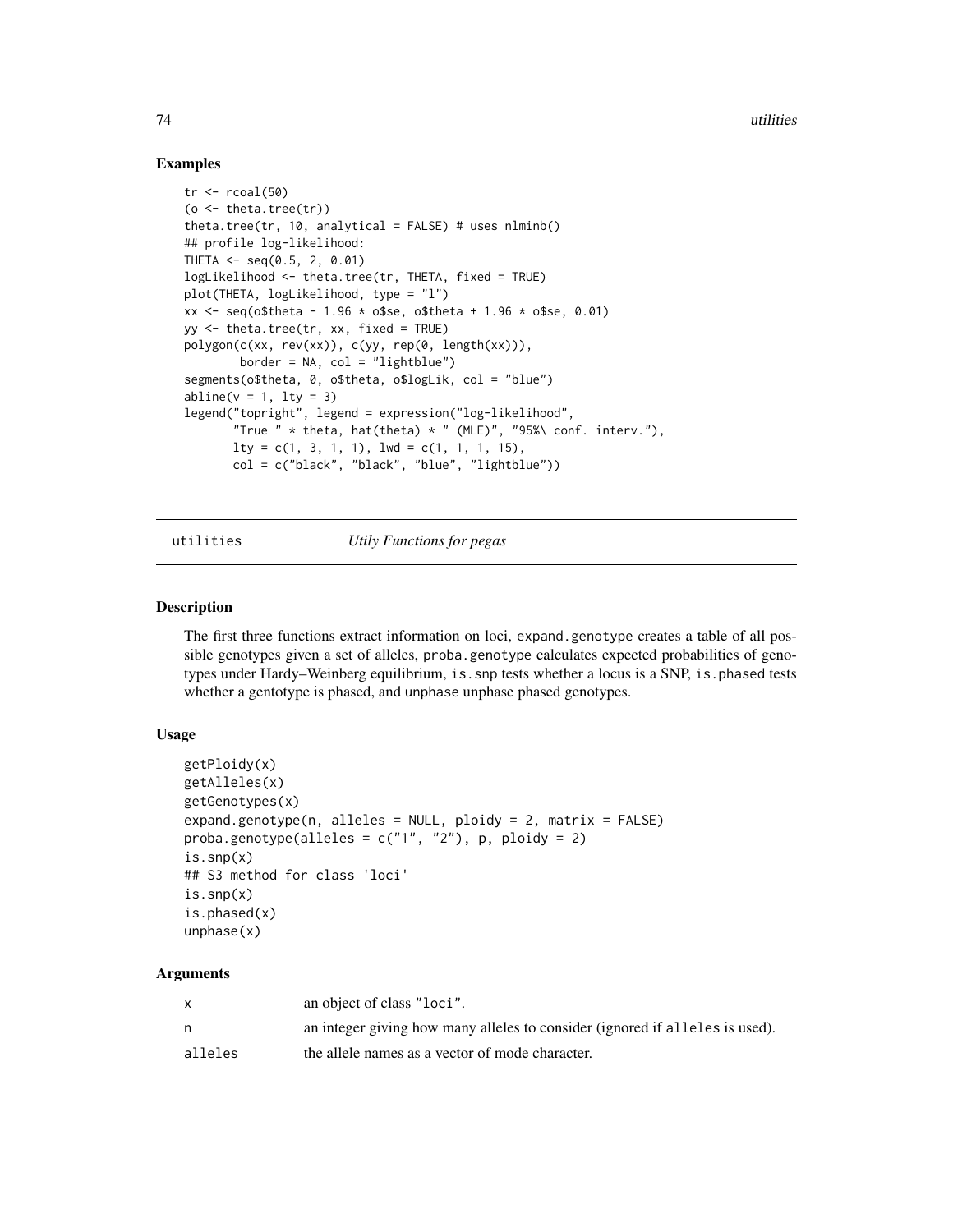## Examples

```
tr <- rcoal(50)
(o <- theta.tree(tr))
theta.tree(tr, 10, analytical = FALSE) # uses nlminb()
## profile log-likelihood:
THETA <- seq(0.5, 2, 0.01)
logLikelihood <- theta.tree(tr, THETA, fixed = TRUE)
plot(THETA, logLikelihood, type = "l")
xx <- seq(o$theta - 1.96 * o$se, o$theta + 1.96 * o$se, 0.01)
yy <- theta.tree(tr, xx, fixed = TRUE)
polygon(c(xx, rev(xx)), c(yy, rep(0, length(xx))),
        border = NA, col = "lightblue")
segments(o$theta, 0, o$theta, o$logLik, col = "blue")
abline(v = 1, lty = 3)
legend("topright", legend = expression("log-likelihood",
       "True " * theta, hat(theta) * " (MLE)", "95%\ conf. interv."),
       lty = c(1, 3, 1, 1), lwd = c(1, 1, 1, 15),
       col = c("black", "black", "blue", "lightblue"))
```

---

# utilities *Utily Functions for pegas*

## Description

The first three functions extract information on loci, `expand.genotype` creates a table of all possible genotypes given a set of alleles, `proba.genotype` calculates expected probabilities of genotypes under Hardy–Weinberg equilibrium, `is.snp` tests whether a locus is a SNP, `is.phased` tests whether a gentotype is phased, and `unphase` unphase phased genotypes.

## Usage

```
getPloidy(x)
getAlleles(x)
getGenotypes(x)
expand.genotype(n, alleles = NULL, ploidy = 2, matrix = FALSE)
proba.genotype(alleles = c("1", "2"), p, ploidy = 2)
is.snp(x)
## S3 method for class 'loci'
is.snp(x)
is.phased(x)
unphase(x)
```

## Arguments

| | |
|---|---|
| `x` | an object of class "loci". |
| `n` | an integer giving how many alleles to consider (ignored if `alleles` is used). |
| `alleles` | the allele names as a vector of mode character. |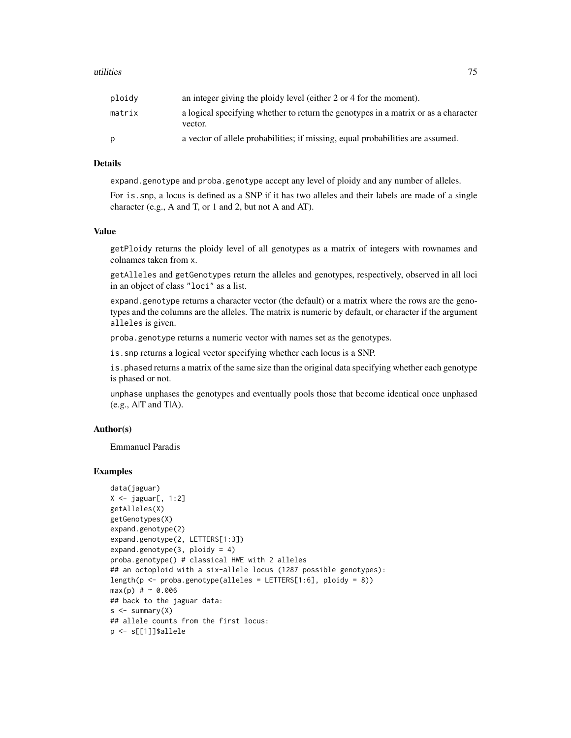| | |
|---|---|
| ploidy | an integer giving the ploidy level (either 2 or 4 for the moment). |
| matrix | a logical specifying whether to return the genotypes in a matrix or as a character vector. |
| p | a vector of allele probabilities; if missing, equal probabilities are assumed. |

## Details

expand.genotype and proba.genotype accept any level of ploidy and any number of alleles.

For is.snp, a locus is defined as a SNP if it has two alleles and their labels are made of a single character (e.g., A and T, or 1 and 2, but not A and AT).

## Value

getPloidy returns the ploidy level of all genotypes as a matrix of integers with rownames and colnames taken from x.

getAlleles and getGenotypes return the alleles and genotypes, respectively, observed in all loci in an object of class "loci" as a list.

expand.genotype returns a character vector (the default) or a matrix where the rows are the genotypes and the columns are the alleles. The matrix is numeric by default, or character if the argument alleles is given.

proba.genotype returns a numeric vector with names set as the genotypes.

is.snp returns a logical vector specifying whether each locus is a SNP.

is.phased returns a matrix of the same size than the original data specifying whether each genotype is phased or not.

unphase unphases the genotypes and eventually pools those that become identical once unphased (e.g., A|T and T|A).

## Author(s)

Emmanuel Paradis

## Examples

```
data(jaguar)
X <- jaguar[, 1:2]
getAlleles(X)
getGenotypes(X)
expand.genotype(2)
expand.genotype(2, LETTERS[1:3])
expand.genotype(3, ploidy = 4)
proba.genotype() # classical HWE with 2 alleles
## an octoploid with a six-allele locus (1287 possible genotypes):
length(p <- proba.genotype(alleles = LETTERS[1:6], ploidy = 8))
max(p) # ~ 0.006
## back to the jaguar data:
s <- summary(X)
## allele counts from the first locus:
p <- s[[1]]$allele
```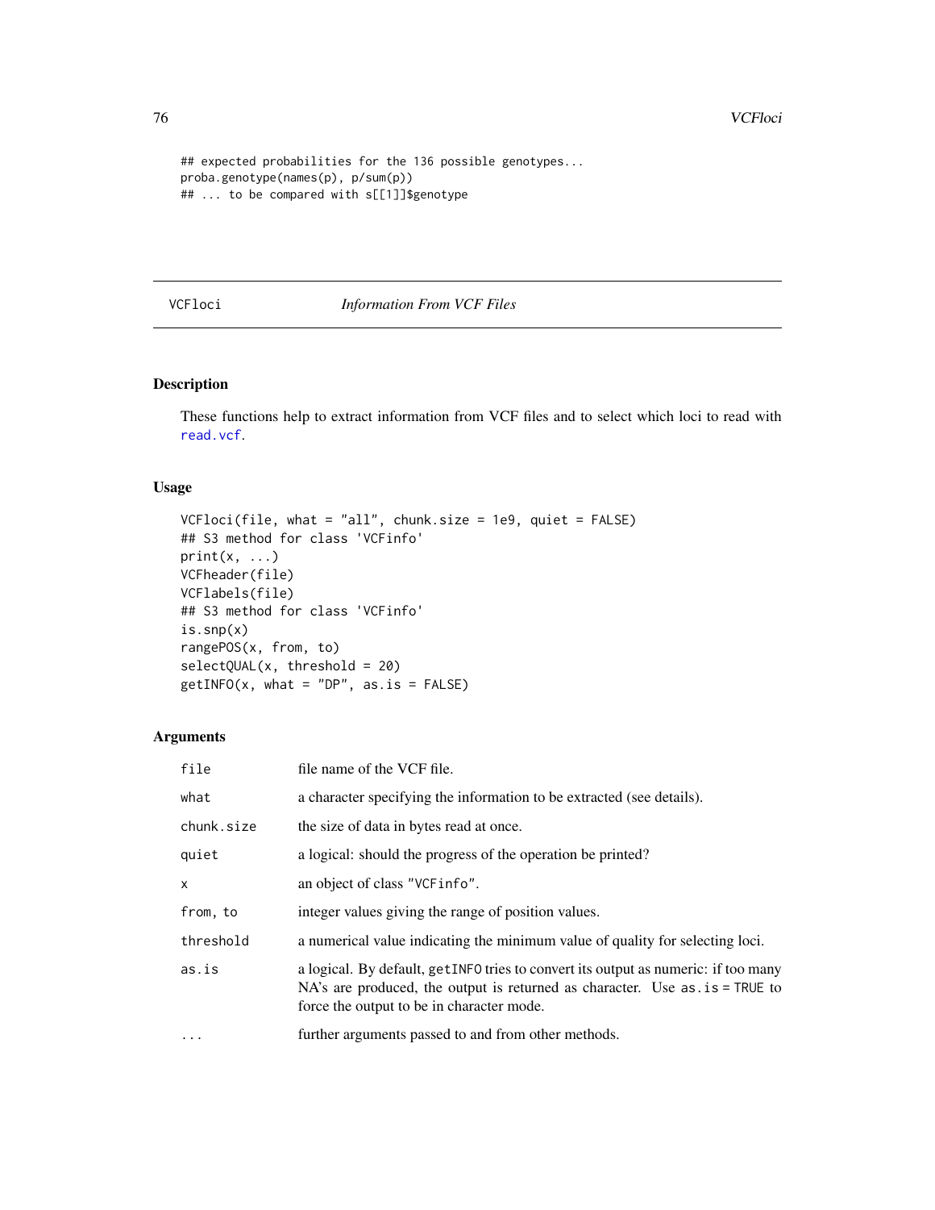```
## expected probabilities for the 136 possible genotypes...
proba.genotype(names(p), p/sum(p))
## ... to be compared with s[[1]]$genotype
```

---

VCFloci *Information From VCF Files*

---

## Description

These functions help to extract information from VCF files and to select which loci to read with read.vcf.

## Usage

```
VCFloci(file, what = "all", chunk.size = 1e9, quiet = FALSE)
## S3 method for class 'VCFinfo'
print(x, ...)
VCFheader(file)
VCFlabels(file)
## S3 method for class 'VCFinfo'
is.snp(x)
rangePOS(x, from, to)
selectQUAL(x, threshold = 20)
getINFO(x, what = "DP", as.is = FALSE)
```

## Arguments

| | |
|---|---|
| `file` | file name of the VCF file. |
| `what` | a character specifying the information to be extracted (see details). |
| `chunk.size` | the size of data in bytes read at once. |
| `quiet` | a logical: should the progress of the operation be printed? |
| `x` | an object of class "VCFinfo". |
| `from, to` | integer values giving the range of position values. |
| `threshold` | a numerical value indicating the minimum value of quality for selecting loci. |
| `as.is` | a logical. By default, `getINFO` tries to convert its output as numeric: if too many NA's are produced, the output is returned as character. Use `as.is = TRUE` to force the output to be in character mode. |
| `...` | further arguments passed to and from other methods. |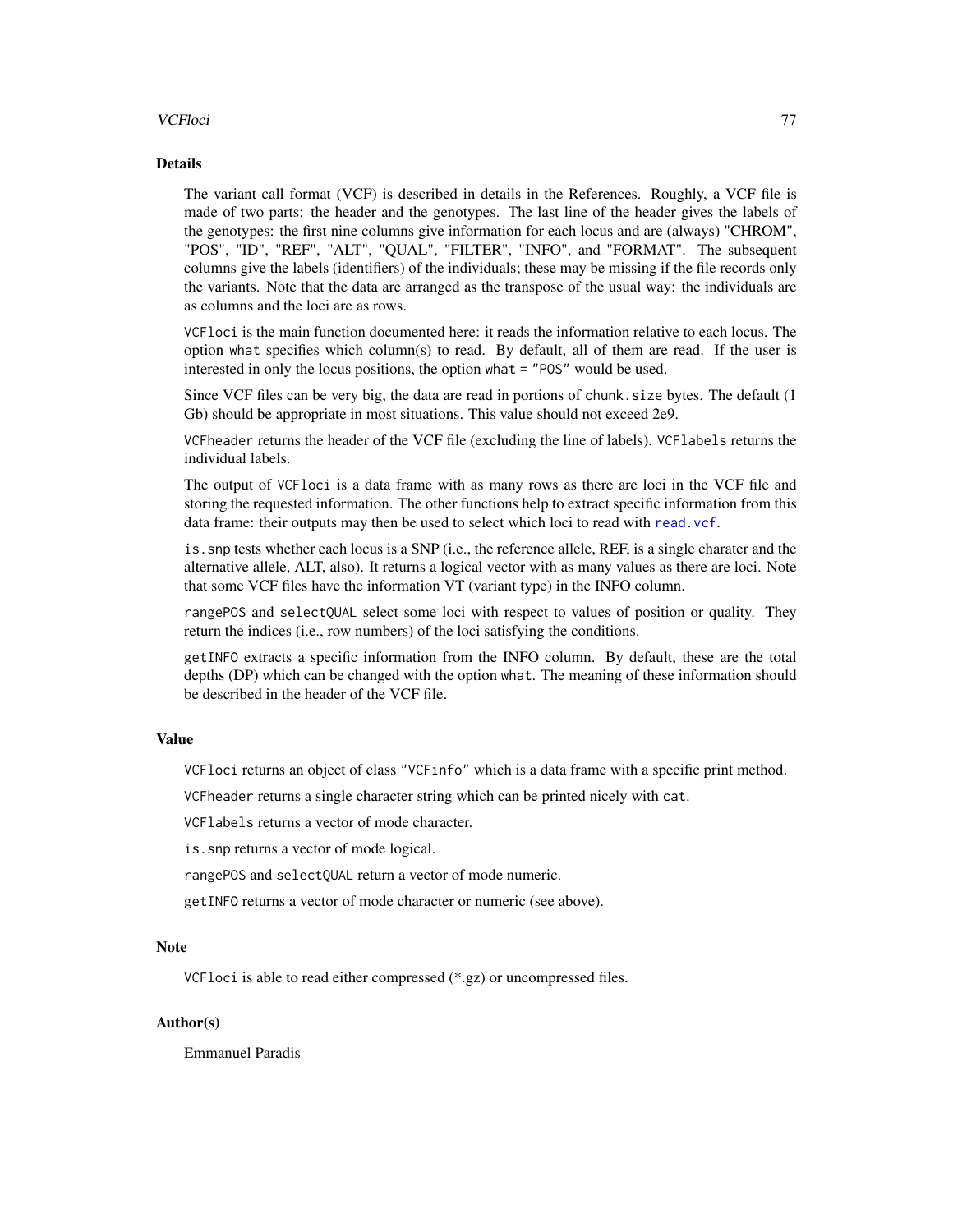## Details

The variant call format (VCF) is described in details in the References. Roughly, a VCF file is made of two parts: the header and the genotypes. The last line of the header gives the labels of the genotypes: the first nine columns give information for each locus and are (always) "CHROM", "POS", "ID", "REF", "ALT", "QUAL", "FILTER", "INFO", and "FORMAT". The subsequent columns give the labels (identifiers) of the individuals; these may be missing if the file records only the variants. Note that the data are arranged as the transpose of the usual way: the individuals are as columns and the loci are as rows.

`VCFloci` is the main function documented here: it reads the information relative to each locus. The option `what` specifies which column(s) to read. By default, all of them are read. If the user is interested in only the locus positions, the option `what = "POS"` would be used.

Since VCF files can be very big, the data are read in portions of `chunk.size` bytes. The default (1 Gb) should be appropriate in most situations. This value should not exceed 2e9.

`VCFheader` returns the header of the VCF file (excluding the line of labels). `VCFlabels` returns the individual labels.

The output of `VCFloci` is a data frame with as many rows as there are loci in the VCF file and storing the requested information. The other functions help to extract specific information from this data frame: their outputs may then be used to select which loci to read with `read.vcf`.

`is.snp` tests whether each locus is a SNP (i.e., the reference allele, REF, is a single charater and the alternative allele, ALT, also). It returns a logical vector with as many values as there are loci. Note that some VCF files have the information VT (variant type) in the INFO column.

`rangePOS` and `selectQUAL` select some loci with respect to values of position or quality. They return the indices (i.e., row numbers) of the loci satisfying the conditions.

`getINFO` extracts a specific information from the INFO column. By default, these are the total depths (DP) which can be changed with the option `what`. The meaning of these information should be described in the header of the VCF file.

## Value

`VCFloci` returns an object of class `"VCFinfo"` which is a data frame with a specific print method.

`VCFheader` returns a single character string which can be printed nicely with `cat`.

`VCFlabels` returns a vector of mode character.

`is.snp` returns a vector of mode logical.

`rangePOS` and `selectQUAL` return a vector of mode numeric.

`getINFO` returns a vector of mode character or numeric (see above).

## Note

`VCFloci` is able to read either compressed (*.gz) or uncompressed files.

## Author(s)

Emmanuel Paradis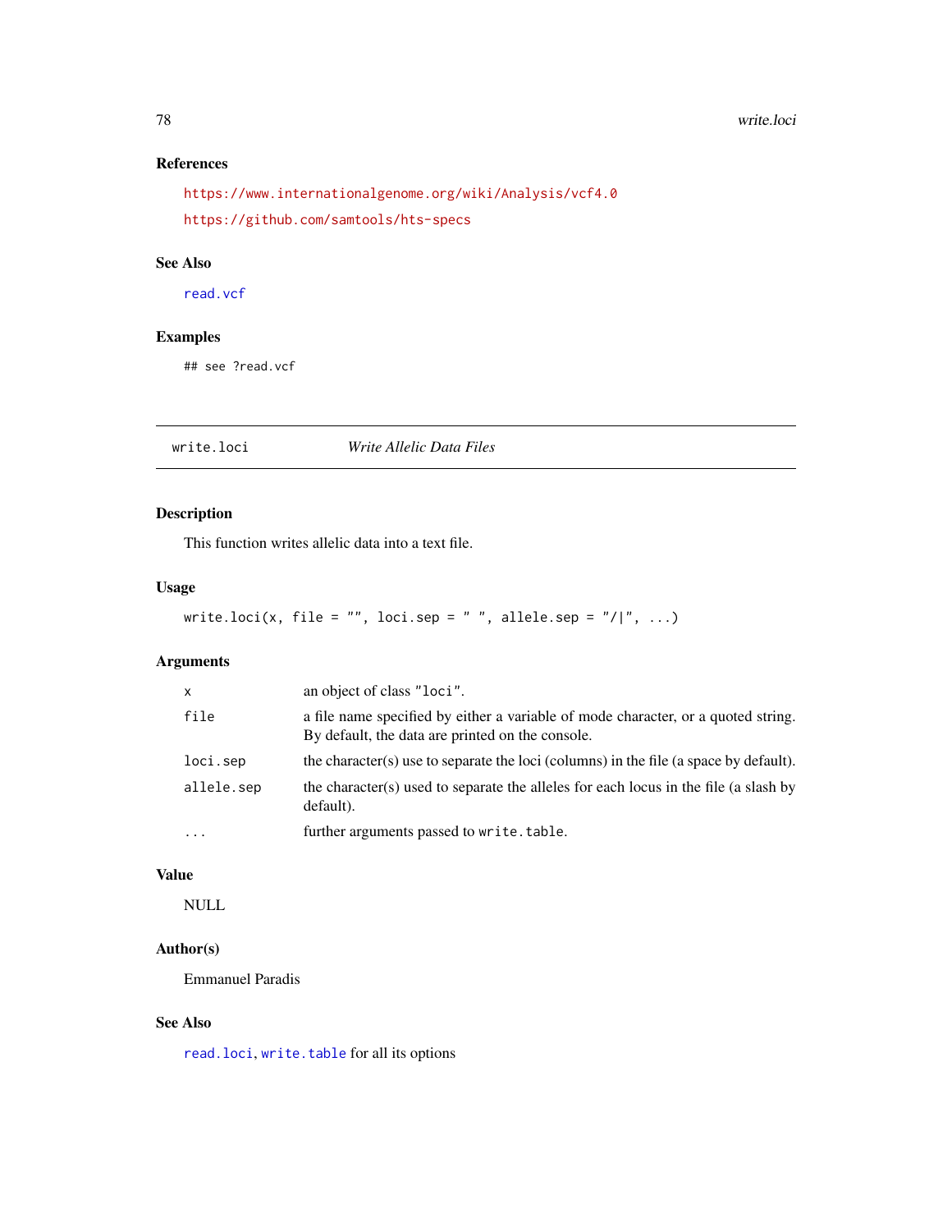## References

https://www.internationalgenome.org/wiki/Analysis/vcf4.0

https://github.com/samtools/hts-specs

## See Also

read.vcf

## Examples

```
## see ?read.vcf
```

---

# write.loci — *Write Allelic Data Files*

---

## Description

This function writes allelic data into a text file.

## Usage

```
write.loci(x, file = "", loci.sep = " ", allele.sep = "/|", ...)
```

## Arguments

| | |
|---|---|
| `x` | an object of class `"loci"`. |
| `file` | a file name specified by either a variable of mode character, or a quoted string. By default, the data are printed on the console. |
| `loci.sep` | the character(s) use to separate the loci (columns) in the file (a space by default). |
| `allele.sep` | the character(s) used to separate the alleles for each locus in the file (a slash by default). |
| `...` | further arguments passed to `write.table`. |

## Value

NULL

## Author(s)

Emmanuel Paradis

## See Also

`read.loci`, `write.table` for all its options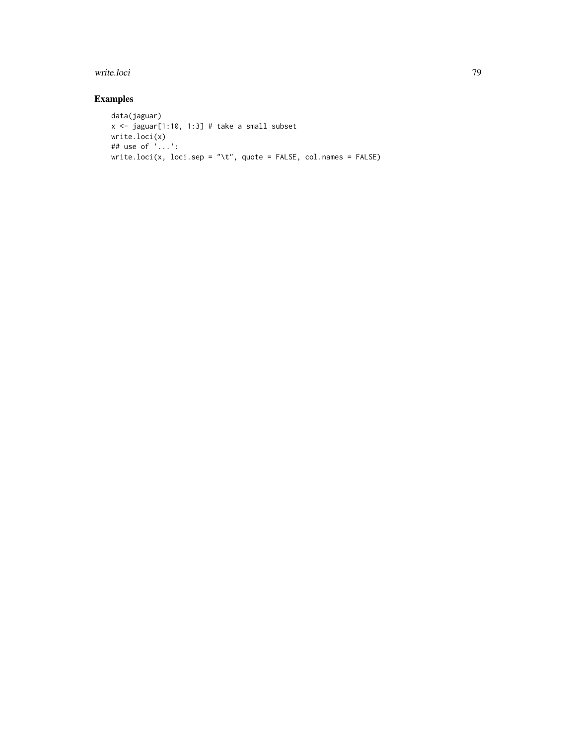## Examples

```
data(jaguar)
x <- jaguar[1:10, 1:3] # take a small subset
write.loci(x)
## use of '...':
write.loci(x, loci.sep = "\t", quote = FALSE, col.names = FALSE)
```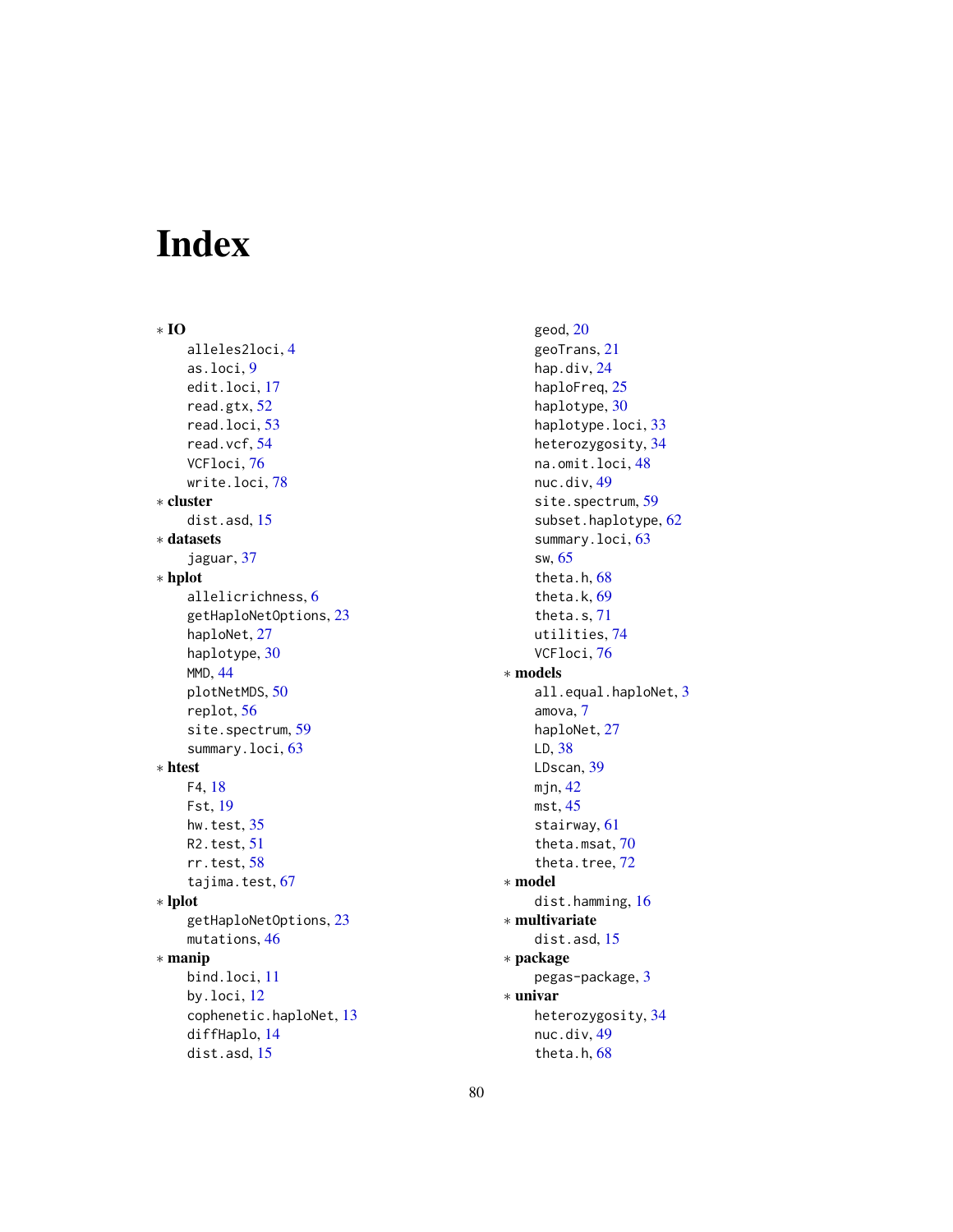# Index

* **IO**
  - alleles2loci, 4
  - as.loci, 9
  - edit.loci, 17
  - read.gtx, 52
  - read.loci, 53
  - read.vcf, 54
  - VCFloci, 76
  - write.loci, 78
* **cluster**
  - dist.asd, 15
* **datasets**
  - jaguar, 37
* **hplot**
  - allelicrichness, 6
  - getHaploNetOptions, 23
  - haploNet, 27
  - haplotype, 30
  - MMD, 44
  - plotNetMDS, 50
  - replot, 56
  - site.spectrum, 59
  - summary.loci, 63
* **htest**
  - F4, 18
  - Fst, 19
  - hw.test, 35
  - R2.test, 51
  - rr.test, 58
  - tajima.test, 67
* **lplot**
  - getHaploNetOptions, 23
  - mutations, 46
* **manip**
  - bind.loci, 11
  - by.loci, 12
  - cophenetic.haploNet, 13
  - diffHaplo, 14
  - dist.asd, 15
  - geod, 20
  - geoTrans, 21
  - hap.div, 24
  - haploFreq, 25
  - haplotype, 30
  - haplotype.loci, 33
  - heterozygosity, 34
  - na.omit.loci, 48
  - nuc.div, 49
  - site.spectrum, 59
  - subset.haplotype, 62
  - summary.loci, 63
  - sw, 65
  - theta.h, 68
  - theta.k, 69
  - theta.s, 71
  - utilities, 74
  - VCFloci, 76
* **models**
  - all.equal.haploNet, 3
  - amova, 7
  - haploNet, 27
  - LD, 38
  - LDscan, 39
  - mjn, 42
  - mst, 45
  - stairway, 61
  - theta.msat, 70
  - theta.tree, 72
* **model**
  - dist.hamming, 16
* **multivariate**
  - dist.asd, 15
* **package**
  - pegas-package, 3
* **univar**
  - heterozygosity, 34
  - nuc.div, 49
  - theta.h, 68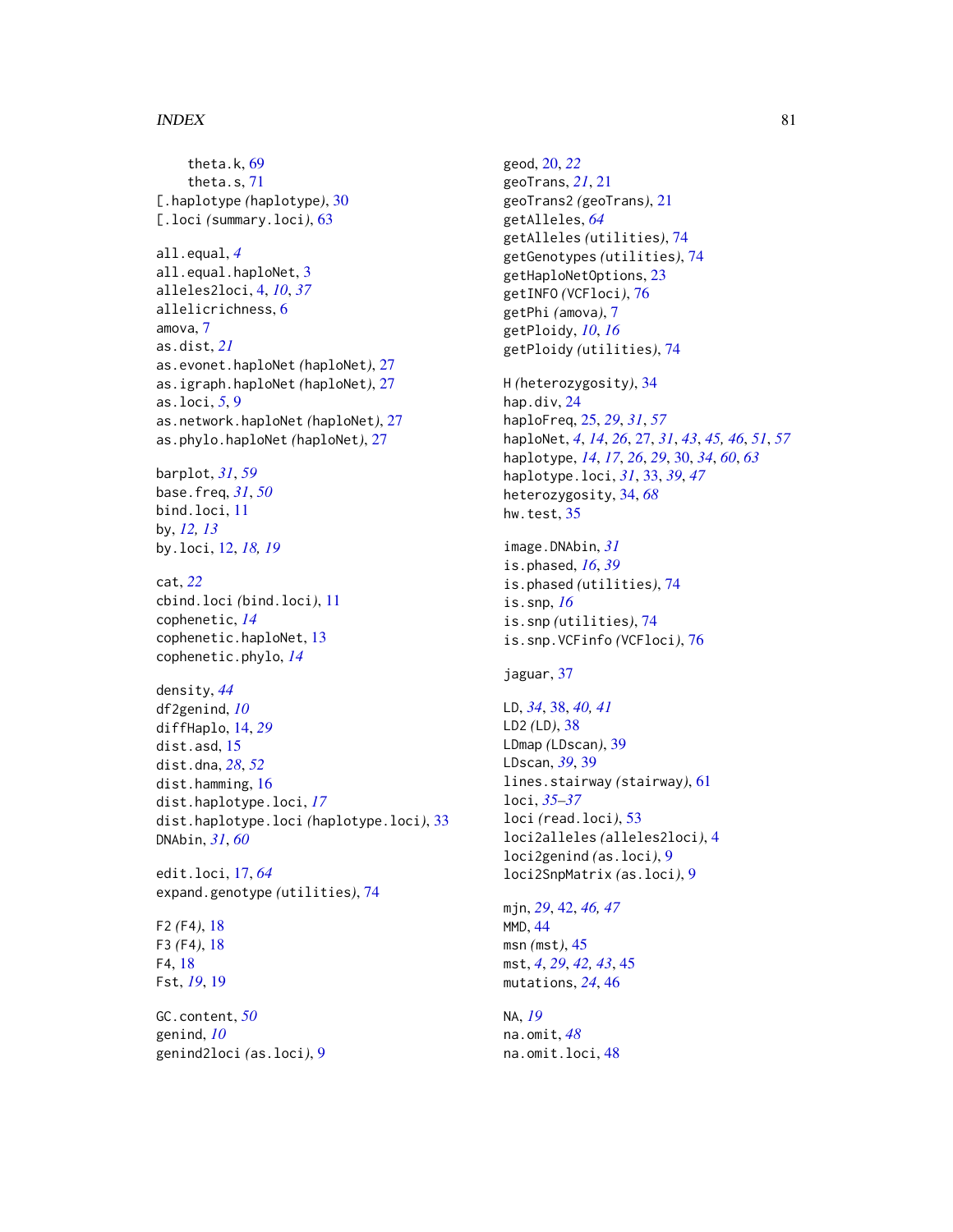theta.k, 69
theta.s, 71
[.haplotype *(haplotype)*, 30
[.loci *(summary.loci)*, 63

all.equal, *4*
all.equal.haploNet, 3
alleles2loci, 4, *10*, *37*
allelicrichness, 6
amova, 7
as.dist, *21*
as.evonet.haploNet *(haploNet)*, 27
as.igraph.haploNet *(haploNet)*, 27
as.loci, *5*, 9
as.network.haploNet *(haploNet)*, 27
as.phylo.haploNet *(haploNet)*, 27

barplot, *31*, *59*
base.freq, *31*, *50*
bind.loci, 11
by, *12, 13*
by.loci, 12, *18, 19*

cat, *22*
cbind.loci *(bind.loci)*, 11
cophenetic, *14*
cophenetic.haploNet, 13
cophenetic.phylo, *14*

density, *44*
df2genind, *10*
diffHaplo, 14, *29*
dist.asd, 15
dist.dna, *28*, *52*
dist.hamming, 16
dist.haplotype.loci, *17*
dist.haplotype.loci *(haplotype.loci)*, 33
DNAbin, *31*, *60*

edit.loci, 17, *64*
expand.genotype *(utilities)*, 74

F2 *(F4)*, 18
F3 *(F4)*, 18
F4, 18
Fst, *19*, 19

GC.content, *50*
genind, *10*
genind2loci *(as.loci)*, 9

geod, 20, *22*
geoTrans, *21*, 21
geoTrans2 *(geoTrans)*, 21
getAlleles, *64*
getAlleles *(utilities)*, 74
getGenotypes *(utilities)*, 74
getHaploNetOptions, 23
getINFO *(VCFloci)*, 76
getPhi *(amova)*, 7
getPloidy, *10*, *16*
getPloidy *(utilities)*, 74

H *(heterozygosity)*, 34
hap.div, 24
haploFreq, 25, *29*, *31*, *57*
haploNet, *4*, *14*, *26*, 27, *31*, *43*, *45, 46*, *51*, *57*
haplotype, *14*, *17*, *26*, *29*, 30, *34*, *60*, *63*
haplotype.loci, *31*, 33, *39*, *47*
heterozygosity, 34, *68*
hw.test, 35

image.DNAbin, *31*
is.phased, *16*, *39*
is.phased *(utilities)*, 74
is.snp, *16*
is.snp *(utilities)*, 74
is.snp.VCFinfo *(VCFloci)*, 76

jaguar, 37

LD, *34*, 38, *40, 41*
LD2 *(LD)*, 38
LDmap *(LDscan)*, 39
LDscan, *39*, 39
lines.stairway *(stairway)*, 61
loci, *35–37*
loci *(read.loci)*, 53
loci2alleles *(alleles2loci)*, 4
loci2genind *(as.loci)*, 9
loci2SnpMatrix *(as.loci)*, 9

mjn, *29*, 42, *46, 47*
MMD, 44
msn *(mst)*, 45
mst, *4*, *29*, *42, 43*, 45
mutations, *24*, 46

NA, *19*
na.omit, *48*
na.omit.loci, 48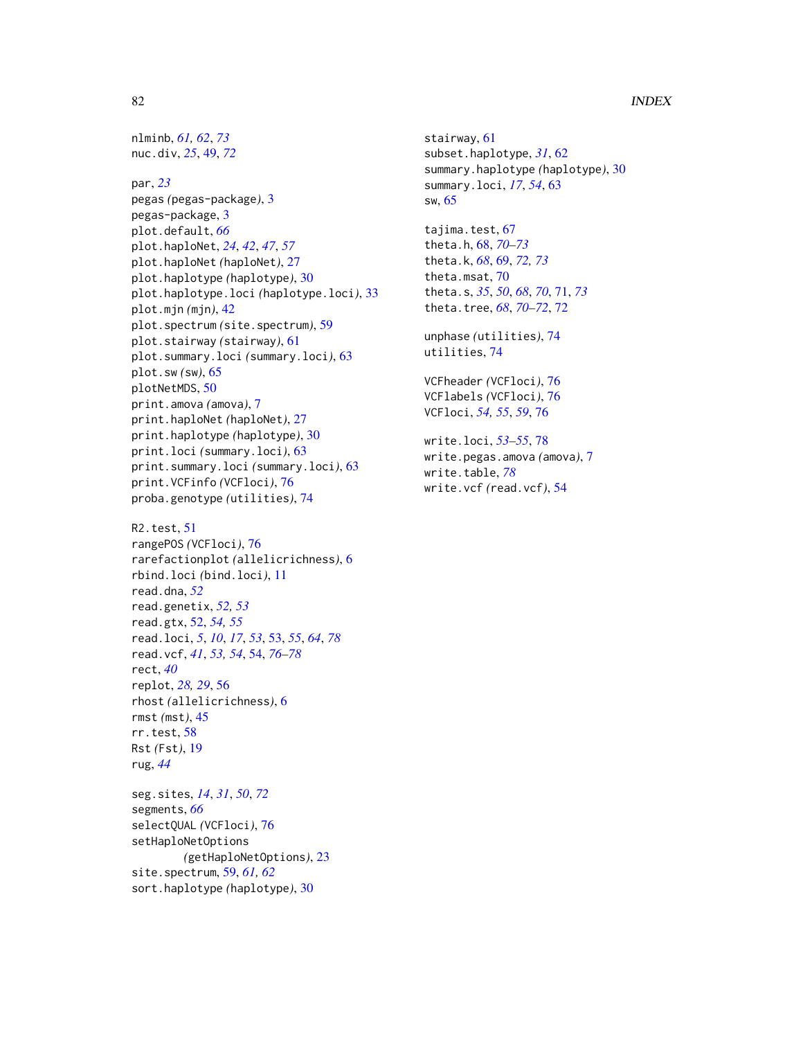nlminb, *61, 62*, *73*
nuc.div, *25*, 49, *72*

par, *23*
pegas *(pegas-package)*, 3
pegas-package, 3
plot.default, *66*
plot.haploNet, *24*, *42*, *47*, *57*
plot.haploNet *(haploNet)*, 27
plot.haplotype *(haplotype)*, 30
plot.haplotype.loci *(haplotype.loci)*, 33
plot.mjn *(mjn)*, 42
plot.spectrum *(site.spectrum)*, 59
plot.stairway *(stairway)*, 61
plot.summary.loci *(summary.loci)*, 63
plot.sw *(sw)*, 65
plotNetMDS, 50
print.amova *(amova)*, 7
print.haploNet *(haploNet)*, 27
print.haplotype *(haplotype)*, 30
print.loci *(summary.loci)*, 63
print.summary.loci *(summary.loci)*, 63
print.VCFinfo *(VCFloci)*, 76
proba.genotype *(utilities)*, 74

R2.test, 51
rangePOS *(VCFloci)*, 76
rarefactionplot *(allelicrichness)*, 6
rbind.loci *(bind.loci)*, 11
read.dna, *52*
read.genetix, *52, 53*
read.gtx, 52, *54, 55*
read.loci, *5*, *10*, *17*, *53*, 53, *55*, *64*, *78*
read.vcf, *41*, *53, 54*, 54, *76–78*
rect, *40*
replot, *28, 29*, 56
rhost *(allelicrichness)*, 6
rmst *(mst)*, 45
rr.test, 58
Rst *(Fst)*, 19
rug, *44*

seg.sites, *14*, *31*, *50*, *72*
segments, *66*
selectQUAL *(VCFloci)*, 76
setHaploNetOptions
  *(getHaploNetOptions)*, 23
site.spectrum, 59, *61, 62*
sort.haplotype *(haplotype)*, 30
stairway, 61
subset.haplotype, *31*, 62
summary.haplotype *(haplotype)*, 30
summary.loci, *17*, *54*, 63
sw, 65

tajima.test, 67
theta.h, 68, *70–73*
theta.k, *68*, 69, *72, 73*
theta.msat, 70
theta.s, *35*, *50*, *68*, *70*, 71, *73*
theta.tree, *68*, *70–72*, 72

unphase *(utilities)*, 74
utilities, 74

VCFheader *(VCFloci)*, 76
VCFlabels *(VCFloci)*, 76
VCFloci, *54, 55*, *59*, 76

write.loci, *53–55*, 78
write.pegas.amova *(amova)*, 7
write.table, *78*
write.vcf *(read.vcf)*, 54